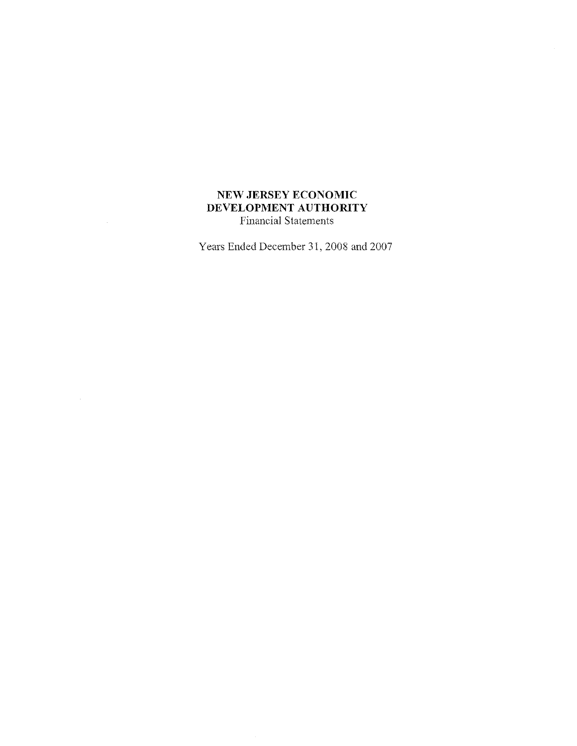# NEW JERSEY ECONOMIC DEVELOPMENT AUTHORITY

Financial Statements

Years Ended December 31, 2008 and 2007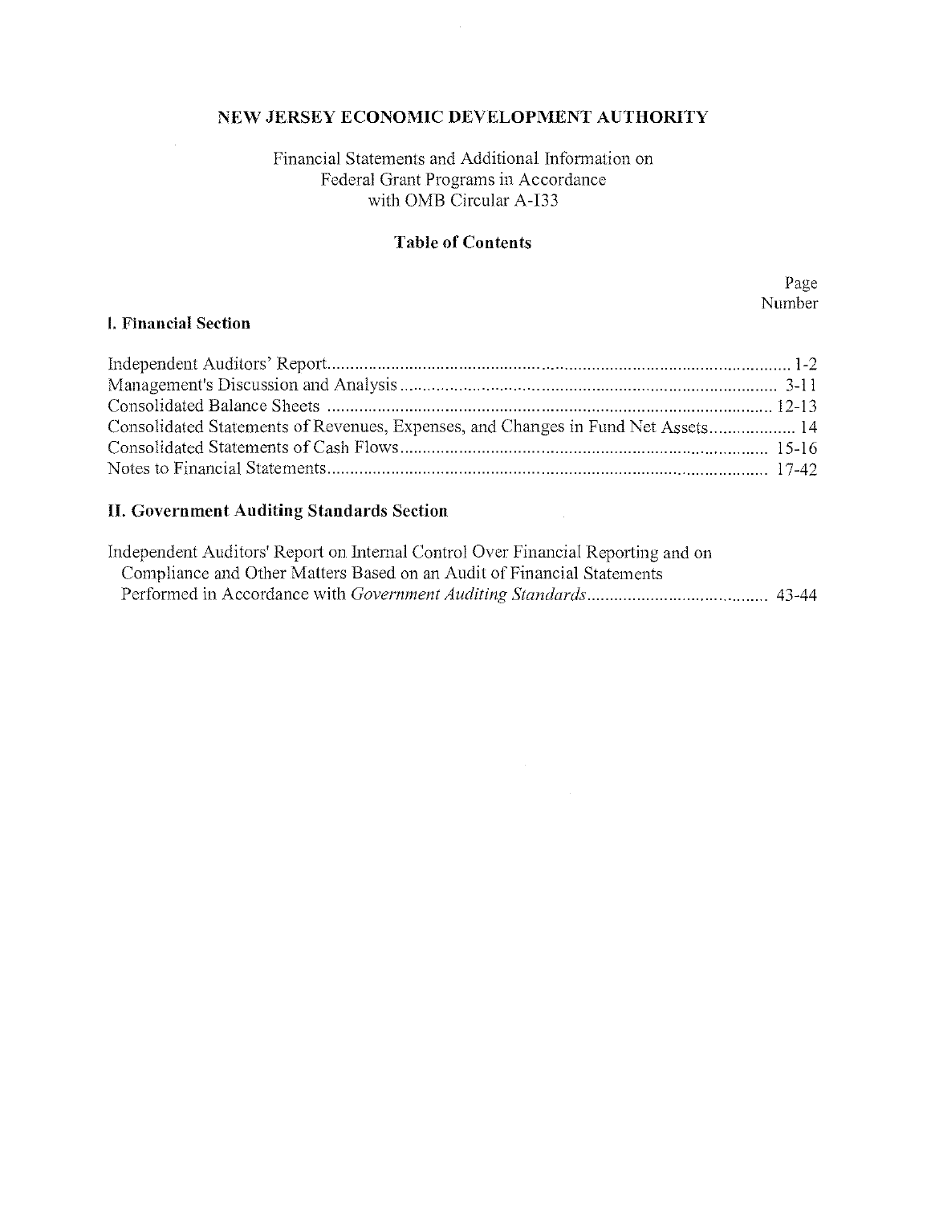# NEW JERSEY ECONOMIC DEVELOPMENT AUTHORITY

Financial Statements and Additional Information on
Federal Grant Programs in Accordance
with OMB Circular A-133

## Table of Contents

| | Page Number |
|---|---|
| **I. Financial Section** | |
| Independent Auditors' Report | 1-2 |
| Management's Discussion and Analysis | 3-11 |
| Consolidated Balance Sheets | 12-13 |
| Consolidated Statements of Revenues, Expenses, and Changes in Fund Net Assets | 14 |
| Consolidated Statements of Cash Flows | 15-16 |
| Notes to Financial Statements | 17-42 |
| **II. Government Auditing Standards Section** | |
| Independent Auditors' Report on Internal Control Over Financial Reporting and on Compliance and Other Matters Based on an Audit of Financial Statements Performed in Accordance with *Government Auditing Standards* | 43-44 |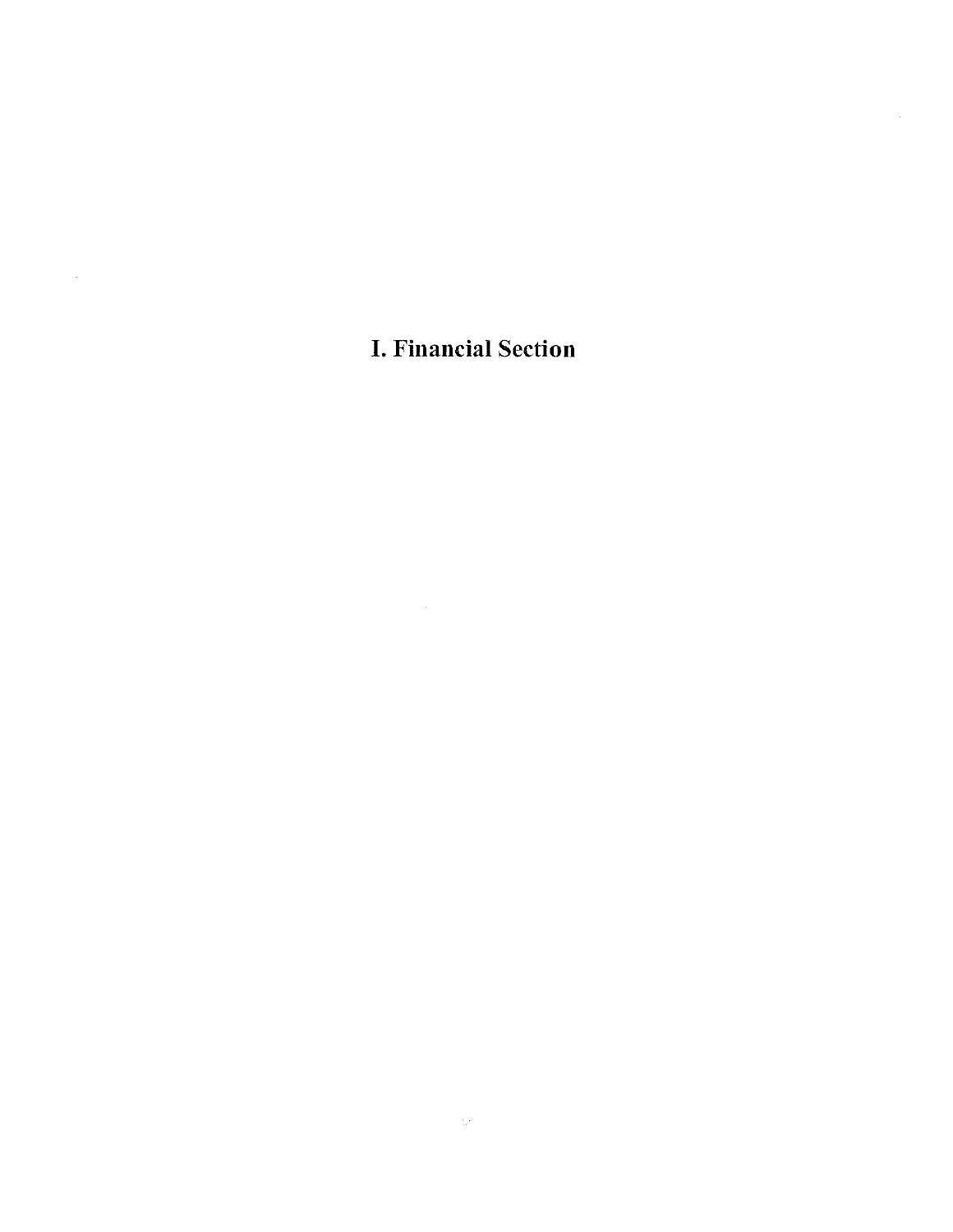# I. Financial Section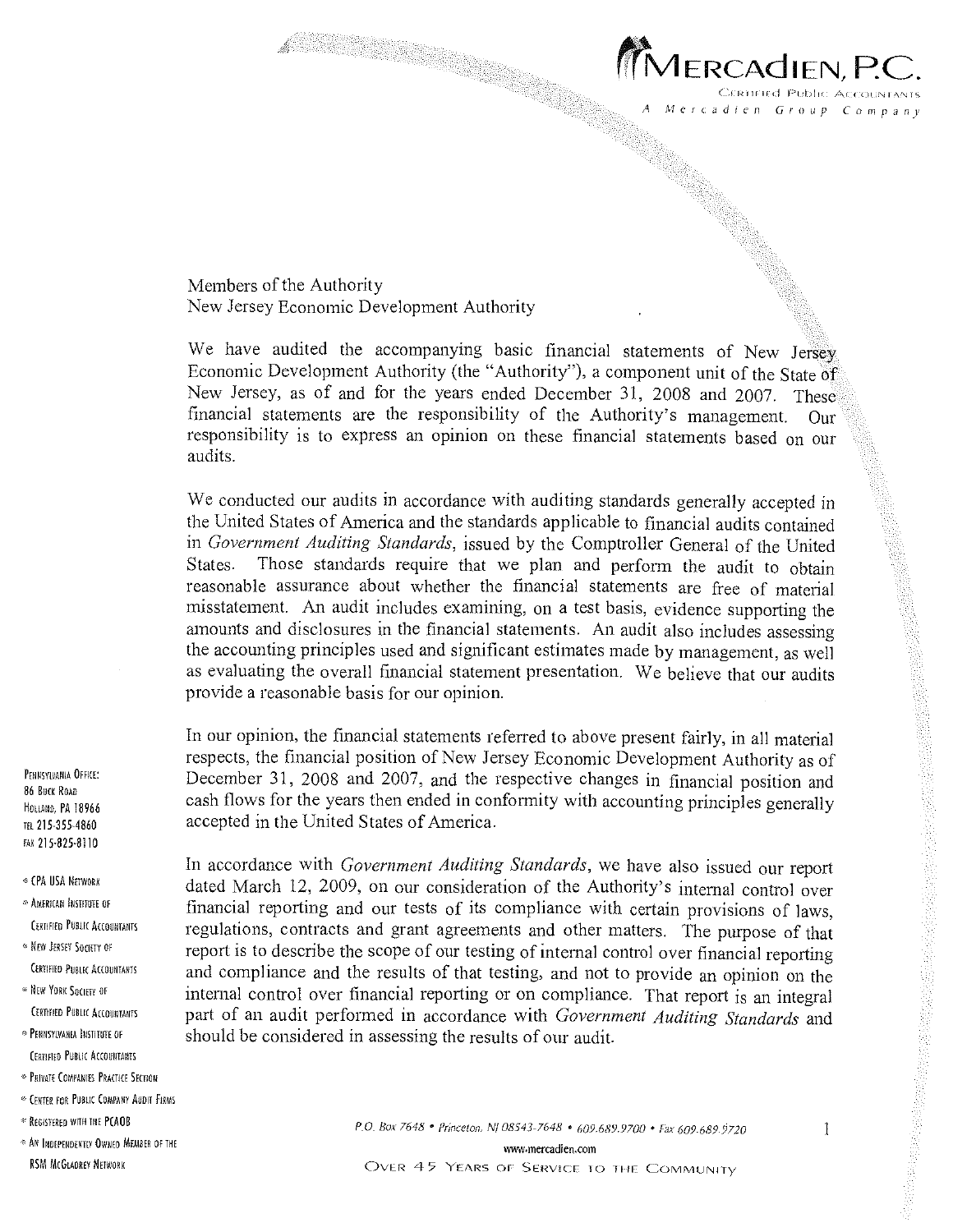**MERCADIEN, P.C.**
CERTIFIED PUBLIC ACCOUNTANTS
*A Mercadien Group Company*

Members of the Authority
New Jersey Economic Development Authority

We have audited the accompanying basic financial statements of New Jersey Economic Development Authority (the "Authority"), a component unit of the State of New Jersey, as of and for the years ended December 31, 2008 and 2007. These financial statements are the responsibility of the Authority's management. Our responsibility is to express an opinion on these financial statements based on our audits.

We conducted our audits in accordance with auditing standards generally accepted in the United States of America and the standards applicable to financial audits contained in *Government Auditing Standards*, issued by the Comptroller General of the United States. Those standards require that we plan and perform the audit to obtain reasonable assurance about whether the financial statements are free of material misstatement. An audit includes examining, on a test basis, evidence supporting the amounts and disclosures in the financial statements. An audit also includes assessing the accounting principles used and significant estimates made by management, as well as evaluating the overall financial statement presentation. We believe that our audits provide a reasonable basis for our opinion.

In our opinion, the financial statements referred to above present fairly, in all material respects, the financial position of New Jersey Economic Development Authority as of December 31, 2008 and 2007, and the respective changes in financial position and cash flows for the years then ended in conformity with accounting principles generally accepted in the United States of America.

In accordance with *Government Auditing Standards*, we have also issued our report dated March 12, 2009, on our consideration of the Authority's internal control over financial reporting and our tests of its compliance with certain provisions of laws, regulations, contracts and grant agreements and other matters. The purpose of that report is to describe the scope of our testing of internal control over financial reporting and compliance and the results of that testing, and not to provide an opinion on the internal control over financial reporting or on compliance. That report is an integral part of an audit performed in accordance with *Government Auditing Standards* and should be considered in assessing the results of our audit.

PENNSYLVANIA OFFICE:
86 BUCK ROAD
HOLLAND, PA 18966
TEL 215-355-4860
FAX 215-825-8110

- CPA USA NETWORK
- AMERICAN INSTITUTE OF CERTIFIED PUBLIC ACCOUNTANTS
- NEW JERSEY SOCIETY OF CERTIFIED PUBLIC ACCOUNTANTS
- NEW YORK SOCIETY OF CERTIFIED PUBLIC ACCOUNTANTS
- PENNSYLVANIA INSTITUTE OF CERTIFIED PUBLIC ACCOUNTANTS
- PRIVATE COMPANIES PRACTICE SECTION
- CENTER FOR PUBLIC COMPANY AUDIT FIRMS
- REGISTERED WITH THE PCAOB
- AN INDEPENDENTLY OWNED MEMBER OF THE RSM MCGLADREY NETWORK

P.O. Box 7648 • Princeton, NJ 08543-7648 • 609.689.9700 • Fax 609.689.9720
www.mercadien.com
OVER 45 YEARS OF SERVICE TO THE COMMUNITY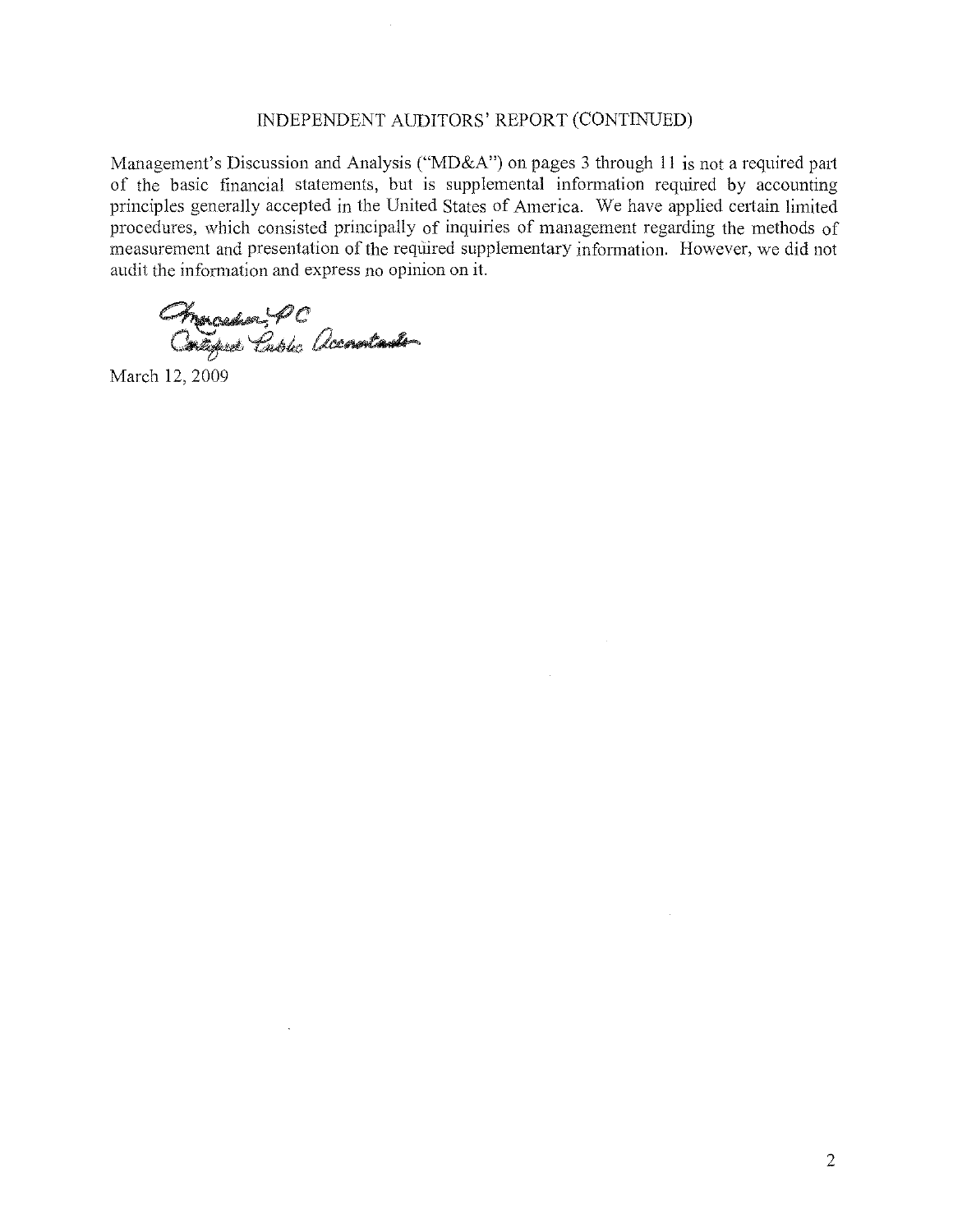INDEPENDENT AUDITORS' REPORT (CONTINUED)

Management's Discussion and Analysis ("MD&A") on pages 3 through 11 is not a required part of the basic financial statements, but is supplemental information required by accounting principles generally accepted in the United States of America. We have applied certain limited procedures, which consisted principally of inquiries of management regarding the methods of measurement and presentation of the required supplementary information. However, we did not audit the information and express no opinion on it.

Mercadien, P.C.
Certified Public Accountants

March 12, 2009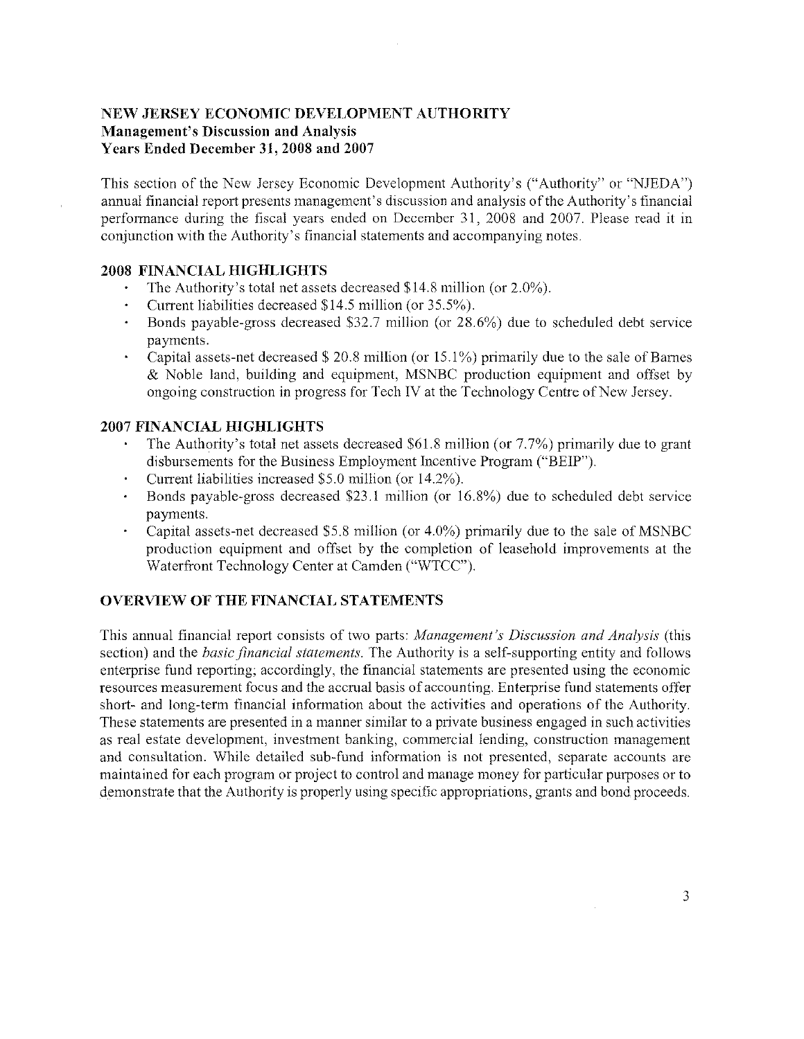**NEW JERSEY ECONOMIC DEVELOPMENT AUTHORITY**
**Management's Discussion and Analysis**
**Years Ended December 31, 2008 and 2007**

This section of the New Jersey Economic Development Authority's ("Authority" or "NJEDA") annual financial report presents management's discussion and analysis of the Authority's financial performance during the fiscal years ended on December 31, 2008 and 2007. Please read it in conjunction with the Authority's financial statements and accompanying notes.

## 2008 FINANCIAL HIGHLIGHTS

- The Authority's total net assets decreased $14.8 million (or 2.0%).
- Current liabilities decreased $14.5 million (or 35.5%).
- Bonds payable-gross decreased $32.7 million (or 28.6%) due to scheduled debt service payments.
- Capital assets-net decreased $ 20.8 million (or 15.1%) primarily due to the sale of Barnes & Noble land, building and equipment, MSNBC production equipment and offset by ongoing construction in progress for Tech IV at the Technology Centre of New Jersey.

## 2007 FINANCIAL HIGHLIGHTS

- The Authority's total net assets decreased $61.8 million (or 7.7%) primarily due to grant disbursements for the Business Employment Incentive Program ("BEIP").
- Current liabilities increased $5.0 million (or 14.2%).
- Bonds payable-gross decreased $23.1 million (or 16.8%) due to scheduled debt service payments.
- Capital assets-net decreased $5.8 million (or 4.0%) primarily due to the sale of MSNBC production equipment and offset by the completion of leasehold improvements at the Waterfront Technology Center at Camden ("WTCC").

## OVERVIEW OF THE FINANCIAL STATEMENTS

This annual financial report consists of two parts: *Management's Discussion and Analysis* (this section) and the *basic financial statements*. The Authority is a self-supporting entity and follows enterprise fund reporting; accordingly, the financial statements are presented using the economic resources measurement focus and the accrual basis of accounting. Enterprise fund statements offer short- and long-term financial information about the activities and operations of the Authority. These statements are presented in a manner similar to a private business engaged in such activities as real estate development, investment banking, commercial lending, construction management and consultation. While detailed sub-fund information is not presented, separate accounts are maintained for each program or project to control and manage money for particular purposes or to demonstrate that the Authority is properly using specific appropriations, grants and bond proceeds.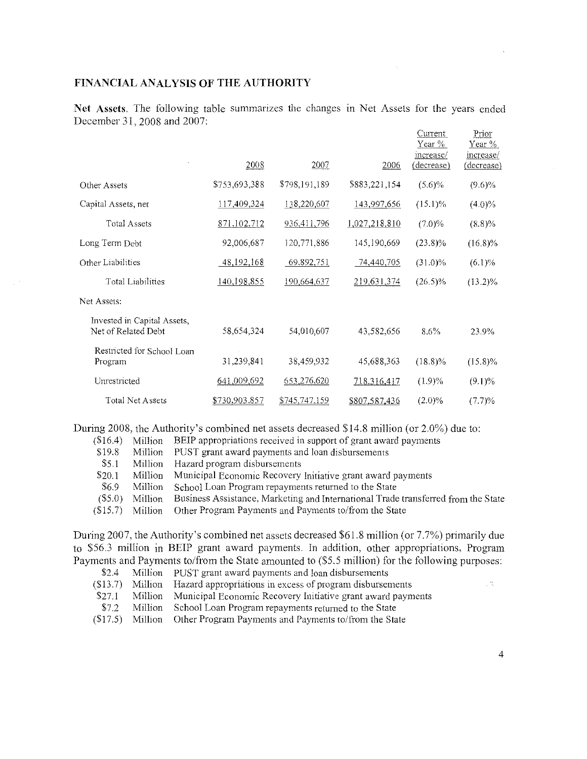## FINANCIAL ANALYSIS OF THE AUTHORITY

**Net Assets.** The following table summarizes the changes in Net Assets for the years ended December 31, 2008 and 2007:

| | 2008 | 2007 | 2006 | Current Year % increase/ (decrease) | Prior Year % increase/ (decrease) |
|---|---|---|---|---|---|
| Other Assets | $753,693,388 | $798,191,189 | $883,221,154 | (5.6)% | (9.6)% |
| Capital Assets, net | 117,409,324 | 138,220,607 | 143,997,656 | (15.1)% | (4.0)% |
| Total Assets | 871,102,712 | 936,411,796 | 1,027,218,810 | (7.0)% | (8.8)% |
| Long Term Debt | 92,006,687 | 120,771,886 | 145,190,669 | (23.8)% | (16.8)% |
| Other Liabilities | 48,192,168 | 69,892,751 | 74,440,705 | (31.0)% | (6.1)% |
| Total Liabilities | 140,198,855 | 190,664,637 | 219,631,374 | (26.5)% | (13.2)% |
| Net Assets: | | | | | |
| Invested in Capital Assets, Net of Related Debt | 58,654,324 | 54,010,607 | 43,582,656 | 8.6% | 23.9% |
| Restricted for School Loan Program | 31,239,841 | 38,459,932 | 45,688,363 | (18.8)% | (15.8)% |
| Unrestricted | 641,009,692 | 653,276,620 | 718,316,417 | (1.9)% | (9.1)% |
| Total Net Assets | $730,903,857 | $745,747,159 | $807,587,436 | (2.0)% | (7.7)% |

During 2008, the Authority's combined net assets decreased $14.8 million (or 2.0%) due to:

- ($16.4) Million BEIP appropriations received in support of grant award payments
- $19.8 Million PUST grant award payments and loan disbursements
- $5.1 Million Hazard program disbursements
- $20.1 Million Municipal Economic Recovery Initiative grant award payments
- $6.9 Million School Loan Program repayments returned to the State
- ($5.0) Million Business Assistance, Marketing and International Trade transferred from the State
- ($15.7) Million Other Program Payments and Payments to/from the State

During 2007, the Authority's combined net assets decreased $61.8 million (or 7.7%) primarily due to $56.3 million in BEIP grant award payments. In addition, other appropriations, Program Payments and Payments to/from the State amounted to ($5.5 million) for the following purposes:

- $2.4 Million PUST grant award payments and loan disbursements
- ($13.7) Million Hazard appropriations in excess of program disbursements
- $27.1 Million Municipal Economic Recovery Initiative grant award payments
- $7.2 Million School Loan Program repayments returned to the State
- ($17.5) Million Other Program Payments and Payments to/from the State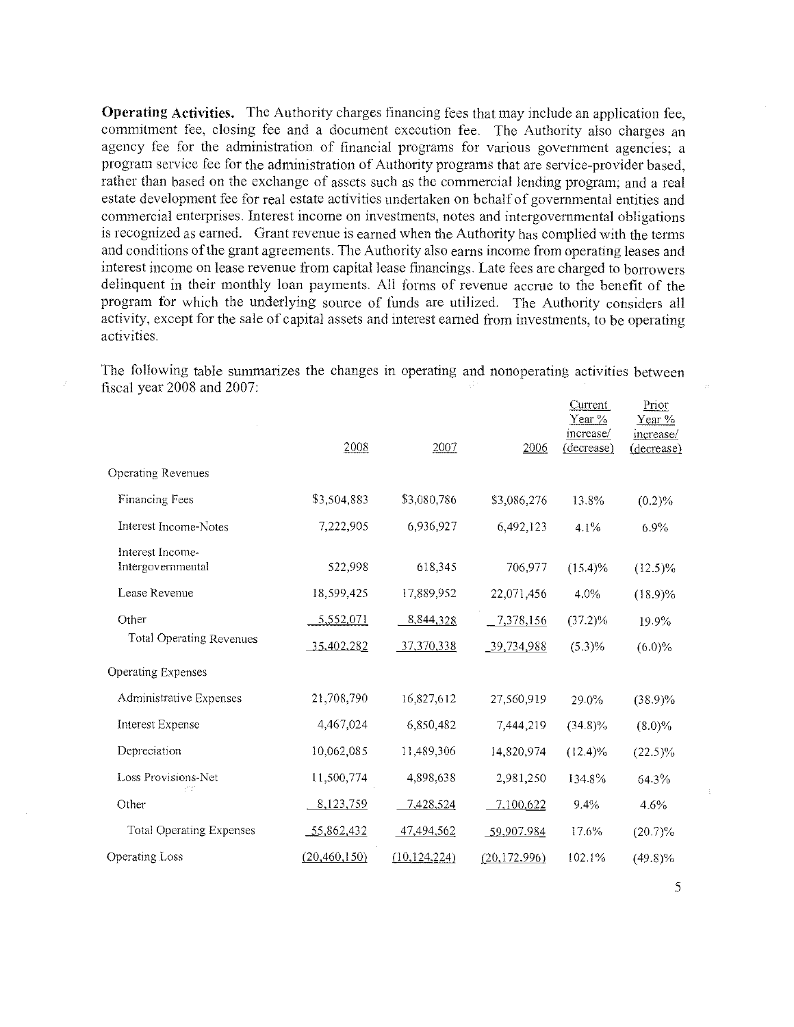**Operating Activities.** The Authority charges financing fees that may include an application fee, commitment fee, closing fee and a document execution fee. The Authority also charges an agency fee for the administration of financial programs for various government agencies; a program service fee for the administration of Authority programs that are service-provider based, rather than based on the exchange of assets such as the commercial lending program; and a real estate development fee for real estate activities undertaken on behalf of governmental entities and commercial enterprises. Interest income on investments, notes and intergovernmental obligations is recognized as earned. Grant revenue is earned when the Authority has complied with the terms and conditions of the grant agreements. The Authority also earns income from operating leases and interest income on lease revenue from capital lease financings. Late fees are charged to borrowers delinquent in their monthly loan payments. All forms of revenue accrue to the benefit of the program for which the underlying source of funds are utilized. The Authority considers all activity, except for the sale of capital assets and interest earned from investments, to be operating activities.

The following table summarizes the changes in operating and nonoperating activities between fiscal year 2008 and 2007:

| | 2008 | 2007 | 2006 | Current Year % increase/ (decrease) | Prior Year % increase/ (decrease) |
|---|---|---|---|---|---|
| Operating Revenues | | | | | |
| Financing Fees | $3,504,883 | $3,080,786 | $3,086,276 | 13.8% | (0.2)% |
| Interest Income-Notes | 7,222,905 | 6,936,927 | 6,492,123 | 4.1% | 6.9% |
| Interest Income-Intergovernmental | 522,998 | 618,345 | 706,977 | (15.4)% | (12.5)% |
| Lease Revenue | 18,599,425 | 17,889,952 | 22,071,456 | 4.0% | (18.9)% |
| Other | 5,552,071 | 8,844,328 | 7,378,156 | (37.2)% | 19.9% |
| Total Operating Revenues | 35,402,282 | 37,370,338 | 39,734,988 | (5.3)% | (6.0)% |
| Operating Expenses | | | | | |
| Administrative Expenses | 21,708,790 | 16,827,612 | 27,560,919 | 29.0% | (38.9)% |
| Interest Expense | 4,467,024 | 6,850,482 | 7,444,219 | (34.8)% | (8.0)% |
| Depreciation | 10,062,085 | 11,489,306 | 14,820,974 | (12.4)% | (22.5)% |
| Loss Provisions-Net | 11,500,774 | 4,898,638 | 2,981,250 | 134.8% | 64.3% |
| Other | 8,123,759 | 7,428,524 | 7,100,622 | 9.4% | 4.6% |
| Total Operating Expenses | 55,862,432 | 47,494,562 | 59,907,984 | 17.6% | (20.7)% |
| Operating Loss | (20,460,150) | (10,124,224) | (20,172,996) | 102.1% | (49.8)% |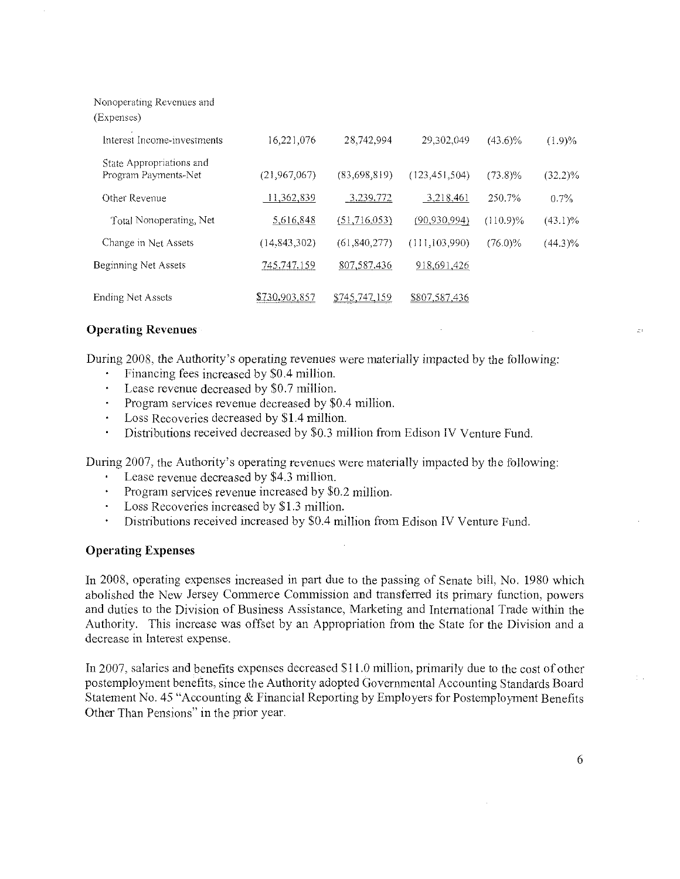| | | | | | |
|---|---|---|---|---|---|
| Nonoperating Revenues and (Expenses) | | | | | |
| Interest Income-investments | 16,221,076 | 28,742,994 | 29,302,049 | (43.6)% | (1.9)% |
| State Appropriations and Program Payments-Net | (21,967,067) | (83,698,819) | (123,451,504) | (73.8)% | (32.2)% |
| Other Revenue | 11,362,839 | 3,239,772 | 3,218,461 | 250.7% | 0.7% |
| Total Nonoperating, Net | 5,616,848 | (51,716,053) | (90,930,994) | (110.9)% | (43.1)% |
| Change in Net Assets | (14,843,302) | (61,840,277) | (111,103,990) | (76.0)% | (44.3)% |
| Beginning Net Assets | 745,747,159 | 807,587,436 | 918,691,426 | | |
| Ending Net Assets | $730,903,857 | $745,747,159 | $807,587,436 | | |

### Operating Revenues

During 2008, the Authority's operating revenues were materially impacted by the following:

- Financing fees increased by $0.4 million.
- Lease revenue decreased by $0.7 million.
- Program services revenue decreased by $0.4 million.
- Loss Recoveries decreased by $1.4 million.
- Distributions received decreased by $0.3 million from Edison IV Venture Fund.

During 2007, the Authority's operating revenues were materially impacted by the following:

- Lease revenue decreased by $4.3 million.
- Program services revenue increased by $0.2 million.
- Loss Recoveries increased by $1.3 million.
- Distributions received increased by $0.4 million from Edison IV Venture Fund.

### Operating Expenses

In 2008, operating expenses increased in part due to the passing of Senate bill, No. 1980 which abolished the New Jersey Commerce Commission and transferred its primary function, powers and duties to the Division of Business Assistance, Marketing and International Trade within the Authority. This increase was offset by an Appropriation from the State for the Division and a decrease in Interest expense.

In 2007, salaries and benefits expenses decreased $11.0 million, primarily due to the cost of other postemployment benefits, since the Authority adopted Governmental Accounting Standards Board Statement No. 45 "Accounting & Financial Reporting by Employers for Postemployment Benefits Other Than Pensions" in the prior year.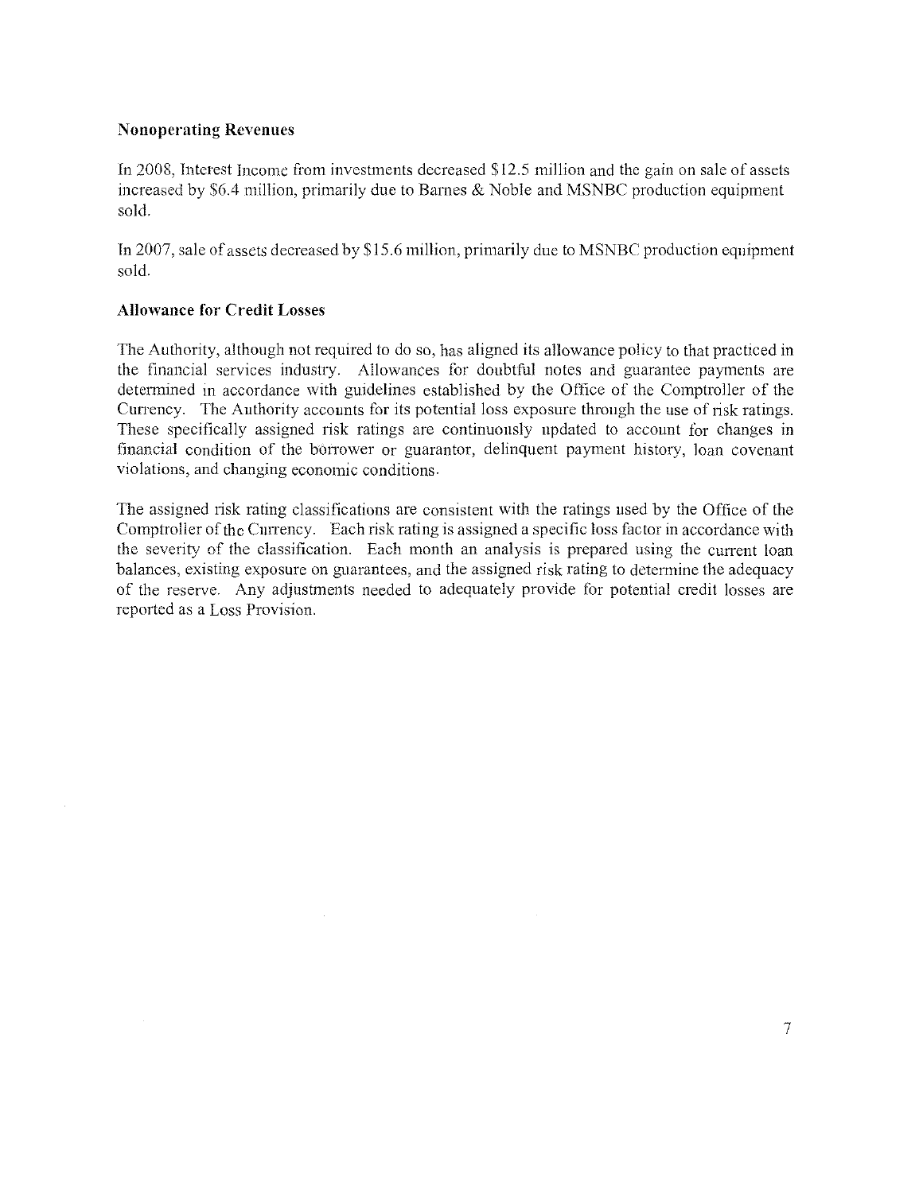### Nonoperating Revenues

In 2008, Interest Income from investments decreased $12.5 million and the gain on sale of assets increased by $6.4 million, primarily due to Barnes & Noble and MSNBC production equipment sold.

In 2007, sale of assets decreased by $15.6 million, primarily due to MSNBC production equipment sold.

### Allowance for Credit Losses

The Authority, although not required to do so, has aligned its allowance policy to that practiced in the financial services industry. Allowances for doubtful notes and guarantee payments are determined in accordance with guidelines established by the Office of the Comptroller of the Currency. The Authority accounts for its potential loss exposure through the use of risk ratings. These specifically assigned risk ratings are continuously updated to account for changes in financial condition of the borrower or guarantor, delinquent payment history, loan covenant violations, and changing economic conditions.

The assigned risk rating classifications are consistent with the ratings used by the Office of the Comptroller of the Currency. Each risk rating is assigned a specific loss factor in accordance with the severity of the classification. Each month an analysis is prepared using the current loan balances, existing exposure on guarantees, and the assigned risk rating to determine the adequacy of the reserve. Any adjustments needed to adequately provide for potential credit losses are reported as a Loss Provision.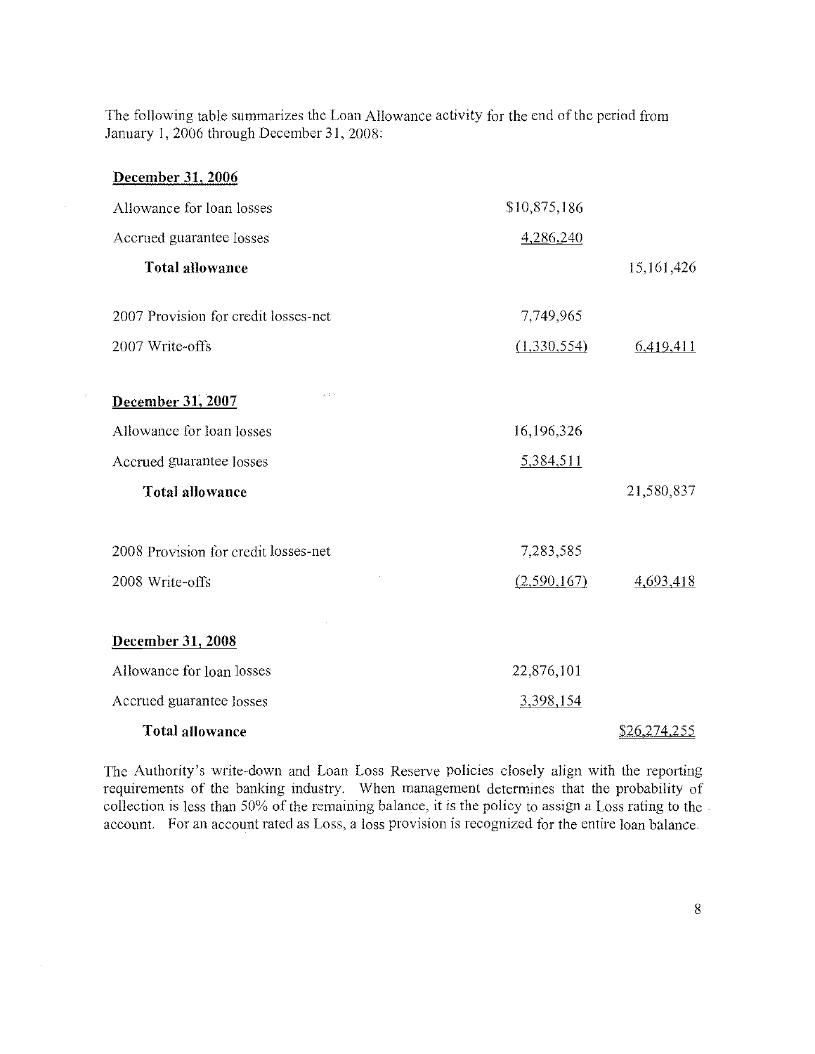The following table summarizes the Loan Allowance activity for the end of the period from January 1, 2006 through December 31, 2008:

| | | |
|---|---|---|
| **December 31, 2006** | | |
| Allowance for loan losses | $10,875,186 | |
| Accrued guarantee losses | 4,286,240 | |
| **Total allowance** | | 15,161,426 |
| 2007 Provision for credit losses-net | 7,749,965 | |
| 2007 Write-offs | (1,330,554) | 6,419,411 |
| **December 31, 2007** | | |
| Allowance for loan losses | 16,196,326 | |
| Accrued guarantee losses | 5,384,511 | |
| **Total allowance** | | 21,580,837 |
| 2008 Provision for credit losses-net | 7,283,585 | |
| 2008 Write-offs | (2,590,167) | 4,693,418 |
| **December 31, 2008** | | |
| Allowance for loan losses | 22,876,101 | |
| Accrued guarantee losses | 3,398,154 | |
| **Total allowance** | | $26,274,255 |

The Authority's write-down and Loan Loss Reserve policies closely align with the reporting requirements of the banking industry. When management determines that the probability of collection is less than 50% of the remaining balance, it is the policy to assign a Loss rating to the account. For an account rated as Loss, a loss provision is recognized for the entire loan balance.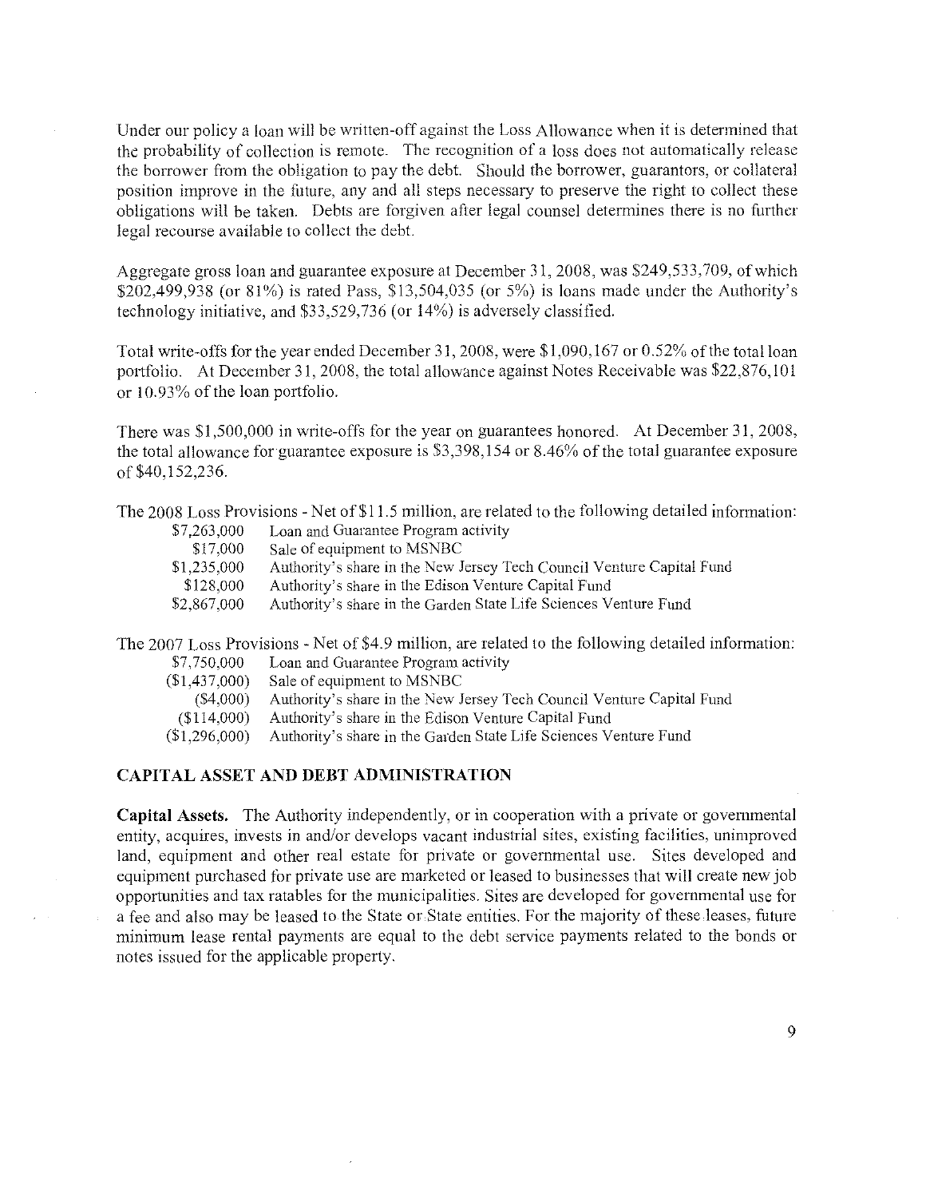Under our policy a loan will be written-off against the Loss Allowance when it is determined that the probability of collection is remote. The recognition of a loss does not automatically release the borrower from the obligation to pay the debt. Should the borrower, guarantors, or collateral position improve in the future, any and all steps necessary to preserve the right to collect these obligations will be taken. Debts are forgiven after legal counsel determines there is no further legal recourse available to collect the debt.

Aggregate gross loan and guarantee exposure at December 31, 2008, was $249,533,709, of which $202,499,938 (or 81%) is rated Pass, $13,504,035 (or 5%) is loans made under the Authority's technology initiative, and $33,529,736 (or 14%) is adversely classified.

Total write-offs for the year ended December 31, 2008, were $1,090,167 or 0.52% of the total loan portfolio. At December 31, 2008, the total allowance against Notes Receivable was $22,876,101 or 10.93% of the loan portfolio.

There was $1,500,000 in write-offs for the year on guarantees honored. At December 31, 2008, the total allowance for guarantee exposure is $3,398,154 or 8.46% of the total guarantee exposure of $40,152,236.

The 2008 Loss Provisions - Net of $11.5 million, are related to the following detailed information:

| | |
|---|---|
| $7,263,000 | Loan and Guarantee Program activity |
| $17,000 | Sale of equipment to MSNBC |
| $1,235,000 | Authority's share in the New Jersey Tech Council Venture Capital Fund |
| $128,000 | Authority's share in the Edison Venture Capital Fund |
| $2,867,000 | Authority's share in the Garden State Life Sciences Venture Fund |

The 2007 Loss Provisions - Net of $4.9 million, are related to the following detailed information:

| | |
|---|---|
| $7,750,000 | Loan and Guarantee Program activity |
| ($1,437,000) | Sale of equipment to MSNBC |
| ($4,000) | Authority's share in the New Jersey Tech Council Venture Capital Fund |
| ($114,000) | Authority's share in the Edison Venture Capital Fund |
| ($1,296,000) | Authority's share in the Garden State Life Sciences Venture Fund |

## CAPITAL ASSET AND DEBT ADMINISTRATION

**Capital Assets.** The Authority independently, or in cooperation with a private or governmental entity, acquires, invests in and/or develops vacant industrial sites, existing facilities, unimproved land, equipment and other real estate for private or governmental use. Sites developed and equipment purchased for private use are marketed or leased to businesses that will create new job opportunities and tax ratables for the municipalities. Sites are developed for governmental use for a fee and also may be leased to the State or State entities. For the majority of these leases, future minimum lease rental payments are equal to the debt service payments related to the bonds or notes issued for the applicable property.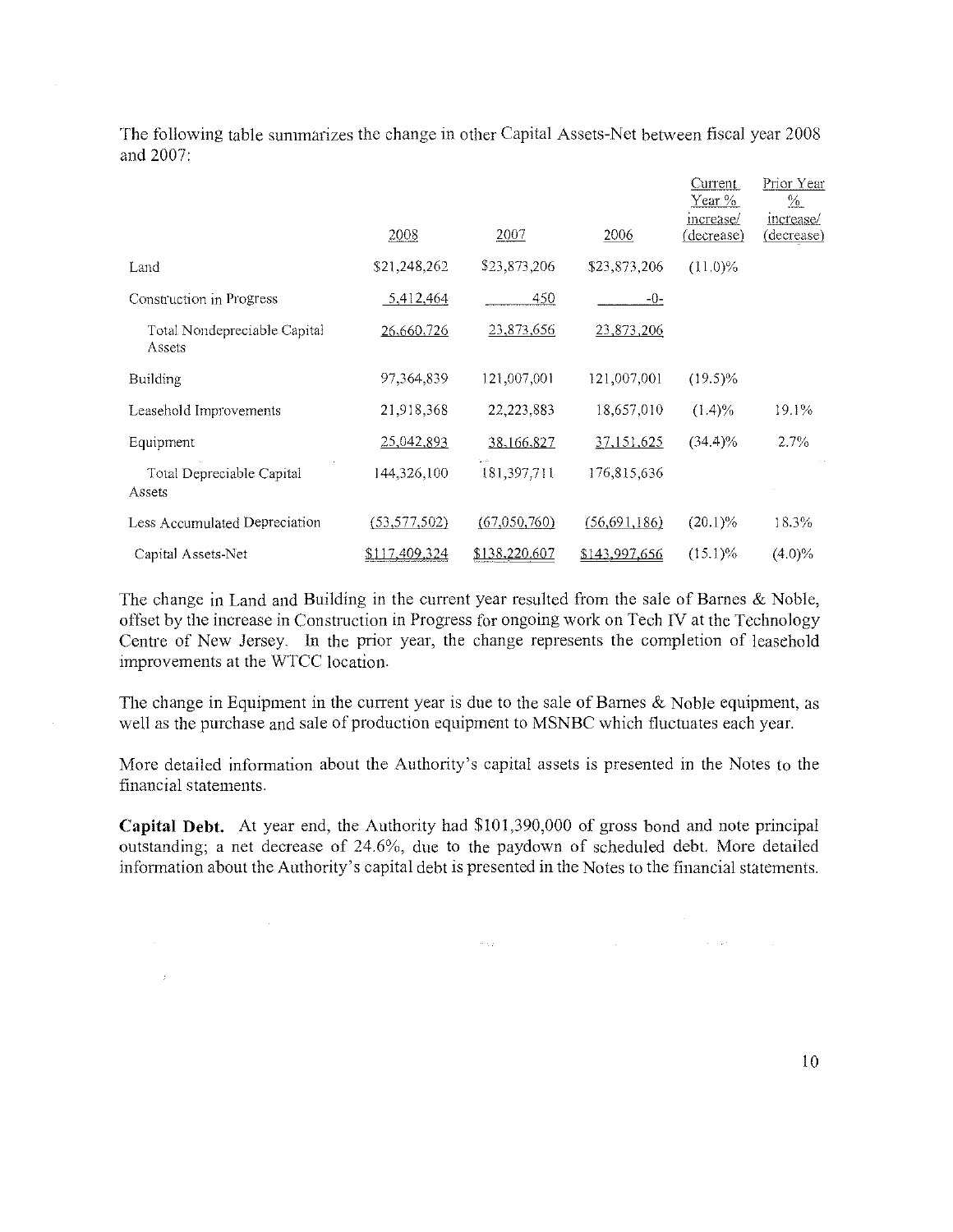The following table summarizes the change in other Capital Assets-Net between fiscal year 2008 and 2007:

| | 2008 | 2007 | 2006 | Current Year % increase/ (decrease) | Prior Year % increase/ (decrease) |
|---|---|---|---|---|---|
| Land | $21,248,262 | $23,873,206 | $23,873,206 | (11.0)% | |
| Construction in Progress | 5,412,464 | 450 | -0- | | |
| Total Nondepreciable Capital Assets | 26,660,726 | 23,873,656 | 23,873,206 | | |
| Building | 97,364,839 | 121,007,001 | 121,007,001 | (19.5)% | |
| Leasehold Improvements | 21,918,368 | 22,223,883 | 18,657,010 | (1.4)% | 19.1% |
| Equipment | 25,042,893 | 38,166,827 | 37,151,625 | (34.4)% | 2.7% |
| Total Depreciable Capital Assets | 144,326,100 | 181,397,711 | 176,815,636 | | |
| Less Accumulated Depreciation | (53,577,502) | (67,050,760) | (56,691,186) | (20.1)% | 18.3% |
| Capital Assets-Net | $117,409,324 | $138,220,607 | $143,997,656 | (15.1)% | (4.0)% |

The change in Land and Building in the current year resulted from the sale of Barnes & Noble, offset by the increase in Construction in Progress for ongoing work on Tech IV at the Technology Centre of New Jersey. In the prior year, the change represents the completion of leasehold improvements at the WTCC location.

The change in Equipment in the current year is due to the sale of Barnes & Noble equipment, as well as the purchase and sale of production equipment to MSNBC which fluctuates each year.

More detailed information about the Authority's capital assets is presented in the Notes to the financial statements.

**Capital Debt.** At year end, the Authority had $101,390,000 of gross bond and note principal outstanding; a net decrease of 24.6%, due to the paydown of scheduled debt. More detailed information about the Authority's capital debt is presented in the Notes to the financial statements.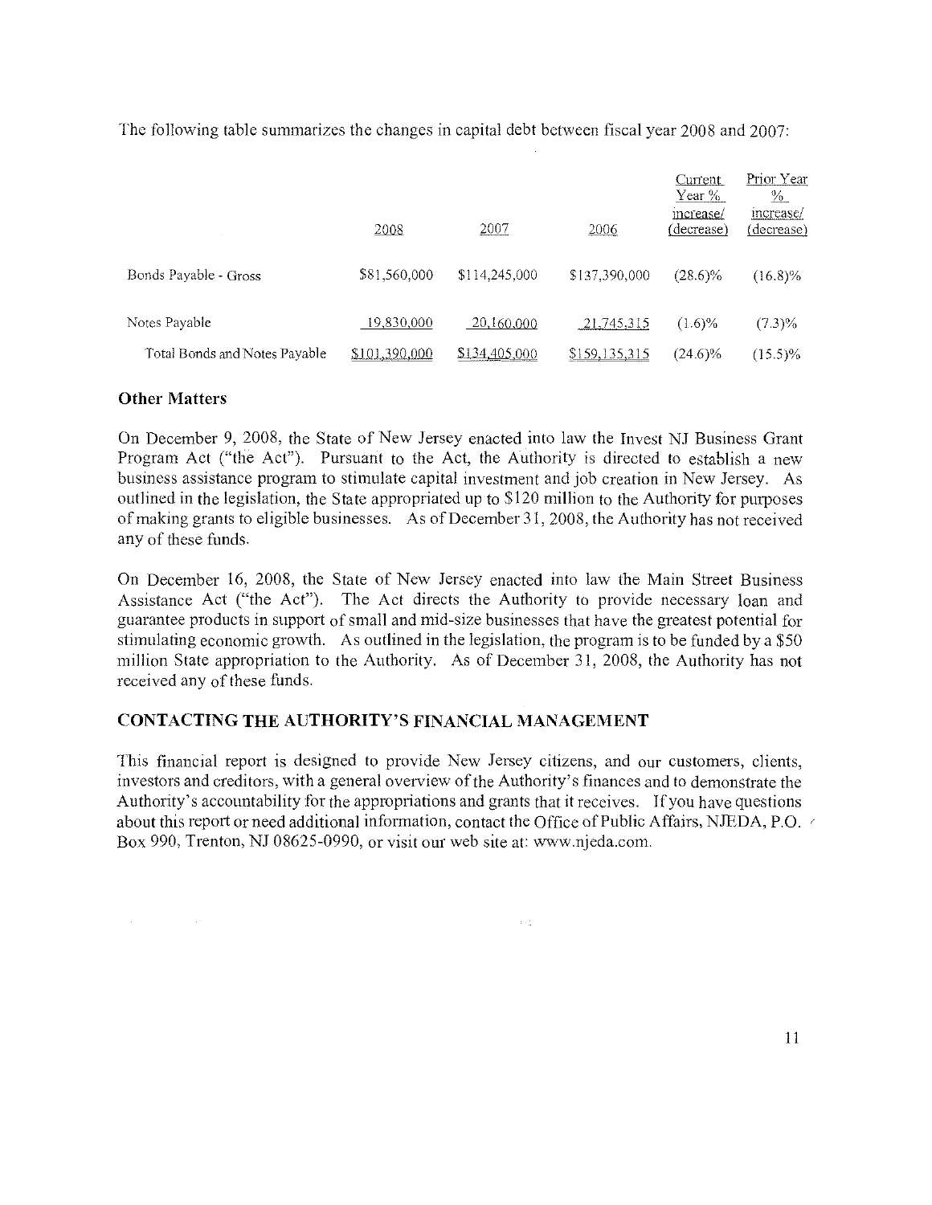The following table summarizes the changes in capital debt between fiscal year 2008 and 2007:

| | 2008 | 2007 | 2006 | Current Year % increase/ (decrease) | Prior Year % increase/ (decrease) |
|---|---|---|---|---|---|
| Bonds Payable - Gross | $81,560,000 | $114,245,000 | $137,390,000 | (28.6)% | (16.8)% |
| Notes Payable | 19,830,000 | 20,160,000 | 21,745,315 | (1.6)% | (7.3)% |
| Total Bonds and Notes Payable | $101,390,000 | $134,405,000 | $159,135,315 | (24.6)% | (15.5)% |

### Other Matters

On December 9, 2008, the State of New Jersey enacted into law the Invest NJ Business Grant Program Act ("the Act"). Pursuant to the Act, the Authority is directed to establish a new business assistance program to stimulate capital investment and job creation in New Jersey. As outlined in the legislation, the State appropriated up to $120 million to the Authority for purposes of making grants to eligible businesses. As of December 31, 2008, the Authority has not received any of these funds.

On December 16, 2008, the State of New Jersey enacted into law the Main Street Business Assistance Act ("the Act"). The Act directs the Authority to provide necessary loan and guarantee products in support of small and mid-size businesses that have the greatest potential for stimulating economic growth. As outlined in the legislation, the program is to be funded by a $50 million State appropriation to the Authority. As of December 31, 2008, the Authority has not received any of these funds.

## CONTACTING THE AUTHORITY'S FINANCIAL MANAGEMENT

This financial report is designed to provide New Jersey citizens, and our customers, clients, investors and creditors, with a general overview of the Authority's finances and to demonstrate the Authority's accountability for the appropriations and grants that it receives. If you have questions about this report or need additional information, contact the Office of Public Affairs, NJEDA, P.O. Box 990, Trenton, NJ 08625-0990, or visit our web site at: www.njeda.com.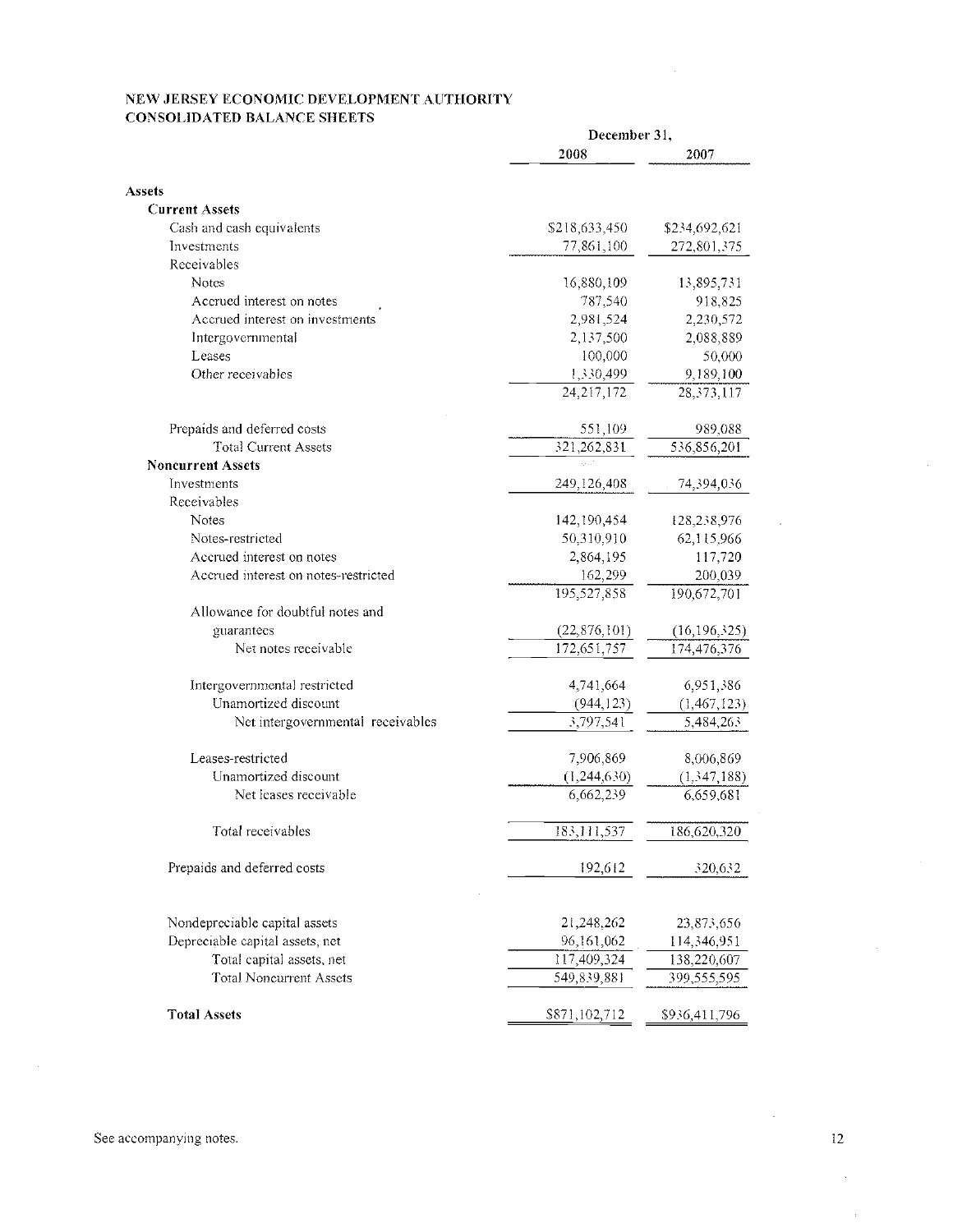# NEW JERSEY ECONOMIC DEVELOPMENT AUTHORITY
## CONSOLIDATED BALANCE SHEETS

| | December 31, 2008 | December 31, 2007 |
|---|---|---|
| **Assets** | | |
| **Current Assets** | | |
| Cash and cash equivalents | $218,633,450 | $234,692,621 |
| Investments | 77,861,100 | 272,801,375 |
| Receivables | | |
| Notes | 16,880,109 | 13,895,731 |
| Accrued interest on notes | 787,540 | 918,825 |
| Accrued interest on investments | 2,981,524 | 2,230,572 |
| Intergovernmental | 2,137,500 | 2,088,889 |
| Leases | 100,000 | 50,000 |
| Other receivables | 1,330,499 | 9,189,100 |
| | 24,217,172 | 28,373,117 |
| Prepaids and deferred costs | 551,109 | 989,088 |
| Total Current Assets | 321,262,831 | 536,856,201 |
| **Noncurrent Assets** | | |
| Investments | 249,126,408 | 74,394,036 |
| Receivables | | |
| Notes | 142,190,454 | 128,238,976 |
| Notes-restricted | 50,310,910 | 62,115,966 |
| Accrued interest on notes | 2,864,195 | 117,720 |
| Accrued interest on notes-restricted | 162,299 | 200,039 |
| | 195,527,858 | 190,672,701 |
| Allowance for doubtful notes and guarantees | (22,876,101) | (16,196,325) |
| Net notes receivable | 172,651,757 | 174,476,376 |
| Intergovernmental restricted | 4,741,664 | 6,951,386 |
| Unamortized discount | (944,123) | (1,467,123) |
| Net intergovernmental receivables | 3,797,541 | 5,484,263 |
| Leases-restricted | 7,906,869 | 8,006,869 |
| Unamortized discount | (1,244,630) | (1,347,188) |
| Net leases receivable | 6,662,239 | 6,659,681 |
| Total receivables | 183,111,537 | 186,620,320 |
| Prepaids and deferred costs | 192,612 | 320,632 |
| Nondepreciable capital assets | 21,248,262 | 23,873,656 |
| Depreciable capital assets, net | 96,161,062 | 114,346,951 |
| Total capital assets, net | 117,409,324 | 138,220,607 |
| Total Noncurrent Assets | 549,839,881 | 399,555,595 |
| **Total Assets** | $871,102,712 | $936,411,796 |

See accompanying notes.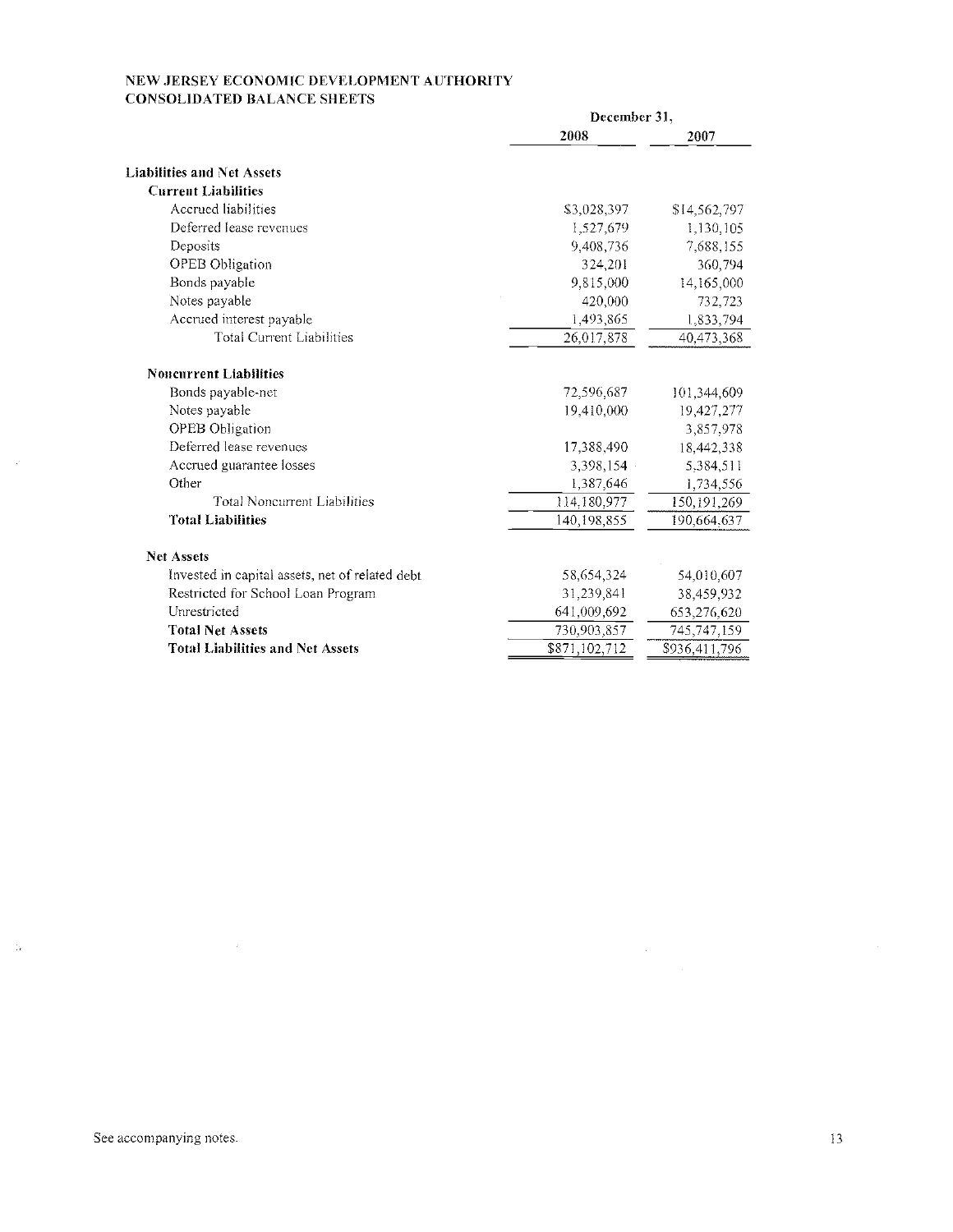**NEW JERSEY ECONOMIC DEVELOPMENT AUTHORITY**
**CONSOLIDATED BALANCE SHEETS**

| | December 31, 2008 | 2007 |
|---|---|---|
| **Liabilities and Net Assets** | | |
| **Current Liabilities** | | |
| Accrued liabilities | $3,028,397 | $14,562,797 |
| Deferred lease revenues | 1,527,679 | 1,130,105 |
| Deposits | 9,408,736 | 7,688,155 |
| OPEB Obligation | 324,201 | 360,794 |
| Bonds payable | 9,815,000 | 14,165,000 |
| Notes payable | 420,000 | 732,723 |
| Accrued interest payable | 1,493,865 | 1,833,794 |
| Total Current Liabilities | 26,017,878 | 40,473,368 |
| **Noncurrent Liabilities** | | |
| Bonds payable-net | 72,596,687 | 101,344,609 |
| Notes payable | 19,410,000 | 19,427,277 |
| OPEB Obligation | | 3,857,978 |
| Deferred lease revenues | 17,388,490 | 18,442,338 |
| Accrued guarantee losses | 3,398,154 | 5,384,511 |
| Other | 1,387,646 | 1,734,556 |
| Total Noncurrent Liabilities | 114,180,977 | 150,191,269 |
| **Total Liabilities** | 140,198,855 | 190,664,637 |
| **Net Assets** | | |
| Invested in capital assets, net of related debt | 58,654,324 | 54,010,607 |
| Restricted for School Loan Program | 31,239,841 | 38,459,932 |
| Unrestricted | 641,009,692 | 653,276,620 |
| **Total Net Assets** | 730,903,857 | 745,747,159 |
| **Total Liabilities and Net Assets** | $871,102,712 | $936,411,796 |

See accompanying notes.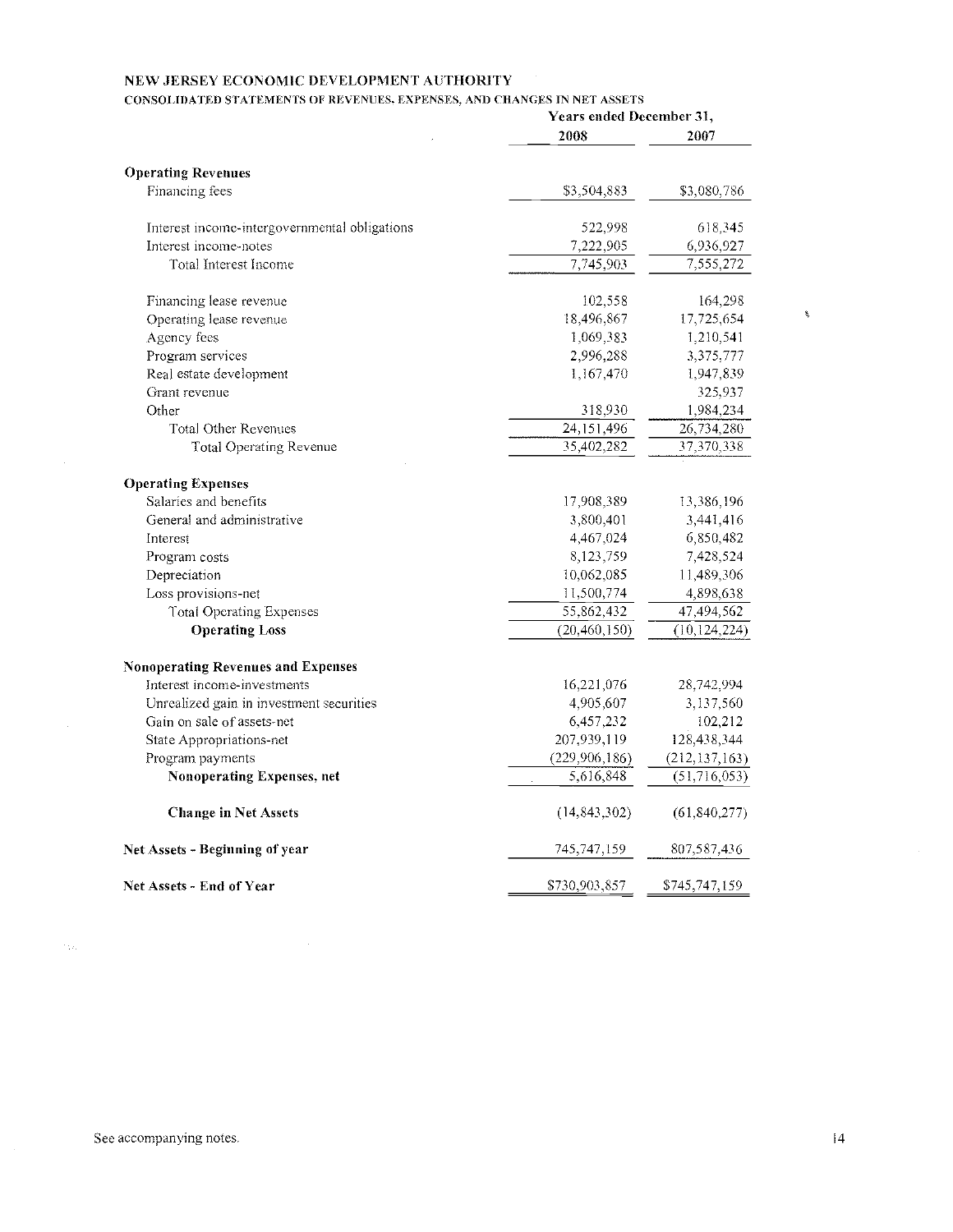**NEW JERSEY ECONOMIC DEVELOPMENT AUTHORITY**

**CONSOLIDATED STATEMENTS OF REVENUES, EXPENSES, AND CHANGES IN NET ASSETS**

| | Years ended December 31, 2008 | 2007 |
|---|---|---|
| **Operating Revenues** | | |
| Financing fees | $3,504,883 | $3,080,786 |
| Interest income-intergovernmental obligations | 522,998 | 618,345 |
| Interest income-notes | 7,222,905 | 6,936,927 |
| Total Interest Income | 7,745,903 | 7,555,272 |
| Financing lease revenue | 102,558 | 164,298 |
| Operating lease revenue | 18,496,867 | 17,725,654 |
| Agency fees | 1,069,383 | 1,210,541 |
| Program services | 2,996,288 | 3,375,777 |
| Real estate development | 1,167,470 | 1,947,839 |
| Grant revenue | | 325,937 |
| Other | 318,930 | 1,984,234 |
| Total Other Revenues | 24,151,496 | 26,734,280 |
| Total Operating Revenue | 35,402,282 | 37,370,338 |
| **Operating Expenses** | | |
| Salaries and benefits | 17,908,389 | 13,386,196 |
| General and administrative | 3,800,401 | 3,441,416 |
| Interest | 4,467,024 | 6,850,482 |
| Program costs | 8,123,759 | 7,428,524 |
| Depreciation | 10,062,085 | 11,489,306 |
| Loss provisions-net | 11,500,774 | 4,898,638 |
| Total Operating Expenses | 55,862,432 | 47,494,562 |
| **Operating Loss** | (20,460,150) | (10,124,224) |
| **Nonoperating Revenues and Expenses** | | |
| Interest income-investments | 16,221,076 | 28,742,994 |
| Unrealized gain in investment securities | 4,905,607 | 3,137,560 |
| Gain on sale of assets-net | 6,457,232 | 102,212 |
| State Appropriations-net | 207,939,119 | 128,438,344 |
| Program payments | (229,906,186) | (212,137,163) |
| **Nonoperating Expenses, net** | 5,616,848 | (51,716,053) |
| **Change in Net Assets** | (14,843,302) | (61,840,277) |
| **Net Assets - Beginning of year** | 745,747,159 | 807,587,436 |
| **Net Assets - End of Year** | $730,903,857 | $745,747,159 |

See accompanying notes.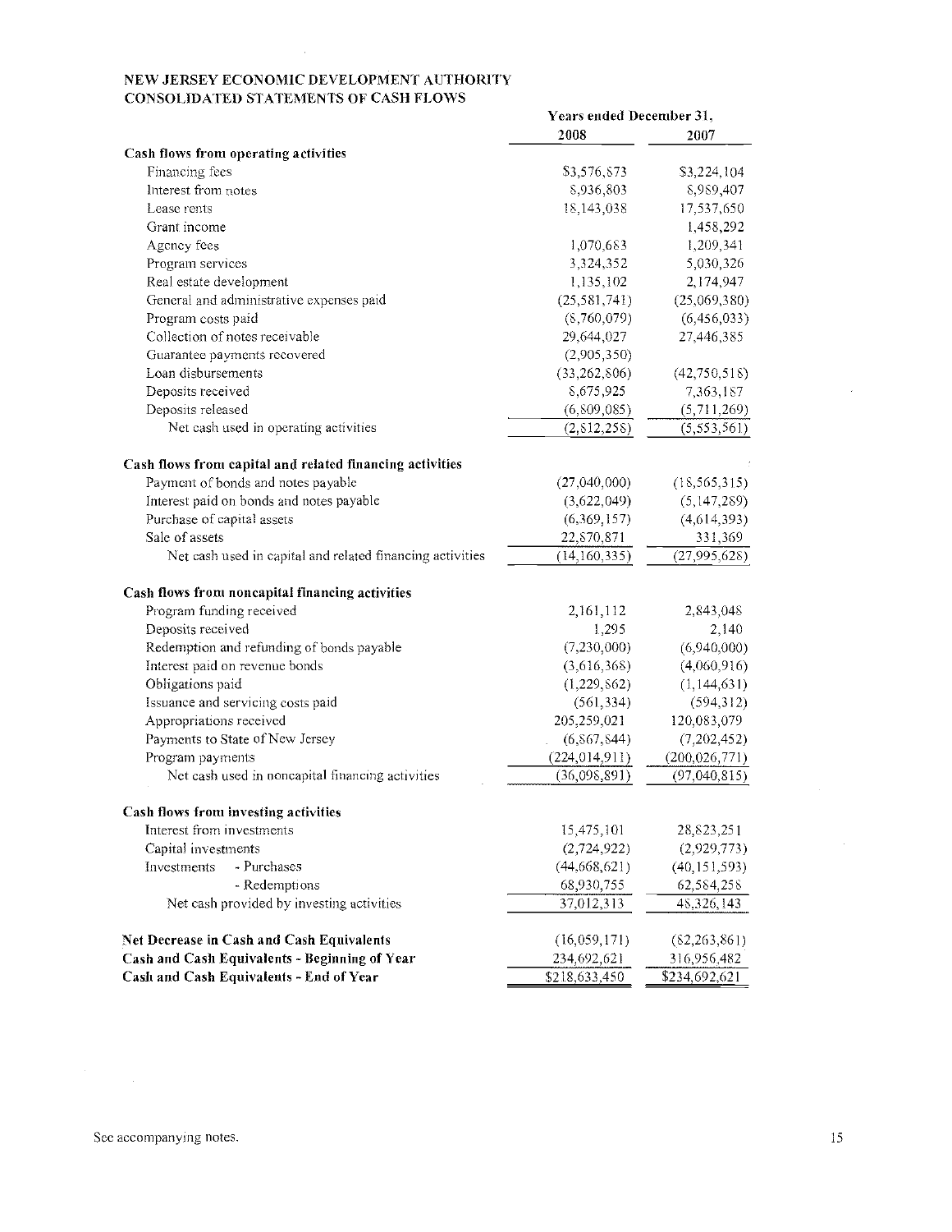# NEW JERSEY ECONOMIC DEVELOPMENT AUTHORITY
## CONSOLIDATED STATEMENTS OF CASH FLOWS

| | Years ended December 31, | |
|---|---|---|
| | 2008 | 2007 |
| **Cash flows from operating activities** | | |
| Financing fees | $3,576,873 | $3,224,104 |
| Interest from notes | 8,936,803 | 8,989,407 |
| Lease rents | 18,143,038 | 17,537,650 |
| Grant income | | 1,458,292 |
| Agency fees | 1,070,683 | 1,209,341 |
| Program services | 3,324,352 | 5,030,326 |
| Real estate development | 1,135,102 | 2,174,947 |
| General and administrative expenses paid | (25,581,741) | (25,069,380) |
| Program costs paid | (8,760,079) | (6,456,033) |
| Collection of notes receivable | 29,644,027 | 27,446,385 |
| Guarantee payments recovered | (2,905,350) | |
| Loan disbursements | (33,262,806) | (42,750,518) |
| Deposits received | 8,675,925 | 7,363,187 |
| Deposits released | (6,809,085) | (5,711,269) |
| Net cash used in operating activities | (2,812,258) | (5,553,561) |
| **Cash flows from capital and related financing activities** | | |
| Payment of bonds and notes payable | (27,040,000) | (18,565,315) |
| Interest paid on bonds and notes payable | (3,622,049) | (5,147,289) |
| Purchase of capital assets | (6,369,157) | (4,614,393) |
| Sale of assets | 22,870,871 | 331,369 |
| Net cash used in capital and related financing activities | (14,160,335) | (27,995,628) |
| **Cash flows from noncapital financing activities** | | |
| Program funding received | 2,161,112 | 2,843,048 |
| Deposits received | 1,295 | 2,140 |
| Redemption and refunding of bonds payable | (7,230,000) | (6,940,000) |
| Interest paid on revenue bonds | (3,616,368) | (4,060,916) |
| Obligations paid | (1,229,862) | (1,144,631) |
| Issuance and servicing costs paid | (561,334) | (594,312) |
| Appropriations received | 205,259,021 | 120,083,079 |
| Payments to State of New Jersey | (6,867,844) | (7,202,452) |
| Program payments | (224,014,911) | (200,026,771) |
| Net cash used in noncapital financing activities | (36,098,891) | (97,040,815) |
| **Cash flows from investing activities** | | |
| Interest from investments | 15,475,101 | 28,823,251 |
| Capital investments | (2,724,922) | (2,929,773) |
| Investments - Purchases | (44,668,621) | (40,151,593) |
| - Redemptions | 68,930,755 | 62,584,258 |
| Net cash provided by investing activities | 37,012,313 | 48,326,143 |
| **Net Decrease in Cash and Cash Equivalents** | (16,059,171) | (82,263,861) |
| **Cash and Cash Equivalents - Beginning of Year** | 234,692,621 | 316,956,482 |
| **Cash and Cash Equivalents - End of Year** | $218,633,450 | $234,692,621 |

See accompanying notes.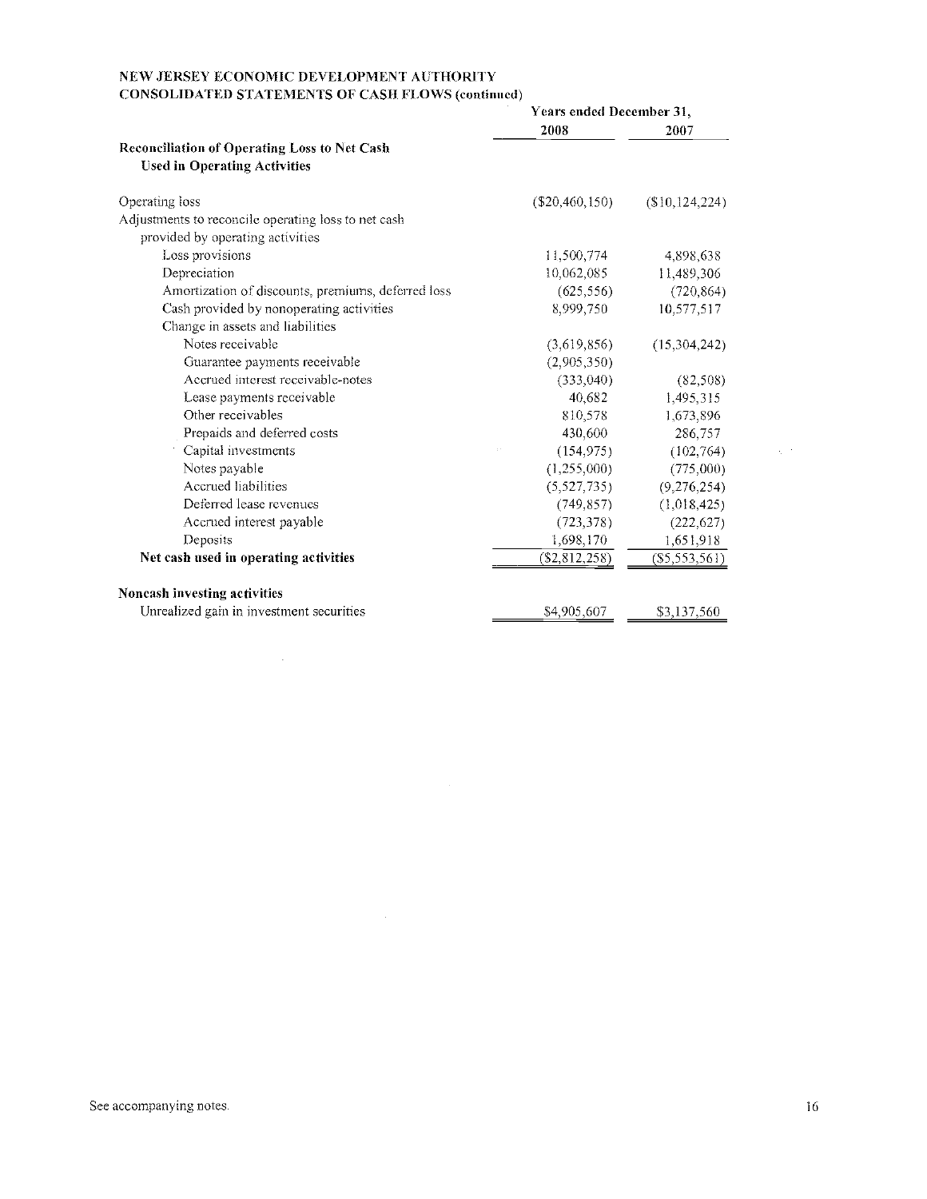**NEW JERSEY ECONOMIC DEVELOPMENT AUTHORITY**
**CONSOLIDATED STATEMENTS OF CASH FLOWS (continued)**

| | Years ended December 31, | |
|---|---|---|
| | 2008 | 2007 |
| **Reconciliation of Operating Loss to Net Cash Used in Operating Activities** | | |
| Operating loss | ($20,460,150) | ($10,124,224) |
| Adjustments to reconcile operating loss to net cash provided by operating activities | | |
| Loss provisions | 11,500,774 | 4,898,638 |
| Depreciation | 10,062,085 | 11,489,306 |
| Amortization of discounts, premiums, deferred loss | (625,556) | (720,864) |
| Cash provided by nonoperating activities | 8,999,750 | 10,577,517 |
| Change in assets and liabilities | | |
| Notes receivable | (3,619,856) | (15,304,242) |
| Guarantee payments receivable | (2,905,350) | |
| Accrued interest receivable-notes | (333,040) | (82,508) |
| Lease payments receivable | 40,682 | 1,495,315 |
| Other receivables | 810,578 | 1,673,896 |
| Prepaids and deferred costs | 430,600 | 286,757 |
| Capital investments | (154,975) | (102,764) |
| Notes payable | (1,255,000) | (775,000) |
| Accrued liabilities | (5,527,735) | (9,276,254) |
| Deferred lease revenues | (749,857) | (1,018,425) |
| Accrued interest payable | (723,378) | (222,627) |
| Deposits | 1,698,170 | 1,651,918 |
| **Net cash used in operating activities** | ($2,812,258) | ($5,553,561) |
| | | |
| **Noncash investing activities** | | |
| Unrealized gain in investment securities | $4,905,607 | $3,137,560 |

See accompanying notes.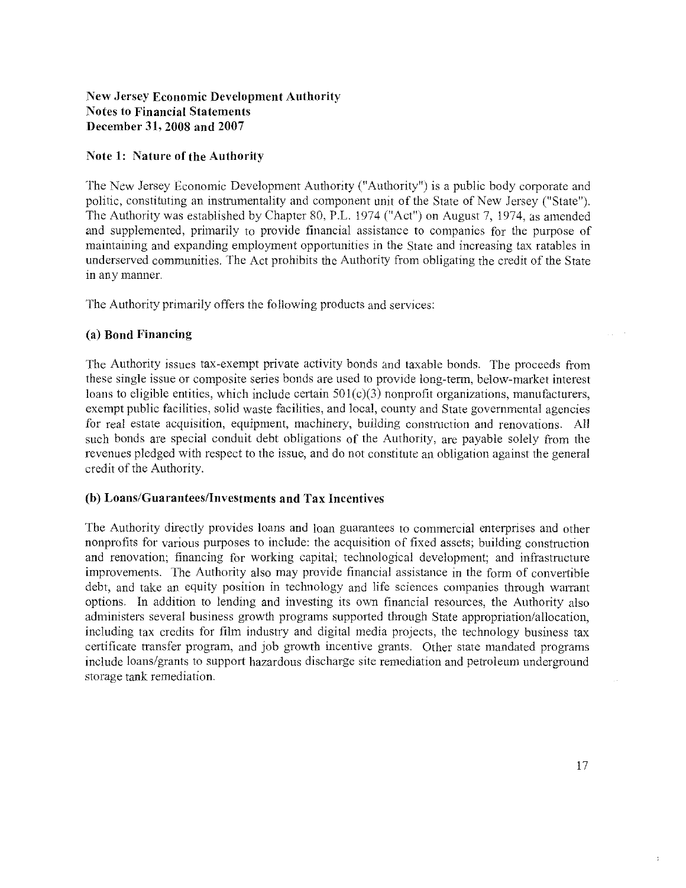**New Jersey Economic Development Authority**
**Notes to Financial Statements**
**December 31, 2008 and 2007**

## Note 1: Nature of the Authority

The New Jersey Economic Development Authority ("Authority") is a public body corporate and politic, constituting an instrumentality and component unit of the State of New Jersey ("State"). The Authority was established by Chapter 80, P.L. 1974 ("Act") on August 7, 1974, as amended and supplemented, primarily to provide financial assistance to companies for the purpose of maintaining and expanding employment opportunities in the State and increasing tax ratables in underserved communities. The Act prohibits the Authority from obligating the credit of the State in any manner.

The Authority primarily offers the following products and services:

### (a) Bond Financing

The Authority issues tax-exempt private activity bonds and taxable bonds. The proceeds from these single issue or composite series bonds are used to provide long-term, below-market interest loans to eligible entities, which include certain 501(c)(3) nonprofit organizations, manufacturers, exempt public facilities, solid waste facilities, and local, county and State governmental agencies for real estate acquisition, equipment, machinery, building construction and renovations. All such bonds are special conduit debt obligations of the Authority, are payable solely from the revenues pledged with respect to the issue, and do not constitute an obligation against the general credit of the Authority.

### (b) Loans/Guarantees/Investments and Tax Incentives

The Authority directly provides loans and loan guarantees to commercial enterprises and other nonprofits for various purposes to include: the acquisition of fixed assets; building construction and renovation; financing for working capital; technological development; and infrastructure improvements. The Authority also may provide financial assistance in the form of convertible debt, and take an equity position in technology and life sciences companies through warrant options. In addition to lending and investing its own financial resources, the Authority also administers several business growth programs supported through State appropriation/allocation, including tax credits for film industry and digital media projects, the technology business tax certificate transfer program, and job growth incentive grants. Other state mandated programs include loans/grants to support hazardous discharge site remediation and petroleum underground storage tank remediation.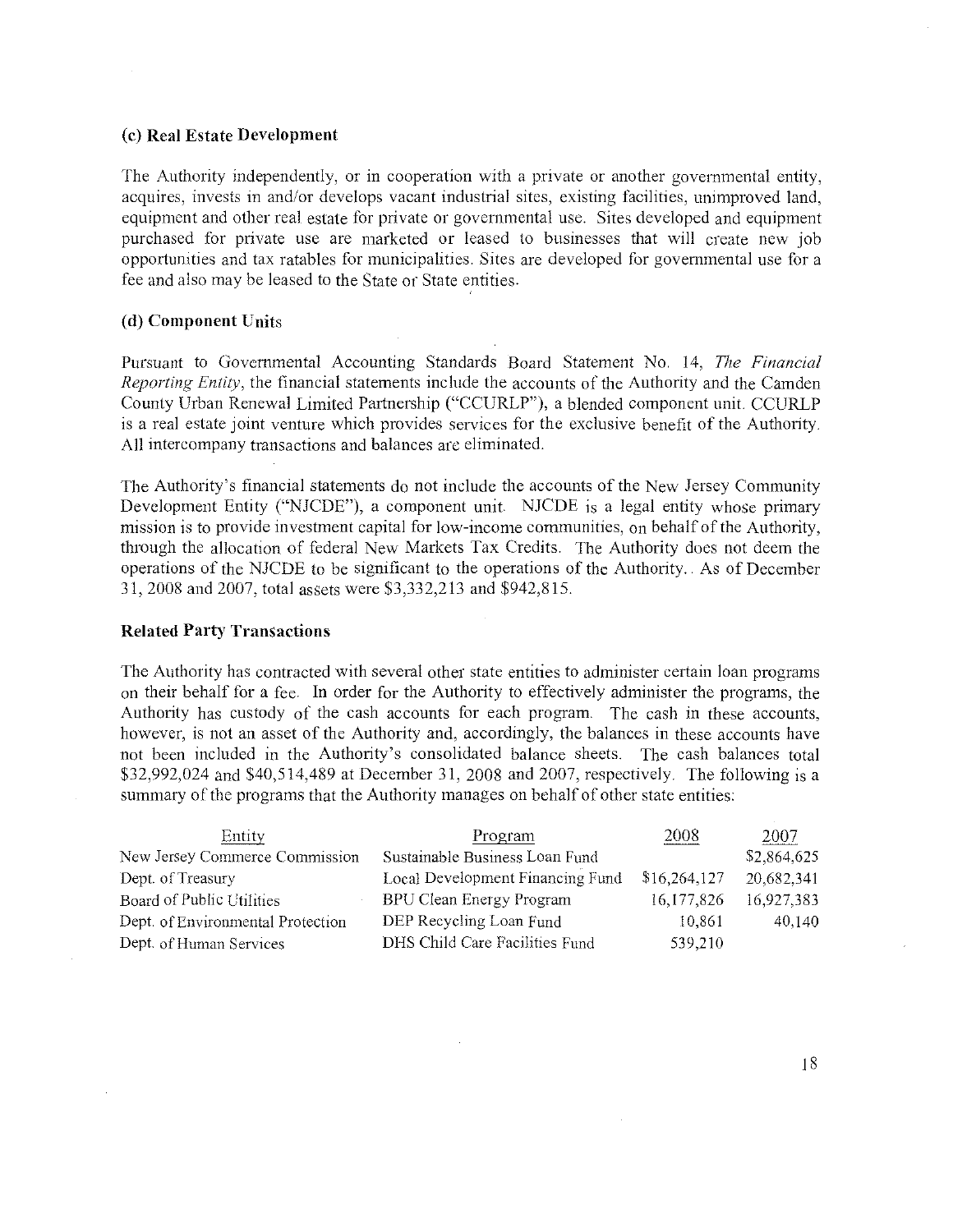### (c) Real Estate Development

The Authority independently, or in cooperation with a private or another governmental entity, acquires, invests in and/or develops vacant industrial sites, existing facilities, unimproved land, equipment and other real estate for private or governmental use. Sites developed and equipment purchased for private use are marketed or leased to businesses that will create new job opportunities and tax ratables for municipalities. Sites are developed for governmental use for a fee and also may be leased to the State or State entities.

### (d) Component Units

Pursuant to Governmental Accounting Standards Board Statement No. 14, *The Financial Reporting Entity*, the financial statements include the accounts of the Authority and the Camden County Urban Renewal Limited Partnership ("CCURLP"), a blended component unit. CCURLP is a real estate joint venture which provides services for the exclusive benefit of the Authority. All intercompany transactions and balances are eliminated.

The Authority's financial statements do not include the accounts of the New Jersey Community Development Entity ("NJCDE"), a component unit. NJCDE is a legal entity whose primary mission is to provide investment capital for low-income communities, on behalf of the Authority, through the allocation of federal New Markets Tax Credits. The Authority does not deem the operations of the NJCDE to be significant to the operations of the Authority.. As of December 31, 2008 and 2007, total assets were $3,332,213 and $942,815.

### Related Party Transactions

The Authority has contracted with several other state entities to administer certain loan programs on their behalf for a fee. In order for the Authority to effectively administer the programs, the Authority has custody of the cash accounts for each program. The cash in these accounts, however, is not an asset of the Authority and, accordingly, the balances in these accounts have not been included in the Authority's consolidated balance sheets. The cash balances total $32,992,024 and $40,514,489 at December 31, 2008 and 2007, respectively. The following is a summary of the programs that the Authority manages on behalf of other state entities:

| Entity | Program | 2008 | 2007 |
|---|---|---|---|
| New Jersey Commerce Commission | Sustainable Business Loan Fund | | $2,864,625 |
| Dept. of Treasury | Local Development Financing Fund | $16,264,127 | 20,682,341 |
| Board of Public Utilities | BPU Clean Energy Program | 16,177,826 | 16,927,383 |
| Dept. of Environmental Protection | DEP Recycling Loan Fund | 10,861 | 40,140 |
| Dept. of Human Services | DHS Child Care Facilities Fund | 539,210 | |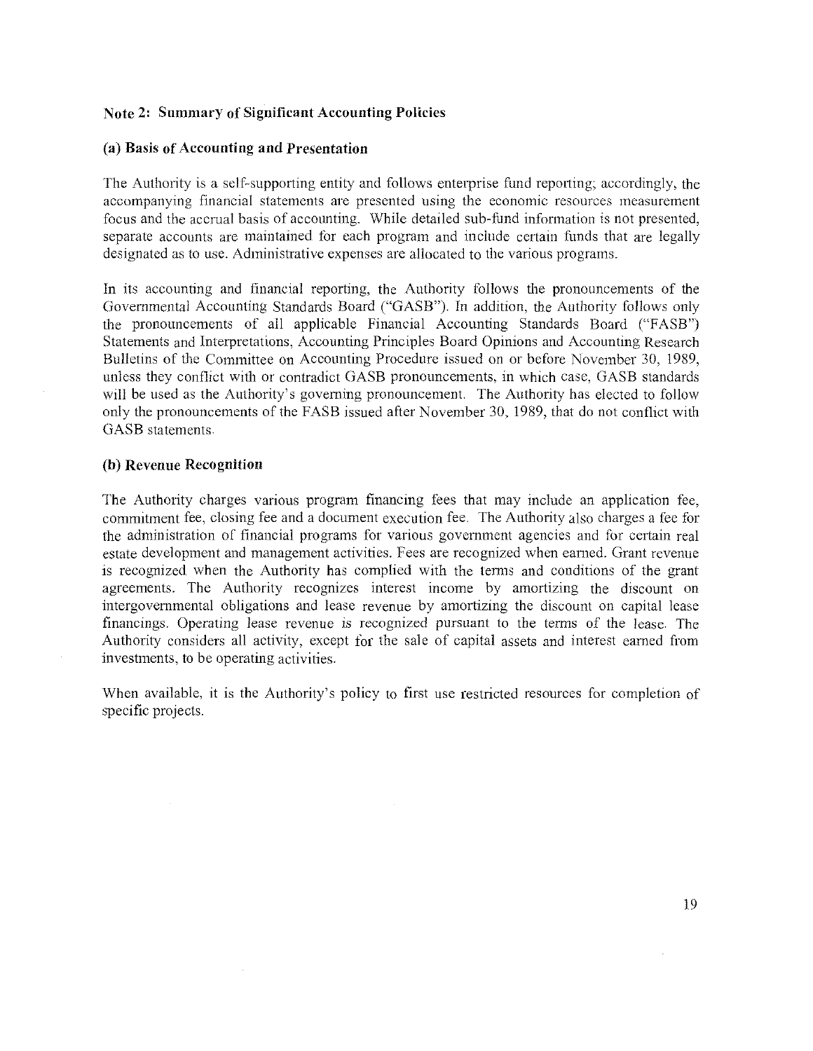## Note 2: Summary of Significant Accounting Policies

### (a) Basis of Accounting and Presentation

The Authority is a self-supporting entity and follows enterprise fund reporting; accordingly, the accompanying financial statements are presented using the economic resources measurement focus and the accrual basis of accounting. While detailed sub-fund information is not presented, separate accounts are maintained for each program and include certain funds that are legally designated as to use. Administrative expenses are allocated to the various programs.

In its accounting and financial reporting, the Authority follows the pronouncements of the Governmental Accounting Standards Board ("GASB"). In addition, the Authority follows only the pronouncements of all applicable Financial Accounting Standards Board ("FASB") Statements and Interpretations, Accounting Principles Board Opinions and Accounting Research Bulletins of the Committee on Accounting Procedure issued on or before November 30, 1989, unless they conflict with or contradict GASB pronouncements, in which case, GASB standards will be used as the Authority's governing pronouncement. The Authority has elected to follow only the pronouncements of the FASB issued after November 30, 1989, that do not conflict with GASB statements.

### (b) Revenue Recognition

The Authority charges various program financing fees that may include an application fee, commitment fee, closing fee and a document execution fee. The Authority also charges a fee for the administration of financial programs for various government agencies and for certain real estate development and management activities. Fees are recognized when earned. Grant revenue is recognized when the Authority has complied with the terms and conditions of the grant agreements. The Authority recognizes interest income by amortizing the discount on intergovernmental obligations and lease revenue by amortizing the discount on capital lease financings. Operating lease revenue is recognized pursuant to the terms of the lease. The Authority considers all activity, except for the sale of capital assets and interest earned from investments, to be operating activities.

When available, it is the Authority's policy to first use restricted resources for completion of specific projects.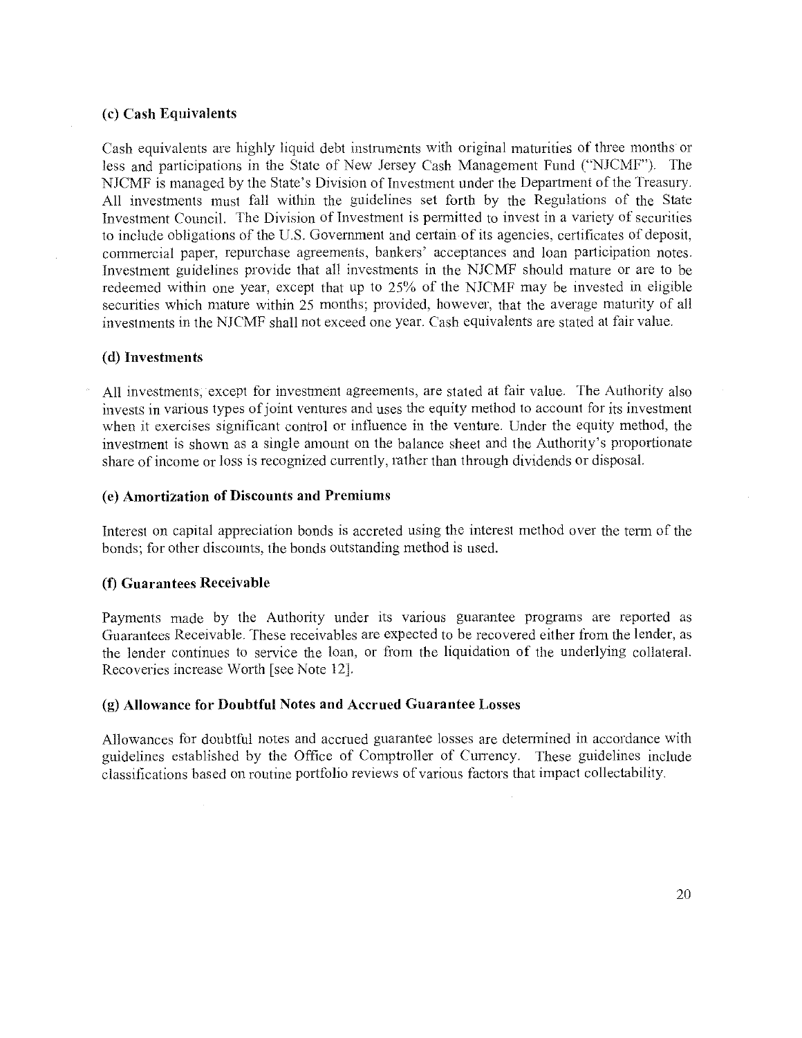### (c) Cash Equivalents

Cash equivalents are highly liquid debt instruments with original maturities of three months or less and participations in the State of New Jersey Cash Management Fund ("NJCMF"). The NJCMF is managed by the State's Division of Investment under the Department of the Treasury. All investments must fall within the guidelines set forth by the Regulations of the State Investment Council. The Division of Investment is permitted to invest in a variety of securities to include obligations of the U.S. Government and certain of its agencies, certificates of deposit, commercial paper, repurchase agreements, bankers' acceptances and loan participation notes. Investment guidelines provide that all investments in the NJCMF should mature or are to be redeemed within one year, except that up to 25% of the NJCMF may be invested in eligible securities which mature within 25 months; provided, however, that the average maturity of all investments in the NJCMF shall not exceed one year. Cash equivalents are stated at fair value.

### (d) Investments

All investments, except for investment agreements, are stated at fair value. The Authority also invests in various types of joint ventures and uses the equity method to account for its investment when it exercises significant control or influence in the venture. Under the equity method, the investment is shown as a single amount on the balance sheet and the Authority's proportionate share of income or loss is recognized currently, rather than through dividends or disposal.

### (e) Amortization of Discounts and Premiums

Interest on capital appreciation bonds is accreted using the interest method over the term of the bonds; for other discounts, the bonds outstanding method is used.

### (f) Guarantees Receivable

Payments made by the Authority under its various guarantee programs are reported as Guarantees Receivable. These receivables are expected to be recovered either from the lender, as the lender continues to service the loan, or from the liquidation of the underlying collateral. Recoveries increase Worth [see Note 12].

### (g) Allowance for Doubtful Notes and Accrued Guarantee Losses

Allowances for doubtful notes and accrued guarantee losses are determined in accordance with guidelines established by the Office of Comptroller of Currency. These guidelines include classifications based on routine portfolio reviews of various factors that impact collectability.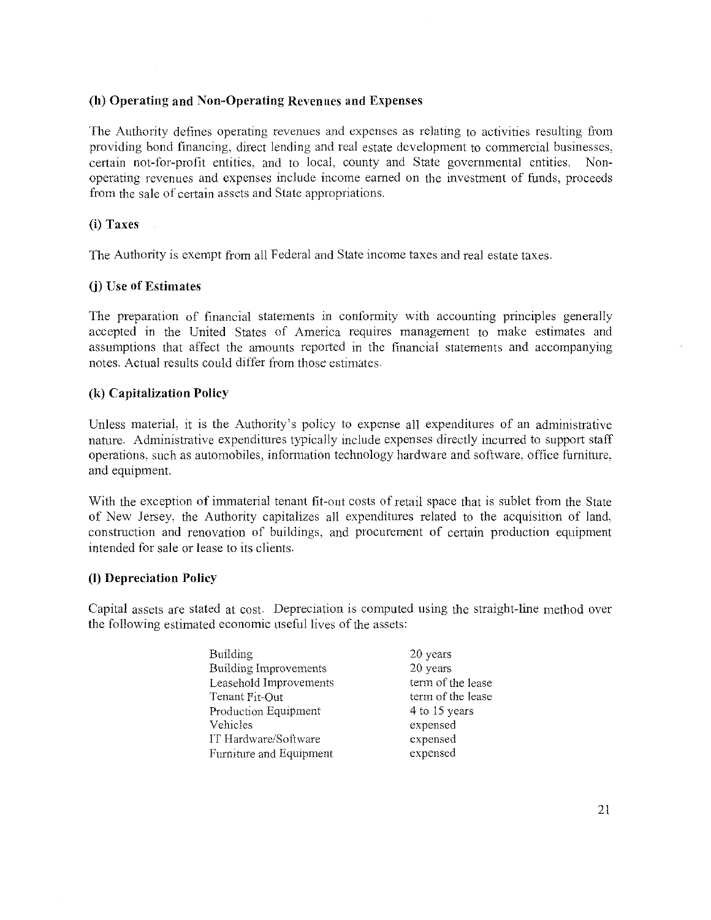### (h) Operating and Non-Operating Revenues and Expenses

The Authority defines operating revenues and expenses as relating to activities resulting from providing bond financing, direct lending and real estate development to commercial businesses, certain not-for-profit entities, and to local, county and State governmental entities. Non-operating revenues and expenses include income earned on the investment of funds, proceeds from the sale of certain assets and State appropriations.

### (i) Taxes

The Authority is exempt from all Federal and State income taxes and real estate taxes.

### (j) Use of Estimates

The preparation of financial statements in conformity with accounting principles generally accepted in the United States of America requires management to make estimates and assumptions that affect the amounts reported in the financial statements and accompanying notes. Actual results could differ from those estimates.

### (k) Capitalization Policy

Unless material, it is the Authority's policy to expense all expenditures of an administrative nature. Administrative expenditures typically include expenses directly incurred to support staff operations, such as automobiles, information technology hardware and software, office furniture, and equipment.

With the exception of immaterial tenant fit-out costs of retail space that is sublet from the State of New Jersey, the Authority capitalizes all expenditures related to the acquisition of land, construction and renovation of buildings, and procurement of certain production equipment intended for sale or lease to its clients.

### (l) Depreciation Policy

Capital assets are stated at cost. Depreciation is computed using the straight-line method over the following estimated economic useful lives of the assets:

| | |
|---|---|
| Building | 20 years |
| Building Improvements | 20 years |
| Leasehold Improvements | term of the lease |
| Tenant Fit-Out | term of the lease |
| Production Equipment | 4 to 15 years |
| Vehicles | expensed |
| IT Hardware/Software | expensed |
| Furniture and Equipment | expensed |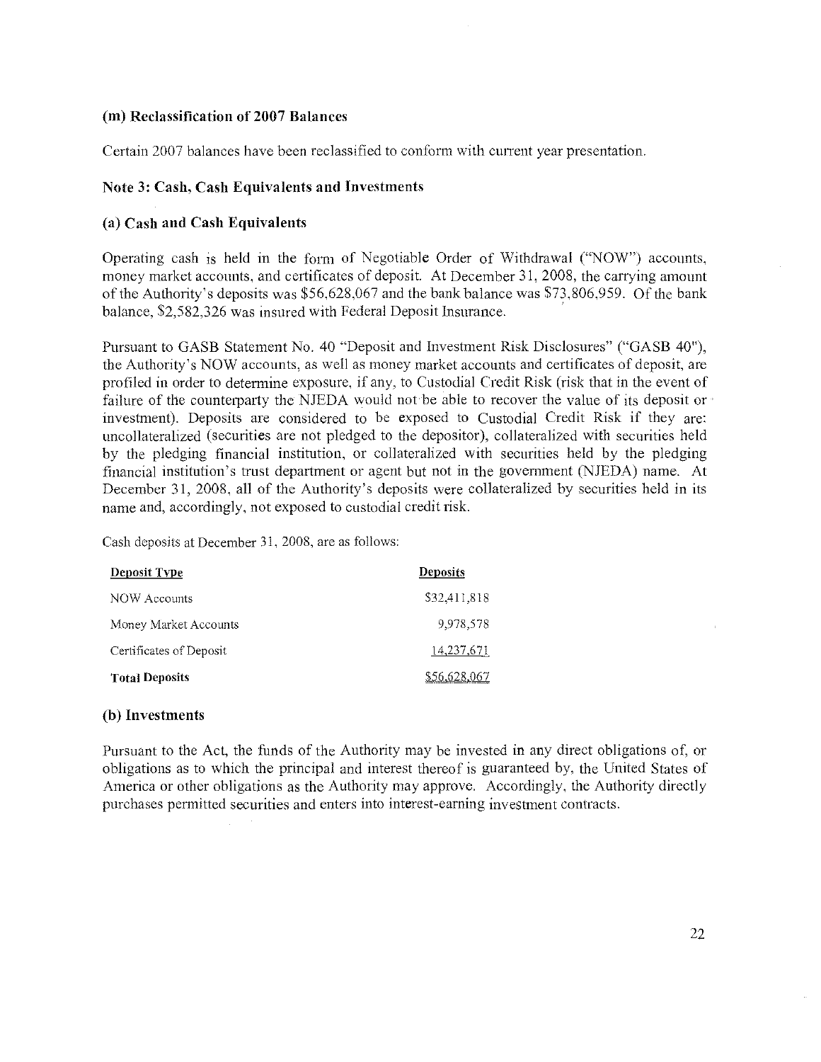### (m) Reclassification of 2007 Balances

Certain 2007 balances have been reclassified to conform with current year presentation.

### Note 3: Cash, Cash Equivalents and Investments

### (a) Cash and Cash Equivalents

Operating cash is held in the form of Negotiable Order of Withdrawal ("NOW") accounts, money market accounts, and certificates of deposit. At December 31, 2008, the carrying amount of the Authority's deposits was $56,628,067 and the bank balance was $73,806,959. Of the bank balance, $2,582,326 was insured with Federal Deposit Insurance.

Pursuant to GASB Statement No. 40 "Deposit and Investment Risk Disclosures" ("GASB 40"), the Authority's NOW accounts, as well as money market accounts and certificates of deposit, are profiled in order to determine exposure, if any, to Custodial Credit Risk (risk that in the event of failure of the counterparty the NJEDA would not be able to recover the value of its deposit or investment). Deposits are considered to be exposed to Custodial Credit Risk if they are: uncollateralized (securities are not pledged to the depositor), collateralized with securities held by the pledging financial institution, or collateralized with securities held by the pledging financial institution's trust department or agent but not in the government (NJEDA) name. At December 31, 2008, all of the Authority's deposits were collateralized by securities held in its name and, accordingly, not exposed to custodial credit risk.

Cash deposits at December 31, 2008, are as follows:

| Deposit Type | Deposits |
|---|---|
| NOW Accounts | $32,411,818 |
| Money Market Accounts | 9,978,578 |
| Certificates of Deposit | 14,237,671 |
| **Total Deposits** | $56,628,067 |

### (b) Investments

Pursuant to the Act, the funds of the Authority may be invested in any direct obligations of, or obligations as to which the principal and interest thereof is guaranteed by, the United States of America or other obligations as the Authority may approve. Accordingly, the Authority directly purchases permitted securities and enters into interest-earning investment contracts.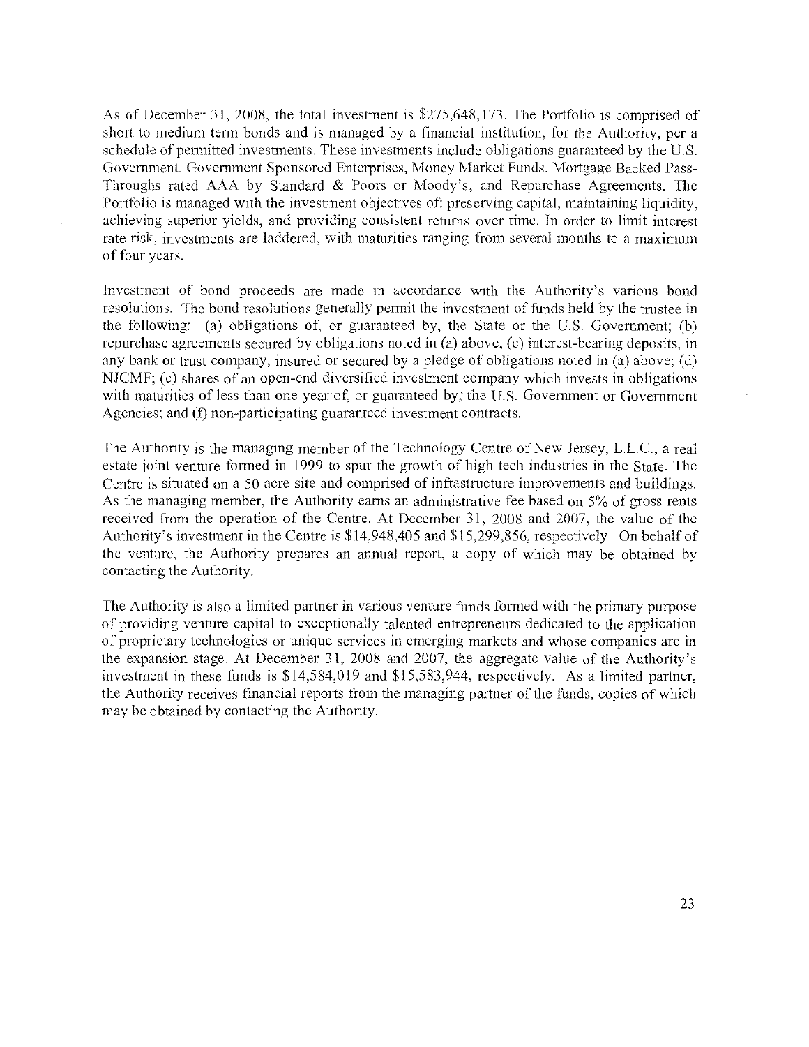As of December 31, 2008, the total investment is $275,648,173. The Portfolio is comprised of short to medium term bonds and is managed by a financial institution, for the Authority, per a schedule of permitted investments. These investments include obligations guaranteed by the U.S. Government, Government Sponsored Enterprises, Money Market Funds, Mortgage Backed Pass-Throughs rated AAA by Standard & Poors or Moody's, and Repurchase Agreements. The Portfolio is managed with the investment objectives of: preserving capital, maintaining liquidity, achieving superior yields, and providing consistent returns over time. In order to limit interest rate risk, investments are laddered, with maturities ranging from several months to a maximum of four years.

Investment of bond proceeds are made in accordance with the Authority's various bond resolutions. The bond resolutions generally permit the investment of funds held by the trustee in the following: (a) obligations of, or guaranteed by, the State or the U.S. Government; (b) repurchase agreements secured by obligations noted in (a) above; (c) interest-bearing deposits, in any bank or trust company, insured or secured by a pledge of obligations noted in (a) above; (d) NJCMF; (e) shares of an open-end diversified investment company which invests in obligations with maturities of less than one year of, or guaranteed by, the U.S. Government or Government Agencies; and (f) non-participating guaranteed investment contracts.

The Authority is the managing member of the Technology Centre of New Jersey, L.L.C., a real estate joint venture formed in 1999 to spur the growth of high tech industries in the State. The Centre is situated on a 50 acre site and comprised of infrastructure improvements and buildings. As the managing member, the Authority earns an administrative fee based on 5% of gross rents received from the operation of the Centre. At December 31, 2008 and 2007, the value of the Authority's investment in the Centre is $14,948,405 and $15,299,856, respectively. On behalf of the venture, the Authority prepares an annual report, a copy of which may be obtained by contacting the Authority.

The Authority is also a limited partner in various venture funds formed with the primary purpose of providing venture capital to exceptionally talented entrepreneurs dedicated to the application of proprietary technologies or unique services in emerging markets and whose companies are in the expansion stage. At December 31, 2008 and 2007, the aggregate value of the Authority's investment in these funds is $14,584,019 and $15,583,944, respectively. As a limited partner, the Authority receives financial reports from the managing partner of the funds, copies of which may be obtained by contacting the Authority.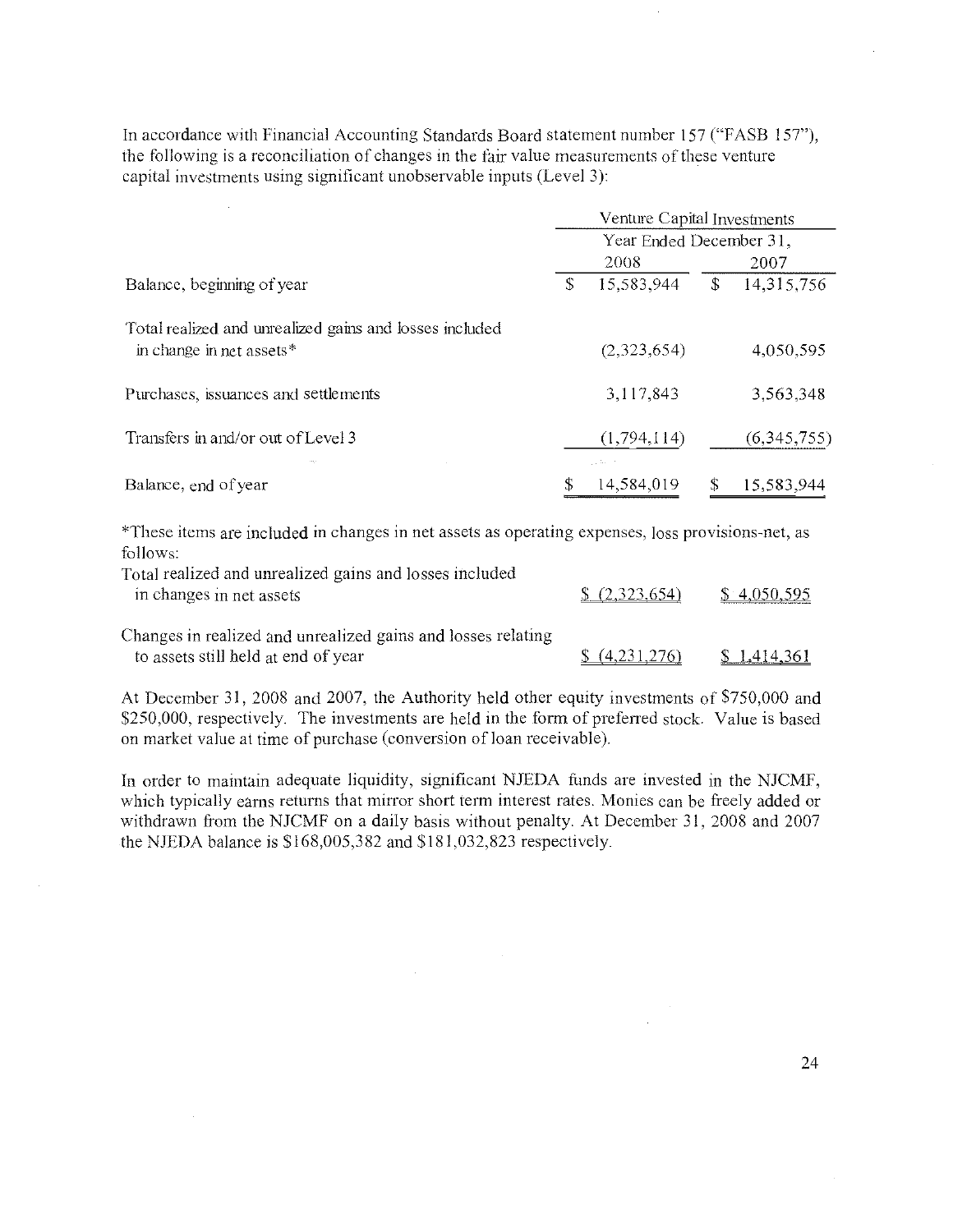In accordance with Financial Accounting Standards Board statement number 157 ("FASB 157"), the following is a reconciliation of changes in the fair value measurements of these venture capital investments using significant unobservable inputs (Level 3):

| | Venture Capital Investments | |
|---|---|---|
| | Year Ended December 31, | |
| | 2008 | 2007 |
| Balance, beginning of year | $ 15,583,944 | $ 14,315,756 |
| Total realized and unrealized gains and losses included in change in net assets* | (2,323,654) | 4,050,595 |
| Purchases, issuances and settlements | 3,117,843 | 3,563,348 |
| Transfers in and/or out of Level 3 | (1,794,114) | (6,345,755) |
| Balance, end of year | $ 14,584,019 | $ 15,583,944 |

*These items are included in changes in net assets as operating expenses, loss provisions-net, as follows:

| | | |
|---|---|---|
| Total realized and unrealized gains and losses included in changes in net assets | $ (2,323,654) | $ 4,050,595 |
| Changes in realized and unrealized gains and losses relating to assets still held at end of year | $ (4,231,276) | $ 1,414,361 |

At December 31, 2008 and 2007, the Authority held other equity investments of $750,000 and $250,000, respectively. The investments are held in the form of preferred stock. Value is based on market value at time of purchase (conversion of loan receivable).

In order to maintain adequate liquidity, significant NJEDA funds are invested in the NJCMF, which typically earns returns that mirror short term interest rates. Monies can be freely added or withdrawn from the NJCMF on a daily basis without penalty. At December 31, 2008 and 2007 the NJEDA balance is $168,005,382 and $181,032,823 respectively.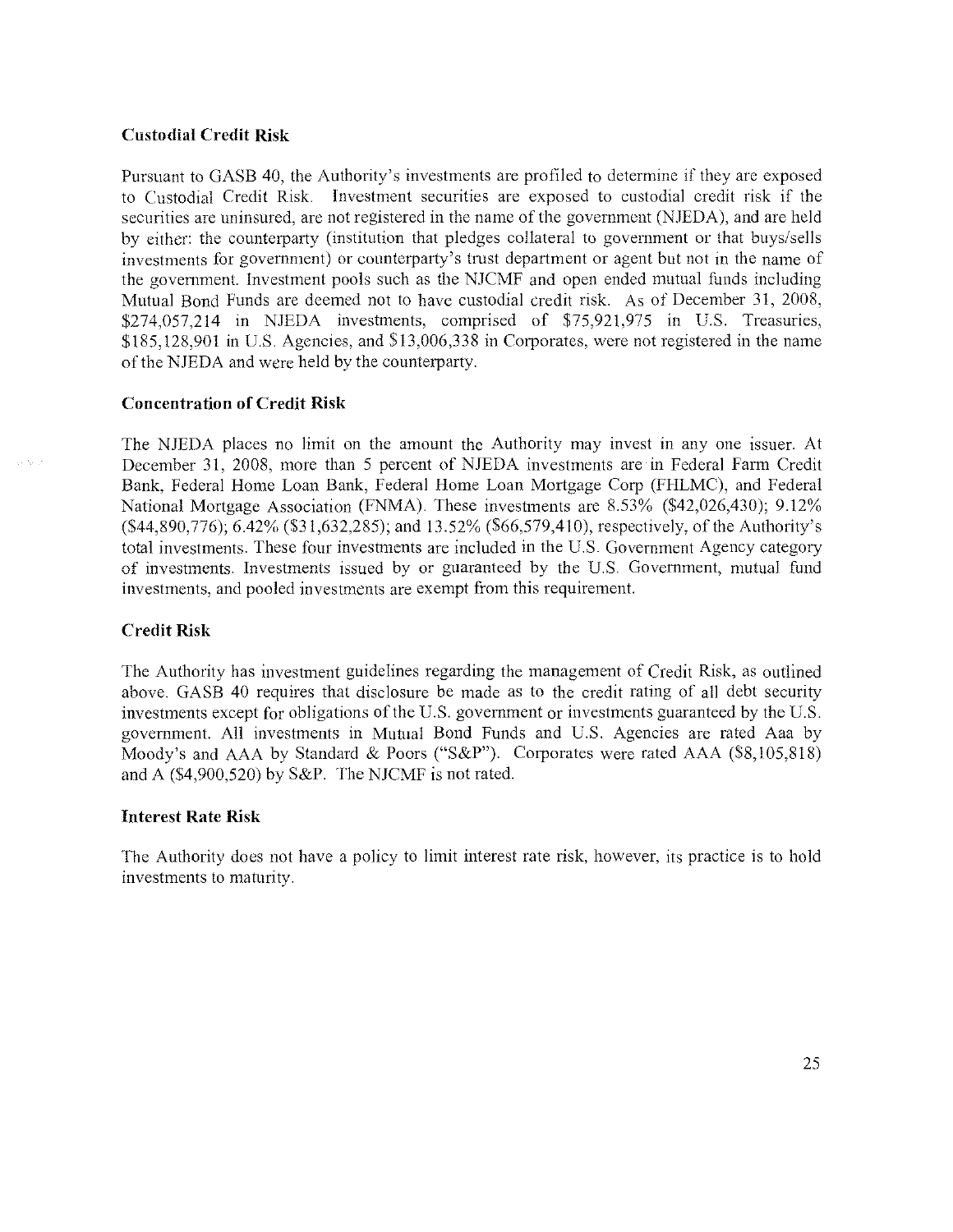### Custodial Credit Risk

Pursuant to GASB 40, the Authority's investments are profiled to determine if they are exposed to Custodial Credit Risk. Investment securities are exposed to custodial credit risk if the securities are uninsured, are not registered in the name of the government (NJEDA), and are held by either: the counterparty (institution that pledges collateral to government or that buys/sells investments for government) or counterparty's trust department or agent but not in the name of the government. Investment pools such as the NJCMF and open ended mutual funds including Mutual Bond Funds are deemed not to have custodial credit risk. As of December 31, 2008, $274,057,214 in NJEDA investments, comprised of $75,921,975 in U.S. Treasuries, $185,128,901 in U.S. Agencies, and $13,006,338 in Corporates, were not registered in the name of the NJEDA and were held by the counterparty.

### Concentration of Credit Risk

The NJEDA places no limit on the amount the Authority may invest in any one issuer. At December 31, 2008, more than 5 percent of NJEDA investments are in Federal Farm Credit Bank, Federal Home Loan Bank, Federal Home Loan Mortgage Corp (FHLMC), and Federal National Mortgage Association (FNMA). These investments are 8.53% ($42,026,430); 9.12% ($44,890,776); 6.42% ($31,632,285); and 13.52% ($66,579,410), respectively, of the Authority's total investments. These four investments are included in the U.S. Government Agency category of investments. Investments issued by or guaranteed by the U.S. Government, mutual fund investments, and pooled investments are exempt from this requirement.

### Credit Risk

The Authority has investment guidelines regarding the management of Credit Risk, as outlined above. GASB 40 requires that disclosure be made as to the credit rating of all debt security investments except for obligations of the U.S. government or investments guaranteed by the U.S. government. All investments in Mutual Bond Funds and U.S. Agencies are rated Aaa by Moody's and AAA by Standard & Poors ("S&P"). Corporates were rated AAA ($8,105,818) and A ($4,900,520) by S&P. The NJCMF is not rated.

### Interest Rate Risk

The Authority does not have a policy to limit interest rate risk, however, its practice is to hold investments to maturity.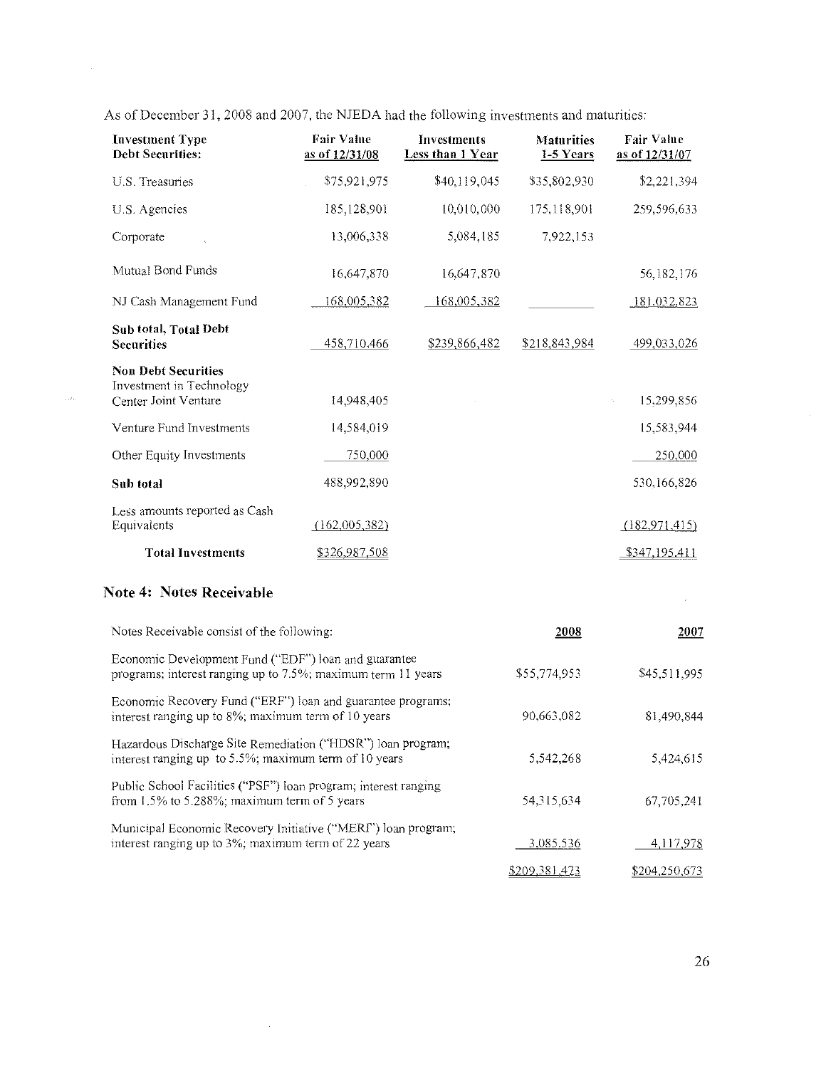As of December 31, 2008 and 2007, the NJEDA had the following investments and maturities:

| Investment Type<br>Debt Securities: | Fair Value as of 12/31/08 | Investments Less than 1 Year | Maturities 1-5 Years | Fair Value as of 12/31/07 |
|---|---|---|---|---|
| U.S. Treasuries | $75,921,975 | $40,119,045 | $35,802,930 | $2,221,394 |
| U.S. Agencies | 185,128,901 | 10,010,000 | 175,118,901 | 259,596,633 |
| Corporate | 13,006,338 | 5,084,185 | 7,922,153 | |
| Mutual Bond Funds | 16,647,870 | 16,647,870 | | 56,182,176 |
| NJ Cash Management Fund | 168,005,382 | 168,005,382 | | 181,032,823 |
| **Sub total, Total Debt Securities** | 458,710,466 | $239,866,482 | $218,843,984 | 499,033,026 |
| **Non Debt Securities**<br>Investment in Technology Center Joint Venture | 14,948,405 | | | 15,299,856 |
| Venture Fund Investments | 14,584,019 | | | 15,583,944 |
| Other Equity Investments | 750,000 | | | 250,000 |
| **Sub total** | 488,992,890 | | | 530,166,826 |
| Less amounts reported as Cash Equivalents | (162,005,382) | | | (182,971,415) |
| **Total Investments** | $326,987,508 | | | $347,195,411 |

## Note 4: Notes Receivable

| Notes Receivable consist of the following: | 2008 | 2007 |
|---|---|---|
| Economic Development Fund ("EDF") loan and guarantee programs; interest ranging up to 7.5%; maximum term 11 years | $55,774,953 | $45,511,995 |
| Economic Recovery Fund ("ERF") loan and guarantee programs; interest ranging up to 8%; maximum term of 10 years | 90,663,082 | 81,490,844 |
| Hazardous Discharge Site Remediation ("HDSR") loan program; interest ranging up to 5.5%; maximum term of 10 years | 5,542,268 | 5,424,615 |
| Public School Facilities ("PSF") loan program; interest ranging from 1.5% to 5.288%; maximum term of 5 years | 54,315,634 | 67,705,241 |
| Municipal Economic Recovery Initiative ("MERI") loan program; interest ranging up to 3%; maximum term of 22 years | 3,085,536 | 4,117,978 |
| | $209,381,473 | $204,250,673 |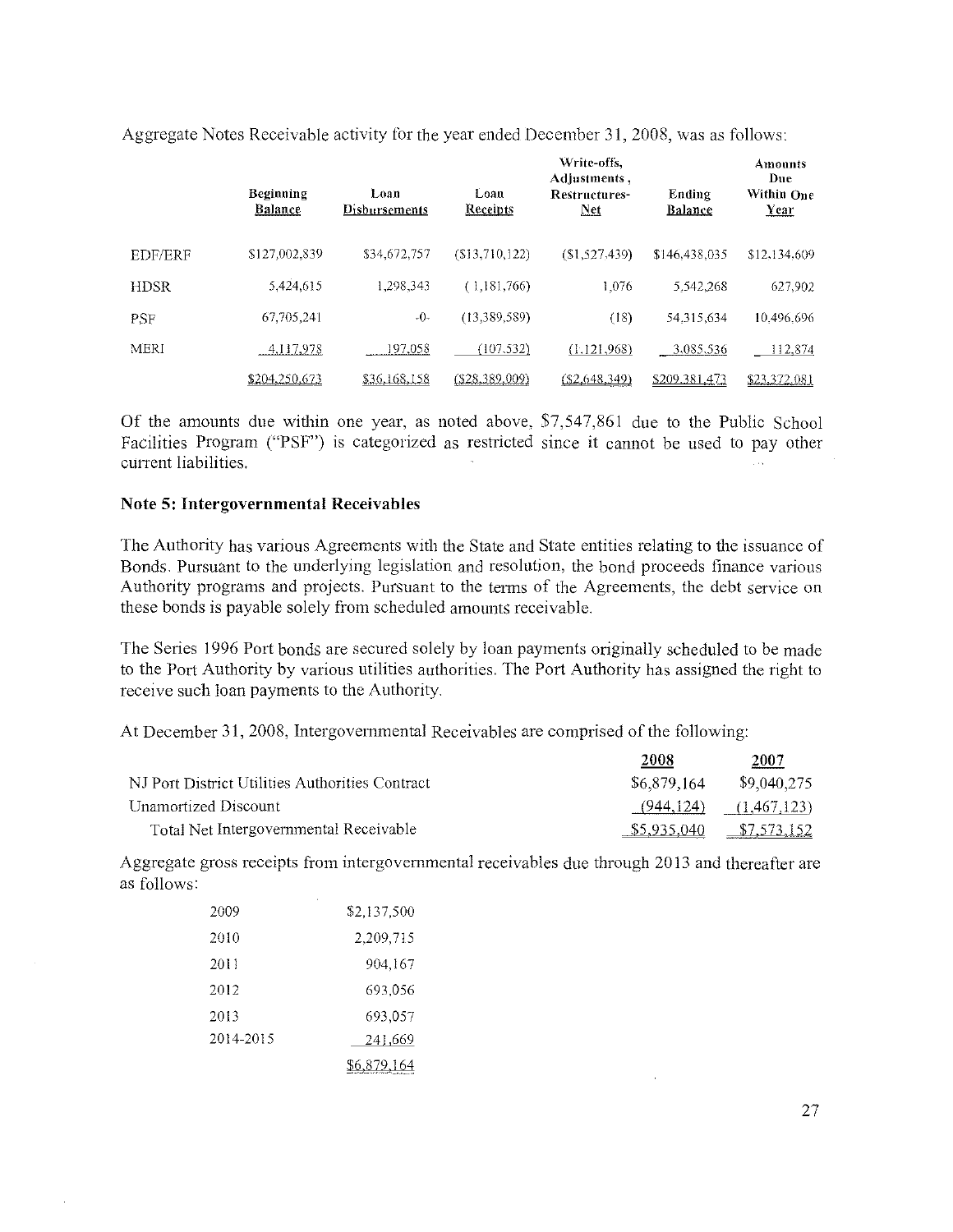Aggregate Notes Receivable activity for the year ended December 31, 2008, was as follows:

| | Beginning Balance | Loan Disbursements | Loan Receipts | Write-offs, Adjustments, Restructures-Net | Ending Balance | Amounts Due Within One Year |
|---|---|---|---|---|---|---|
| EDF/ERF | $127,002,839 | $34,672,757 | ($13,710,122) | ($1,527,439) | $146,438,035 | $12,134,609 |
| HDSR | 5,424,615 | 1,298,343 | ( 1,181,766) | 1,076 | 5,542,268 | 627,902 |
| PSF | 67,705,241 | -0- | (13,389,589) | (18) | 54,315,634 | 10,496,696 |
| MERI | 4,117,978 | 197,058 | (107,532) | (1,121,968) | 3,085,536 | 112,874 |
| | $204,250,673 | $36,168,158 | ($28,389,009) | ($2,648,349) | $209,381,473 | $23,372,081 |

Of the amounts due within one year, as noted above, $7,547,861 due to the Public School Facilities Program ("PSF") is categorized as restricted since it cannot be used to pay other current liabilities.

### Note 5: Intergovernmental Receivables

The Authority has various Agreements with the State and State entities relating to the issuance of Bonds. Pursuant to the underlying legislation and resolution, the bond proceeds finance various Authority programs and projects. Pursuant to the terms of the Agreements, the debt service on these bonds is payable solely from scheduled amounts receivable.

The Series 1996 Port bonds are secured solely by loan payments originally scheduled to be made to the Port Authority by various utilities authorities. The Port Authority has assigned the right to receive such loan payments to the Authority.

At December 31, 2008, Intergovernmental Receivables are comprised of the following:

| | 2008 | 2007 |
|---|---|---|
| NJ Port District Utilities Authorities Contract | $6,879,164 | $9,040,275 |
| Unamortized Discount | (944,124) | (1,467,123) |
| Total Net Intergovernmental Receivable | $5,935,040 | $7,573,152 |

Aggregate gross receipts from intergovernmental receivables due through 2013 and thereafter are as follows:

| | |
|---|---|
| 2009 | $2,137,500 |
| 2010 | 2,209,715 |
| 2011 | 904,167 |
| 2012 | 693,056 |
| 2013 | 693,057 |
| 2014-2015 | 241,669 |
| | $6,879,164 |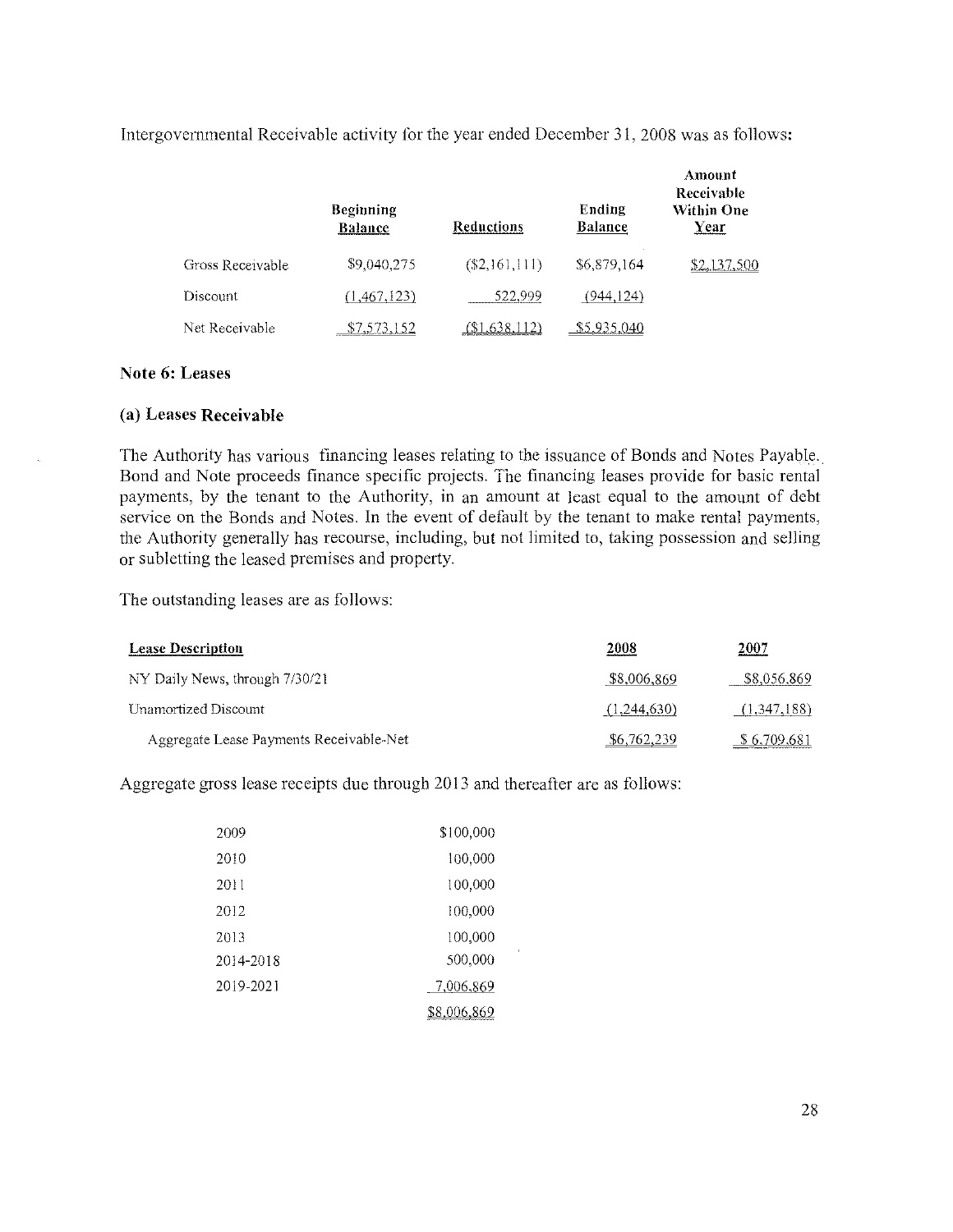Intergovernmental Receivable activity for the year ended December 31, 2008 was as follows:

| | Beginning Balance | Reductions | Ending Balance | Amount Receivable Within One Year |
|---|---|---|---|---|
| Gross Receivable | $9,040,275 | ($2,161,111) | $6,879,164 | $2,137,500 |
| Discount | (1,467,123) | 522,999 | (944,124) | |
| Net Receivable | $7,573,152 | ($1,638,112) | $5,935,040 | |

### Note 6: Leases

### (a) Leases Receivable

The Authority has various financing leases relating to the issuance of Bonds and Notes Payable. Bond and Note proceeds finance specific projects. The financing leases provide for basic rental payments, by the tenant to the Authority, in an amount at least equal to the amount of debt service on the Bonds and Notes. In the event of default by the tenant to make rental payments, the Authority generally has recourse, including, but not limited to, taking possession and selling or subletting the leased premises and property.

The outstanding leases are as follows:

| Lease Description | 2008 | 2007 |
|---|---|---|
| NY Daily News, through 7/30/21 | $8,006,869 | $8,056,869 |
| Unamortized Discount | (1,244,630) | (1,347,188) |
| Aggregate Lease Payments Receivable-Net | $6,762,239 | $ 6,709,681 |

Aggregate gross lease receipts due through 2013 and thereafter are as follows:

| | |
|---|---|
| 2009 | $100,000 |
| 2010 | 100,000 |
| 2011 | 100,000 |
| 2012 | 100,000 |
| 2013 | 100,000 |
| 2014-2018 | 500,000 |
| 2019-2021 | 7,006,869 |
| | $8,006,869 |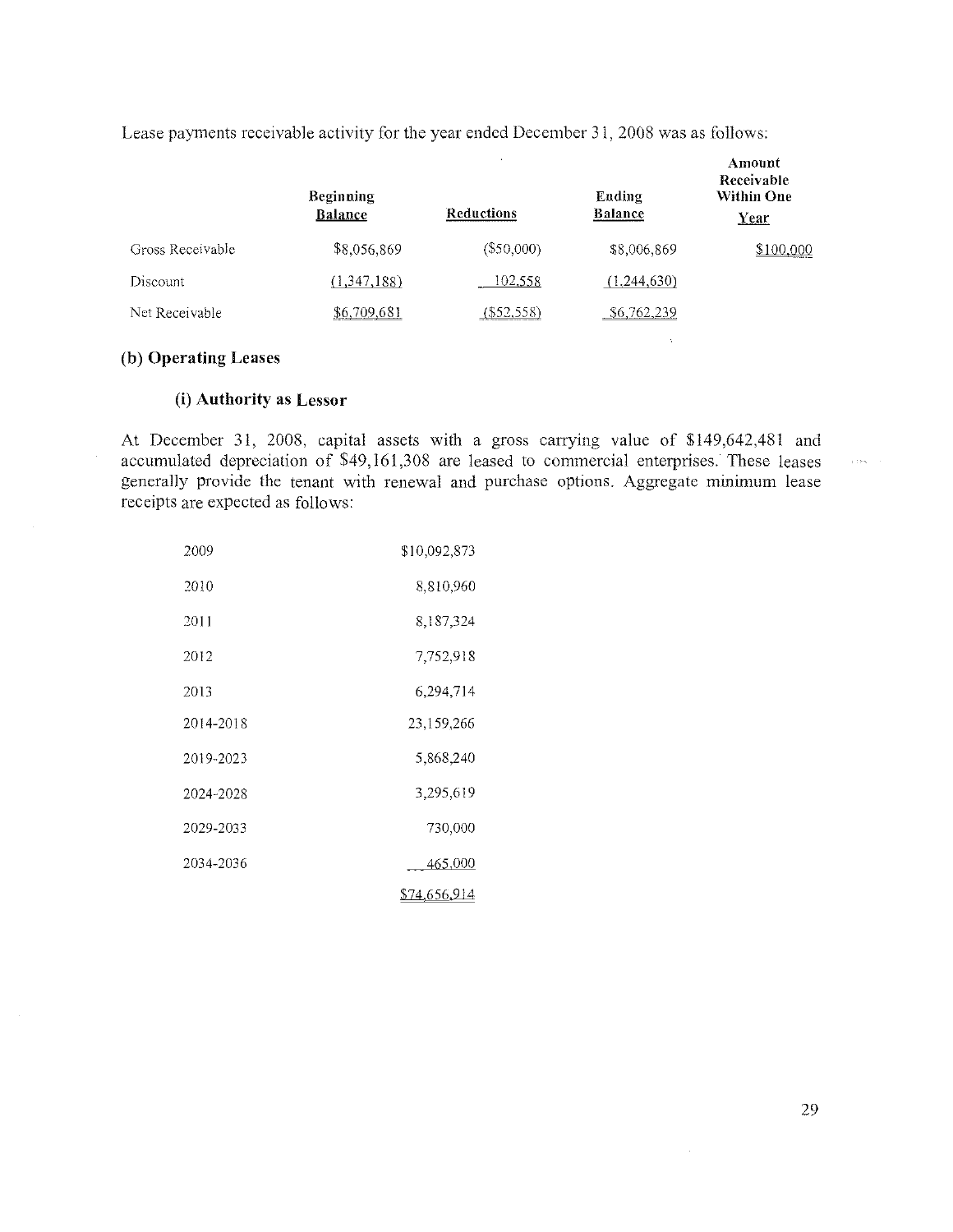Lease payments receivable activity for the year ended December 31, 2008 was as follows:

| | Beginning Balance | Reductions | Ending Balance | Amount Receivable Within One Year |
|---|---|---|---|---|
| Gross Receivable | $8,056,869 | ($50,000) | $8,006,869 | $100,000 |
| Discount | (1,347,188) | 102,558 | (1,244,630) | |
| Net Receivable | $6,709,681 | ($52,558) | $6,762,239 | |

## (b) Operating Leases

### (i) Authority as Lessor

At December 31, 2008, capital assets with a gross carrying value of $149,642,481 and accumulated depreciation of $49,161,308 are leased to commercial enterprises. These leases generally provide the tenant with renewal and purchase options. Aggregate minimum lease receipts are expected as follows:

| | |
|---|---|
| 2009 | $10,092,873 |
| 2010 | 8,810,960 |
| 2011 | 8,187,324 |
| 2012 | 7,752,918 |
| 2013 | 6,294,714 |
| 2014-2018 | 23,159,266 |
| 2019-2023 | 5,868,240 |
| 2024-2028 | 3,295,619 |
| 2029-2033 | 730,000 |
| 2034-2036 | 465,000 |
| | $74,656,914 |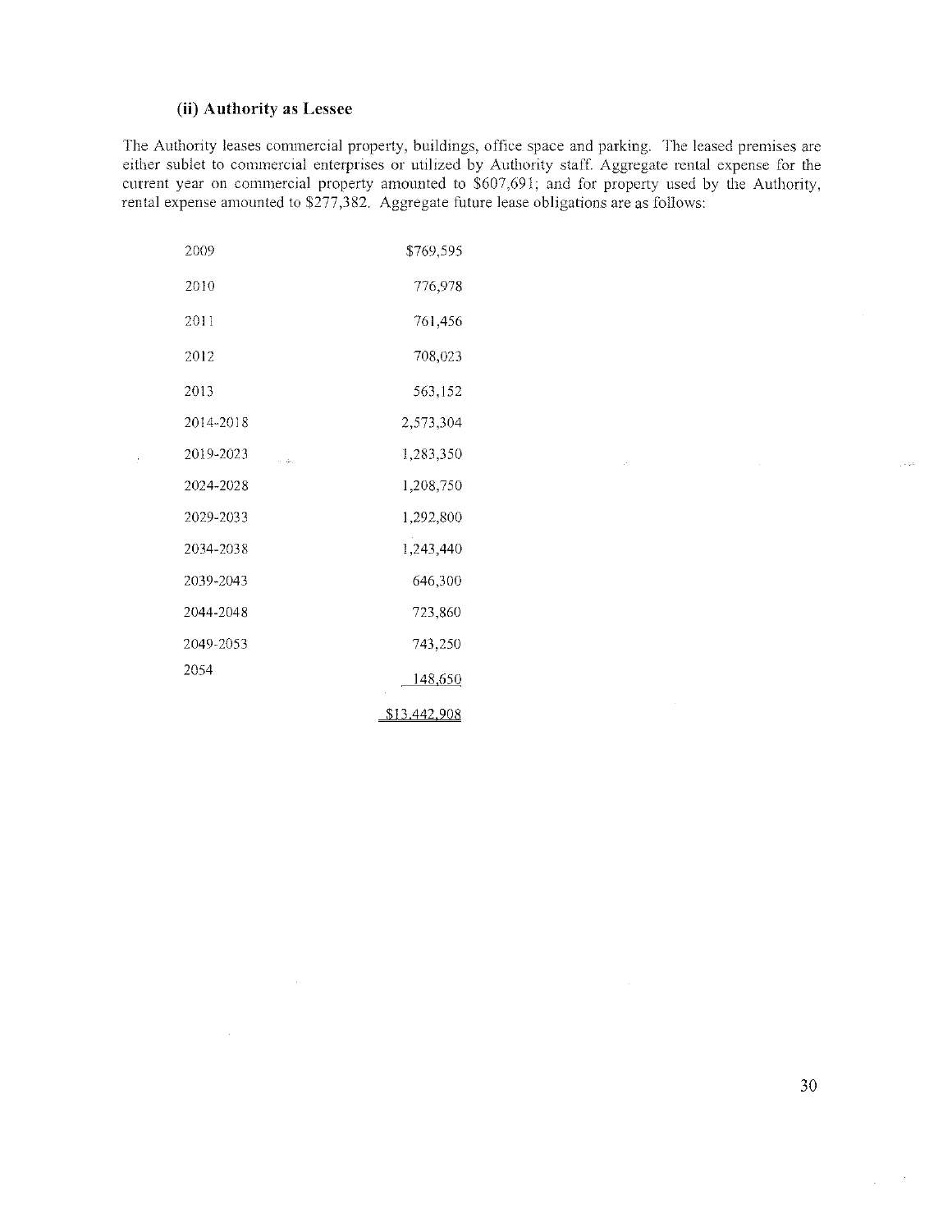### (ii) Authority as Lessee

The Authority leases commercial property, buildings, office space and parking. The leased premises are either sublet to commercial enterprises or utilized by Authority staff. Aggregate rental expense for the current year on commercial property amounted to $607,691; and for property used by the Authority, rental expense amounted to $277,382. Aggregate future lease obligations are as follows:

| | |
|---|---|
| 2009 | $769,595 |
| 2010 | 776,978 |
| 2011 | 761,456 |
| 2012 | 708,023 |
| 2013 | 563,152 |
| 2014-2018 | 2,573,304 |
| 2019-2023 | 1,283,350 |
| 2024-2028 | 1,208,750 |
| 2029-2033 | 1,292,800 |
| 2034-2038 | 1,243,440 |
| 2039-2043 | 646,300 |
| 2044-2048 | 723,860 |
| 2049-2053 | 743,250 |
| 2054 | 148,650 |
| | $13,442,908 |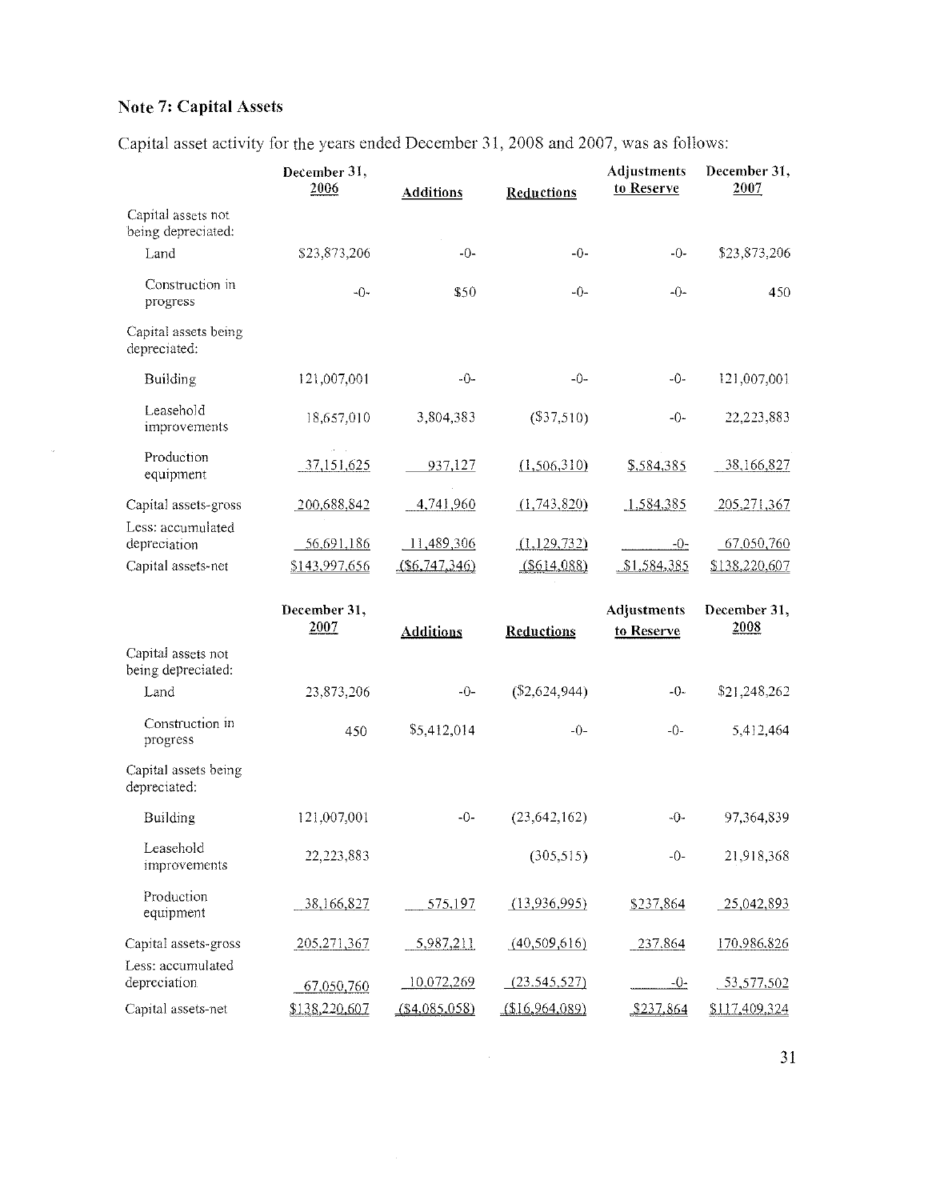## Note 7: Capital Assets

Capital asset activity for the years ended December 31, 2008 and 2007, was as follows:

| | December 31, 2006 | Additions | Reductions | Adjustments to Reserve | December 31, 2007 |
|---|---|---|---|---|---|
| Capital assets not being depreciated: | | | | | |
| Land | $23,873,206 | -0- | -0- | -0- | $23,873,206 |
| Construction in progress | -0- | $50 | -0- | -0- | 450 |
| Capital assets being depreciated: | | | | | |
| Building | 121,007,001 | -0- | -0- | -0- | 121,007,001 |
| Leasehold improvements | 18,657,010 | 3,804,383 | ($37,510) | -0- | 22,223,883 |
| Production equipment | 37,151,625 | 937,127 | (1,506,310) | $.584,385 | 38,166,827 |
| Capital assets-gross | 200,688,842 | 4,741,960 | (1,743,820) | 1,584,385 | 205,271,367 |
| Less: accumulated depreciation | 56,691,186 | 11,489,306 | (1,129,732) | -0- | 67,050,760 |
| Capital assets-net | $143,997,656 | ($6,747,346) | ($614,088) | $1,584,385 | $138,220,607 |

| | December 31, 2007 | Additions | Reductions | Adjustments to Reserve | December 31, 2008 |
|---|---|---|---|---|---|
| Capital assets not being depreciated: | | | | | |
| Land | 23,873,206 | -0- | ($2,624,944) | -0- | $21,248,262 |
| Construction in progress | 450 | $5,412,014 | -0- | -0- | 5,412,464 |
| Capital assets being depreciated: | | | | | |
| Building | 121,007,001 | -0- | (23,642,162) | -0- | 97,364,839 |
| Leasehold improvements | 22,223,883 | | (305,515) | -0- | 21,918,368 |
| Production equipment | 38,166,827 | 575,197 | (13,936,995) | $237,864 | 25,042,893 |
| Capital assets-gross | 205,271,367 | 5,987,211 | (40,509,616) | 237,864 | 170,986,826 |
| Less: accumulated depreciation | 67,050,760 | 10,072,269 | (23,545,527) | -0- | 53,577,502 |
| Capital assets-net | $138,220,607 | ($4,085,058) | ($16,964,089) | $237,864 | $117,409,324 |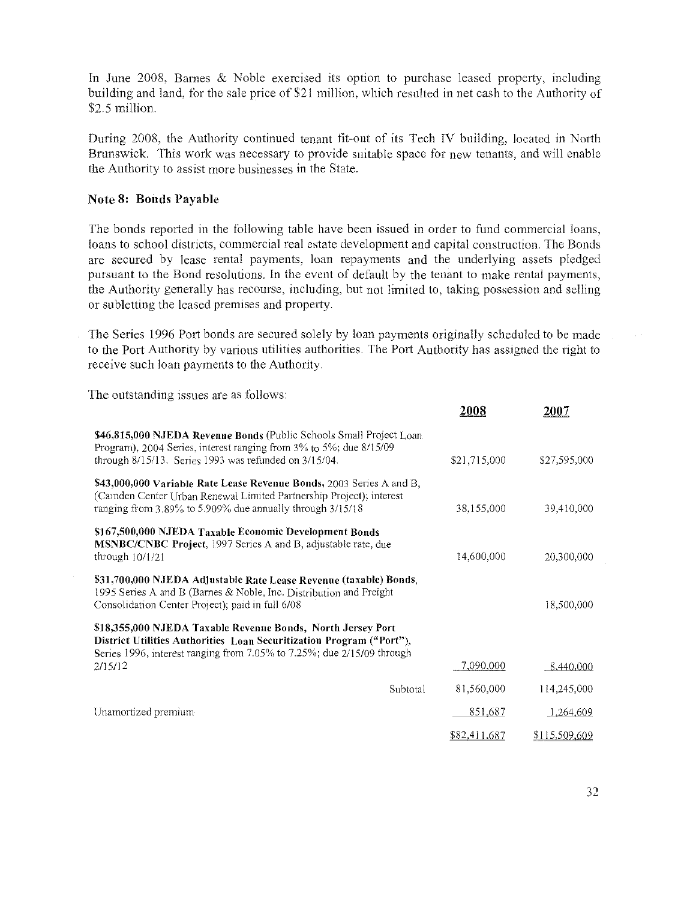In June 2008, Barnes & Noble exercised its option to purchase leased property, including building and land, for the sale price of $21 million, which resulted in net cash to the Authority of $2.5 million.

During 2008, the Authority continued tenant fit-out of its Tech IV building, located in North Brunswick. This work was necessary to provide suitable space for new tenants, and will enable the Authority to assist more businesses in the State.

### Note 8: Bonds Payable

The bonds reported in the following table have been issued in order to fund commercial loans, loans to school districts, commercial real estate development and capital construction. The Bonds are secured by lease rental payments, loan repayments and the underlying assets pledged pursuant to the Bond resolutions. In the event of default by the tenant to make rental payments, the Authority generally has recourse, including, but not limited to, taking possession and selling or subletting the leased premises and property.

The Series 1996 Port bonds are secured solely by loan payments originally scheduled to be made to the Port Authority by various utilities authorities. The Port Authority has assigned the right to receive such loan payments to the Authority.

The outstanding issues are as follows:

| | 2008 | 2007 |
|---|---|---|
| **$46,815,000 NJEDA Revenue Bonds** (Public Schools Small Project Loan Program), 2004 Series, interest ranging from 3% to 5%; due 8/15/09 through 8/15/13. Series 1993 was refunded on 3/15/04. | $21,715,000 | $27,595,000 |
| **$43,000,000 Variable Rate Lease Revenue Bonds,** 2003 Series A and B, (Camden Center Urban Renewal Limited Partnership Project); interest ranging from 3.89% to 5.909% due annually through 3/15/18 | 38,155,000 | 39,410,000 |
| **$167,500,000 NJEDA Taxable Economic Development Bonds MSNBC/CNBC Project,** 1997 Series A and B, adjustable rate, due through 10/1/21 | 14,600,000 | 20,300,000 |
| **$31,700,000 NJEDA Adjustable Rate Lease Revenue (taxable) Bonds,** 1995 Series A and B (Barnes & Noble, Inc. Distribution and Freight Consolidation Center Project); paid in full 6/08 | | 18,500,000 |
| **$18,355,000 NJEDA Taxable Revenue Bonds, North Jersey Port District Utilities Authorities Loan Securitization Program ("Port"),** Series 1996, interest ranging from 7.05% to 7.25%; due 2/15/09 through 2/15/12 | 7,090,000 | 8,440,000 |
| Subtotal | 81,560,000 | 114,245,000 |
| Unamortized premium | 851,687 | 1,264,609 |
| | $82,411,687 | $115,509,609 |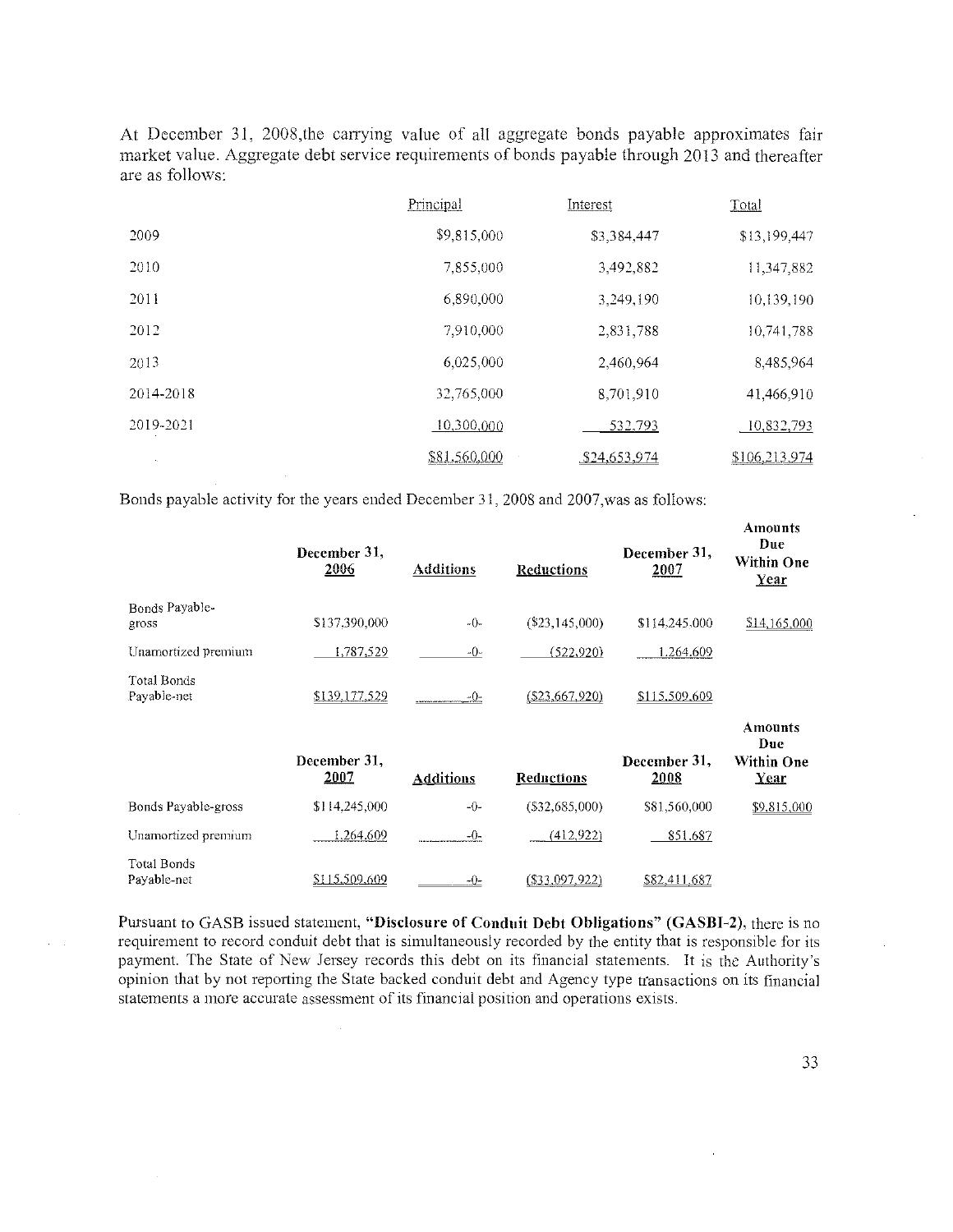At December 31, 2008,the carrying value of all aggregate bonds payable approximates fair market value. Aggregate debt service requirements of bonds payable through 2013 and thereafter are as follows:

| | Principal | Interest | Total |
|---|---|---|---|
| 2009 | $9,815,000 | $3,384,447 | $13,199,447 |
| 2010 | 7,855,000 | 3,492,882 | 11,347,882 |
| 2011 | 6,890,000 | 3,249,190 | 10,139,190 |
| 2012 | 7,910,000 | 2,831,788 | 10,741,788 |
| 2013 | 6,025,000 | 2,460,964 | 8,485,964 |
| 2014-2018 | 32,765,000 | 8,701,910 | 41,466,910 |
| 2019-2021 | 10,300,000 | 532,793 | 10,832,793 |
| | $81,560,000 | $24,653,974 | $106,213,974 |

Bonds payable activity for the years ended December 31, 2008 and 2007,was as follows:

| | December 31, 2006 | Additions | Reductions | December 31, 2007 | Amounts Due Within One Year |
|---|---|---|---|---|---|
| Bonds Payable-gross | $137,390,000 | -0- | ($23,145,000) | $114,245,000 | $14,165,000 |
| Unamortized premium | 1,787,529 | -0- | (522,920) | 1,264,609 | |
| Total Bonds Payable-net | $139,177,529 | -0- | ($23,667,920) | $115,509,609 | |

| | December 31, 2007 | Additions | Reductions | December 31, 2008 | Amounts Due Within One Year |
|---|---|---|---|---|---|
| Bonds Payable-gross | $114,245,000 | -0- | ($32,685,000) | $81,560,000 | $9,815,000 |
| Unamortized premium | 1,264,609 | -0- | (412,922) | 851,687 | |
| Total Bonds Payable-net | $115,509,609 | -0- | ($33,097,922) | $82,411,687 | |

Pursuant to GASB issued statement, **"Disclosure of Conduit Debt Obligations" (GASBI-2)**, there is no requirement to record conduit debt that is simultaneously recorded by the entity that is responsible for its payment. The State of New Jersey records this debt on its financial statements. It is the Authority's opinion that by not reporting the State backed conduit debt and Agency type transactions on its financial statements a more accurate assessment of its financial position and operations exists.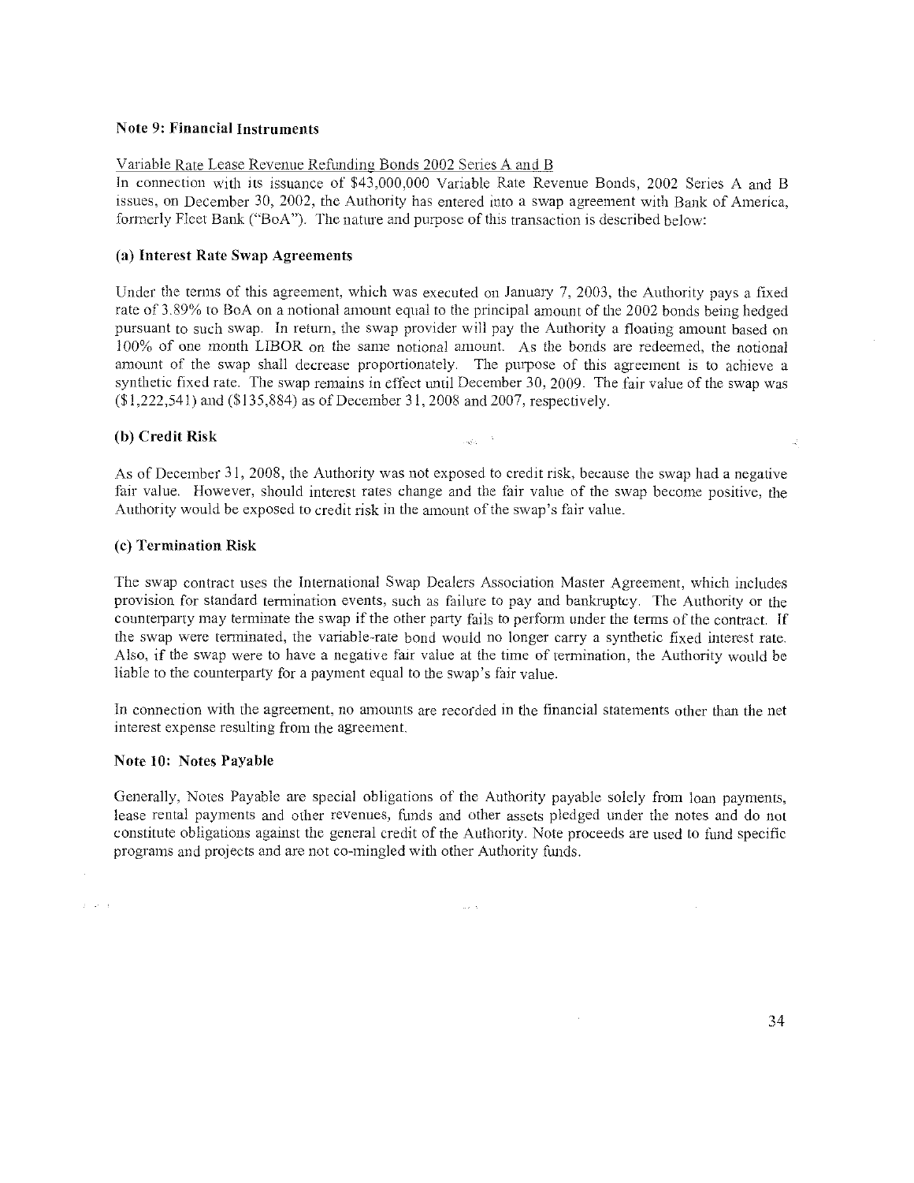## Note 9: Financial Instruments

Variable Rate Lease Revenue Refunding Bonds 2002 Series A and B

In connection with its issuance of $43,000,000 Variable Rate Revenue Bonds, 2002 Series A and B issues, on December 30, 2002, the Authority has entered into a swap agreement with Bank of America, formerly Fleet Bank ("BoA"). The nature and purpose of this transaction is described below:

### (a) Interest Rate Swap Agreements

Under the terms of this agreement, which was executed on January 7, 2003, the Authority pays a fixed rate of 3.89% to BoA on a notional amount equal to the principal amount of the 2002 bonds being hedged pursuant to such swap. In return, the swap provider will pay the Authority a floating amount based on 100% of one month LIBOR on the same notional amount. As the bonds are redeemed, the notional amount of the swap shall decrease proportionately. The purpose of this agreement is to achieve a synthetic fixed rate. The swap remains in effect until December 30, 2009. The fair value of the swap was ($1,222,541) and ($135,884) as of December 31, 2008 and 2007, respectively.

### (b) Credit Risk

As of December 31, 2008, the Authority was not exposed to credit risk, because the swap had a negative fair value. However, should interest rates change and the fair value of the swap become positive, the Authority would be exposed to credit risk in the amount of the swap's fair value.

### (c) Termination Risk

The swap contract uses the International Swap Dealers Association Master Agreement, which includes provision for standard termination events, such as failure to pay and bankruptcy. The Authority or the counterparty may terminate the swap if the other party fails to perform under the terms of the contract. If the swap were terminated, the variable-rate bond would no longer carry a synthetic fixed interest rate. Also, if the swap were to have a negative fair value at the time of termination, the Authority would be liable to the counterparty for a payment equal to the swap's fair value.

In connection with the agreement, no amounts are recorded in the financial statements other than the net interest expense resulting from the agreement.

## Note 10: Notes Payable

Generally, Notes Payable are special obligations of the Authority payable solely from loan payments, lease rental payments and other revenues, funds and other assets pledged under the notes and do not constitute obligations against the general credit of the Authority. Note proceeds are used to fund specific programs and projects and are not co-mingled with other Authority funds.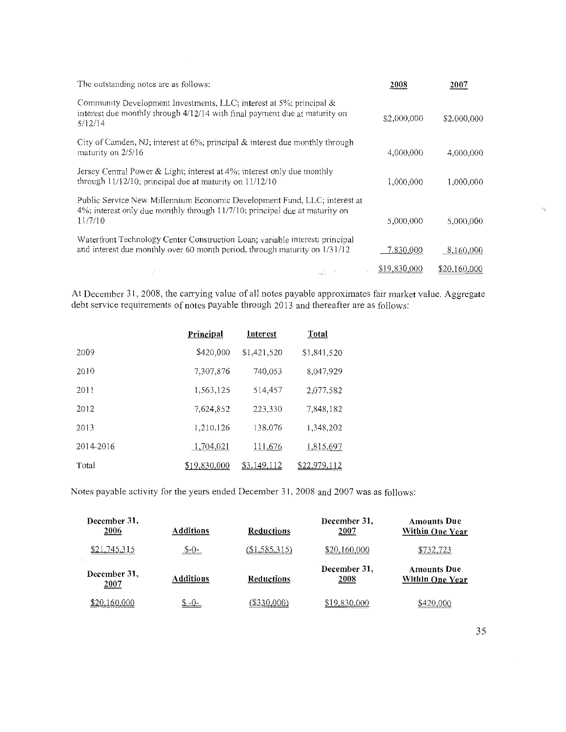| The outstanding notes are as follows: | 2008 | 2007 |
|---|---|---|
| Community Development Investments, LLC; interest at 5%; principal & interest due monthly through 4/12/14 with final payment due at maturity on 5/12/14 | $2,000,000 | $2,000,000 |
| City of Camden, NJ; interest at 6%; principal & interest due monthly through maturity on 2/5/16 | 4,000,000 | 4,000,000 |
| Jersey Central Power & Light; interest at 4%; interest only due monthly through 11/12/10; principal due at maturity on 11/12/10 | 1,000,000 | 1,000,000 |
| Public Service New Millennium Economic Development Fund, LLC; interest at 4%; interest only due monthly through 11/7/10; principal due at maturity on 11/7/10 | 5,000,000 | 5,000,000 |
| Waterfront Technology Center Construction Loan; variable interest; principal and interest due monthly over 60 month period, through maturity on 1/31/12 | 7,830,000 | 8,160,000 |
| | $19,830,000 | $20,160,000 |

At December 31, 2008, the carrying value of all notes payable approximates fair market value. Aggregate debt service requirements of notes payable through 2013 and thereafter are as follows:

| | Principal | Interest | Total |
|---|---|---|---|
| 2009 | $420,000 | $1,421,520 | $1,841,520 |
| 2010 | 7,307,876 | 740,053 | 8,047,929 |
| 2011 | 1,563,125 | 514,457 | 2,077,582 |
| 2012 | 7,624,852 | 223,330 | 7,848,182 |
| 2013 | 1,210,126 | 138,076 | 1,348,202 |
| 2014-2016 | 1,704,021 | 111,676 | 1,815,697 |
| Total | $19,830,000 | $3,149,112 | $22,979,112 |

Notes payable activity for the years ended December 31, 2008 and 2007 was as follows:

| December 31, 2006 | Additions | Reductions | December 31, 2007 | Amounts Due Within One Year |
|---|---|---|---|---|
| $21,745,315 | $-0- | ($1,585,315) | $20,160,000 | $732,723 |

| December 31, 2007 | Additions | Reductions | December 31, 2008 | Amounts Due Within One Year |
|---|---|---|---|---|
| $20,160,000 | $-0- | ($330,000) | $19,830,000 | $420,000 |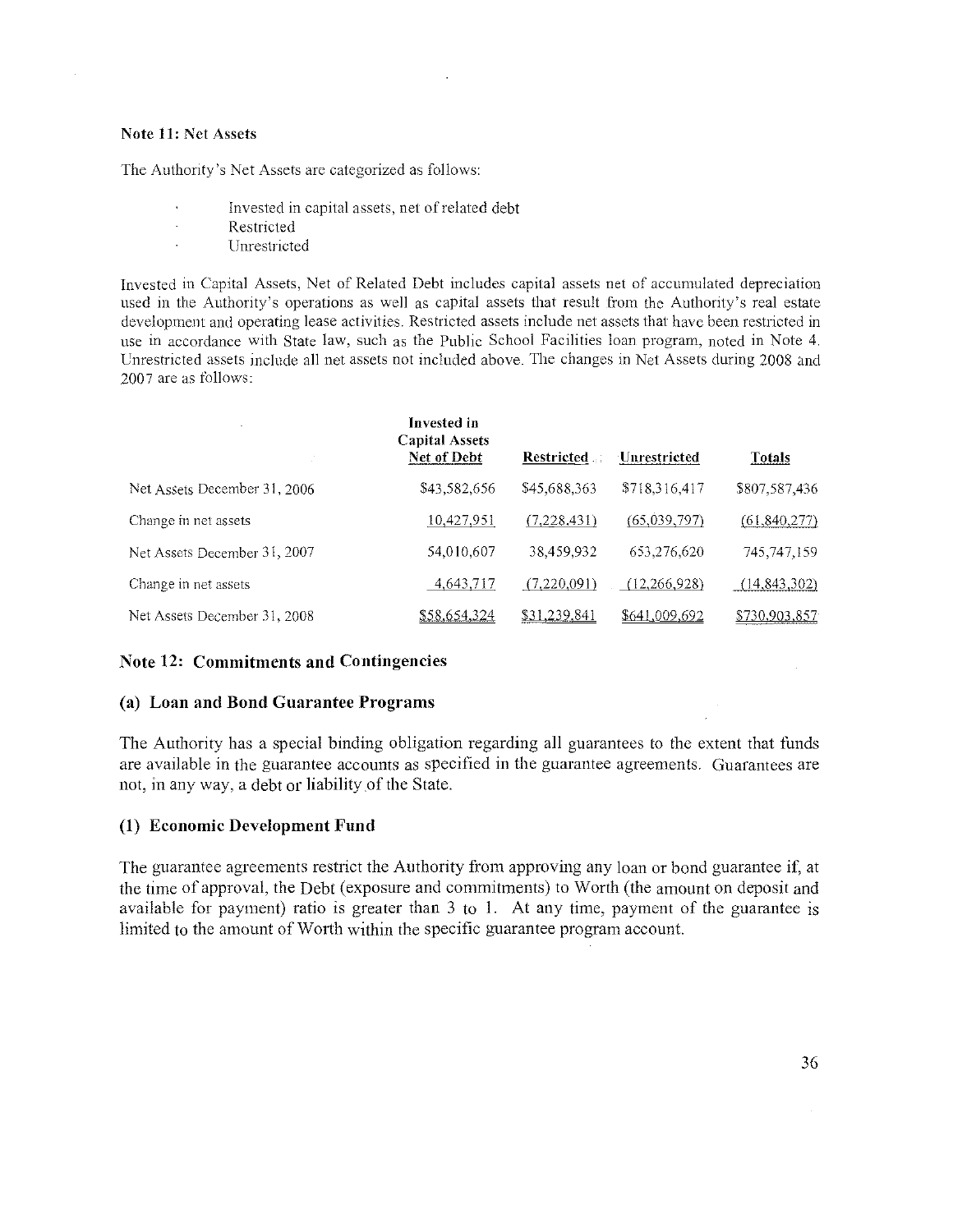**Note 11: Net Assets**

The Authority's Net Assets are categorized as follows:

- Invested in capital assets, net of related debt
- Restricted
- Unrestricted

Invested in Capital Assets, Net of Related Debt includes capital assets net of accumulated depreciation used in the Authority's operations as well as capital assets that result from the Authority's real estate development and operating lease activities. Restricted assets include net assets that have been restricted in use in accordance with State law, such as the Public School Facilities loan program, noted in Note 4. Unrestricted assets include all net assets not included above. The changes in Net Assets during 2008 and 2007 are as follows:

| | Invested in Capital Assets Net of Debt | Restricted | Unrestricted | Totals |
|---|---|---|---|---|
| Net Assets December 31, 2006 | $43,582,656 | $45,688,363 | $718,316,417 | $807,587,436 |
| Change in net assets | 10,427,951 | (7,228,431) | (65,039,797) | (61,840,277) |
| Net Assets December 31, 2007 | 54,010,607 | 38,459,932 | 653,276,620 | 745,747,159 |
| Change in net assets | 4,643,717 | (7,220,091) | (12,266,928) | (14,843,302) |
| Net Assets December 31, 2008 | $58,654,324 | $31,239,841 | $641,009,692 | $730,903,857 |

## Note 12: Commitments and Contingencies

### (a) Loan and Bond Guarantee Programs

The Authority has a special binding obligation regarding all guarantees to the extent that funds are available in the guarantee accounts as specified in the guarantee agreements. Guarantees are not, in any way, a debt or liability of the State.

### (1) Economic Development Fund

The guarantee agreements restrict the Authority from approving any loan or bond guarantee if, at the time of approval, the Debt (exposure and commitments) to Worth (the amount on deposit and available for payment) ratio is greater than 3 to 1. At any time, payment of the guarantee is limited to the amount of Worth within the specific guarantee program account.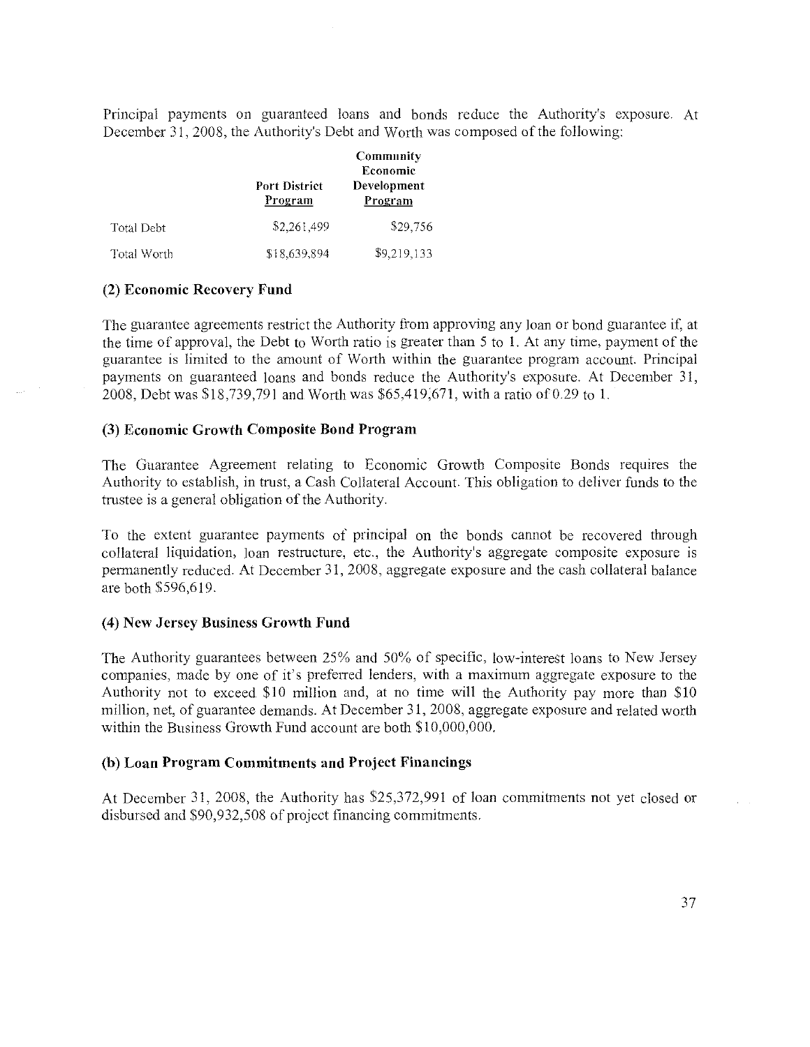Principal payments on guaranteed loans and bonds reduce the Authority's exposure. At December 31, 2008, the Authority's Debt and Worth was composed of the following:

| | Port District Program | Community Economic Development Program |
|---|---|---|
| Total Debt | $2,261,499 | $29,756 |
| Total Worth | $18,639,894 | $9,219,133 |

### (2) Economic Recovery Fund

The guarantee agreements restrict the Authority from approving any loan or bond guarantee if, at the time of approval, the Debt to Worth ratio is greater than 5 to 1. At any time, payment of the guarantee is limited to the amount of Worth within the guarantee program account. Principal payments on guaranteed loans and bonds reduce the Authority's exposure. At December 31, 2008, Debt was $18,739,791 and Worth was $65,419,671, with a ratio of 0.29 to 1.

### (3) Economic Growth Composite Bond Program

The Guarantee Agreement relating to Economic Growth Composite Bonds requires the Authority to establish, in trust, a Cash Collateral Account. This obligation to deliver funds to the trustee is a general obligation of the Authority.

To the extent guarantee payments of principal on the bonds cannot be recovered through collateral liquidation, loan restructure, etc., the Authority's aggregate composite exposure is permanently reduced. At December 31, 2008, aggregate exposure and the cash collateral balance are both $596,619.

### (4) New Jersey Business Growth Fund

The Authority guarantees between 25% and 50% of specific, low-interest loans to New Jersey companies, made by one of it's preferred lenders, with a maximum aggregate exposure to the Authority not to exceed $10 million and, at no time will the Authority pay more than $10 million, net, of guarantee demands. At December 31, 2008, aggregate exposure and related worth within the Business Growth Fund account are both $10,000,000.

### (b) Loan Program Commitments and Project Financings

At December 31, 2008, the Authority has $25,372,991 of loan commitments not yet closed or disbursed and $90,932,508 of project financing commitments.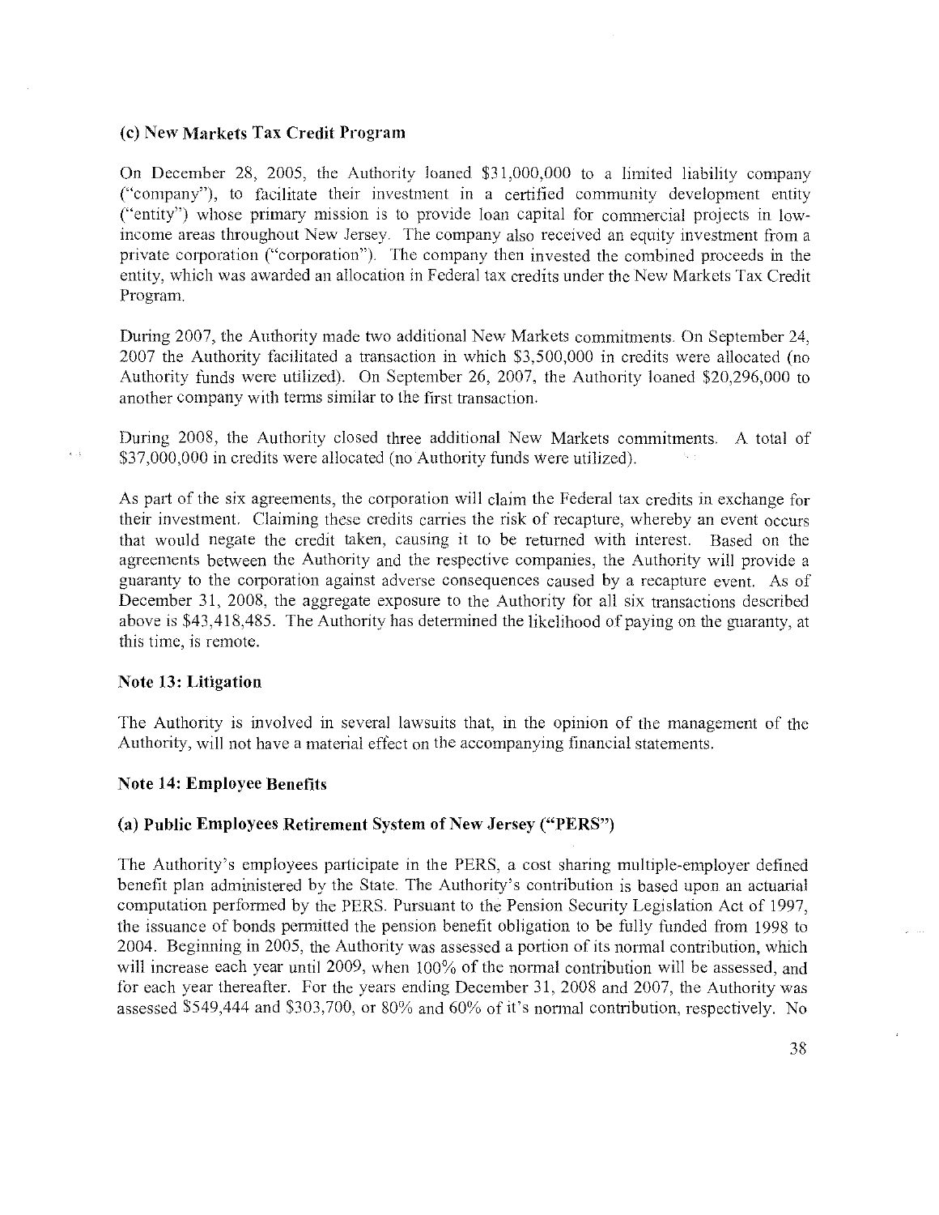### (c) New Markets Tax Credit Program

On December 28, 2005, the Authority loaned $31,000,000 to a limited liability company ("company"), to facilitate their investment in a certified community development entity ("entity") whose primary mission is to provide loan capital for commercial projects in low-income areas throughout New Jersey. The company also received an equity investment from a private corporation ("corporation"). The company then invested the combined proceeds in the entity, which was awarded an allocation in Federal tax credits under the New Markets Tax Credit Program.

During 2007, the Authority made two additional New Markets commitments. On September 24, 2007 the Authority facilitated a transaction in which $3,500,000 in credits were allocated (no Authority funds were utilized). On September 26, 2007, the Authority loaned $20,296,000 to another company with terms similar to the first transaction.

During 2008, the Authority closed three additional New Markets commitments. A total of $37,000,000 in credits were allocated (no Authority funds were utilized).

As part of the six agreements, the corporation will claim the Federal tax credits in exchange for their investment. Claiming these credits carries the risk of recapture, whereby an event occurs that would negate the credit taken, causing it to be returned with interest. Based on the agreements between the Authority and the respective companies, the Authority will provide a guaranty to the corporation against adverse consequences caused by a recapture event. As of December 31, 2008, the aggregate exposure to the Authority for all six transactions described above is $43,418,485. The Authority has determined the likelihood of paying on the guaranty, at this time, is remote.

## Note 13: Litigation

The Authority is involved in several lawsuits that, in the opinion of the management of the Authority, will not have a material effect on the accompanying financial statements.

## Note 14: Employee Benefits

### (a) Public Employees Retirement System of New Jersey ("PERS")

The Authority's employees participate in the PERS, a cost sharing multiple-employer defined benefit plan administered by the State. The Authority's contribution is based upon an actuarial computation performed by the PERS. Pursuant to the Pension Security Legislation Act of 1997, the issuance of bonds permitted the pension benefit obligation to be fully funded from 1998 to 2004. Beginning in 2005, the Authority was assessed a portion of its normal contribution, which will increase each year until 2009, when 100% of the normal contribution will be assessed, and for each year thereafter. For the years ending December 31, 2008 and 2007, the Authority was assessed $549,444 and $303,700, or 80% and 60% of it's normal contribution, respectively. No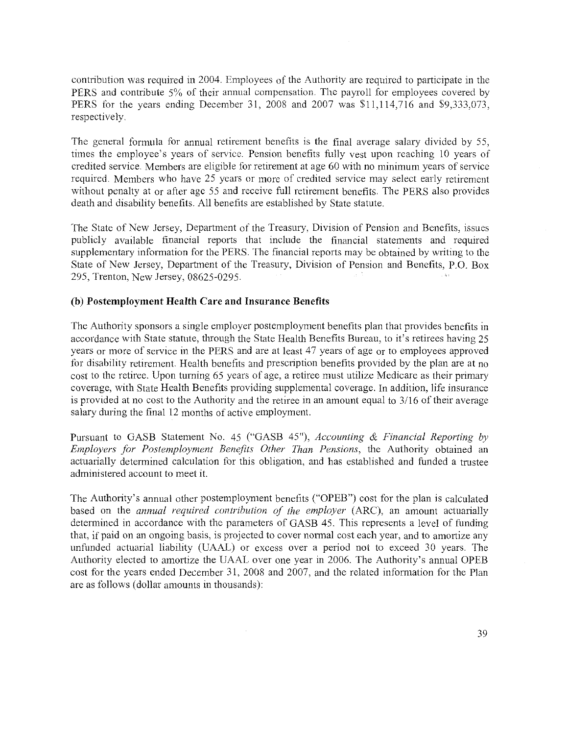contribution was required in 2004. Employees of the Authority are required to participate in the PERS and contribute 5% of their annual compensation. The payroll for employees covered by PERS for the years ending December 31, 2008 and 2007 was $11,114,716 and $9,333,073, respectively.

The general formula for annual retirement benefits is the final average salary divided by 55, times the employee's years of service. Pension benefits fully vest upon reaching 10 years of credited service. Members are eligible for retirement at age 60 with no minimum years of service required. Members who have 25 years or more of credited service may select early retirement without penalty at or after age 55 and receive full retirement benefits. The PERS also provides death and disability benefits. All benefits are established by State statute.

The State of New Jersey, Department of the Treasury, Division of Pension and Benefits, issues publicly available financial reports that include the financial statements and required supplementary information for the PERS. The financial reports may be obtained by writing to the State of New Jersey, Department of the Treasury, Division of Pension and Benefits, P.O. Box 295, Trenton, New Jersey, 08625-0295.

### (b) Postemployment Health Care and Insurance Benefits

The Authority sponsors a single employer postemployment benefits plan that provides benefits in accordance with State statute, through the State Health Benefits Bureau, to it's retirees having 25 years or more of service in the PERS and are at least 47 years of age or to employees approved for disability retirement. Health benefits and prescription benefits provided by the plan are at no cost to the retiree. Upon turning 65 years of age, a retiree must utilize Medicare as their primary coverage, with State Health Benefits providing supplemental coverage. In addition, life insurance is provided at no cost to the Authority and the retiree in an amount equal to 3/16 of their average salary during the final 12 months of active employment.

Pursuant to GASB Statement No. 45 ("GASB 45"), *Accounting & Financial Reporting by Employers for Postemployment Benefits Other Than Pensions*, the Authority obtained an actuarially determined calculation for this obligation, and has established and funded a trustee administered account to meet it.

The Authority's annual other postemployment benefits ("OPEB") cost for the plan is calculated based on the *annual required contribution of the employer* (ARC), an amount actuarially determined in accordance with the parameters of GASB 45. This represents a level of funding that, if paid on an ongoing basis, is projected to cover normal cost each year, and to amortize any unfunded actuarial liability (UAAL) or excess over a period not to exceed 30 years. The Authority elected to amortize the UAAL over one year in 2006. The Authority's annual OPEB cost for the years ended December 31, 2008 and 2007, and the related information for the Plan are as follows (dollar amounts in thousands):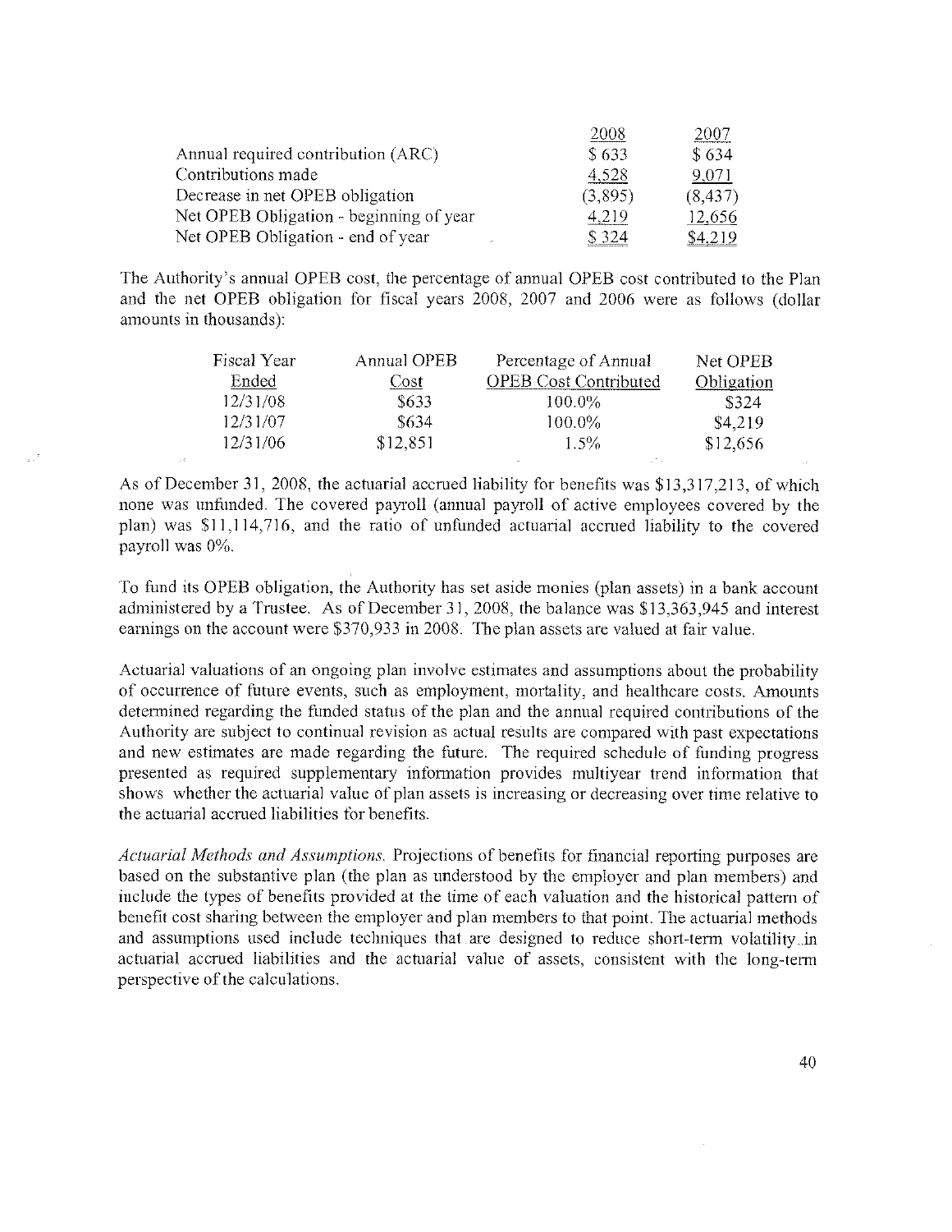| | 2008 | 2007 |
|---|---|---|
| Annual required contribution (ARC) | $ 633 | $ 634 |
| Contributions made | 4,528 | 9,071 |
| Decrease in net OPEB obligation | (3,895) | (8,437) |
| Net OPEB Obligation - beginning of year | 4,219 | 12,656 |
| Net OPEB Obligation - end of year | $ 324 | $4,219 |

The Authority's annual OPEB cost, the percentage of annual OPEB cost contributed to the Plan and the net OPEB obligation for fiscal years 2008, 2007 and 2006 were as follows (dollar amounts in thousands):

| Fiscal Year Ended | Annual OPEB Cost | Percentage of Annual OPEB Cost Contributed | Net OPEB Obligation |
|---|---|---|---|
| 12/31/08 | $633 | 100.0% | $324 |
| 12/31/07 | $634 | 100.0% | $4,219 |
| 12/31/06 | $12,851 | 1.5% | $12,656 |

As of December 31, 2008, the actuarial accrued liability for benefits was $13,317,213, of which none was unfunded. The covered payroll (annual payroll of active employees covered by the plan) was $11,114,716, and the ratio of unfunded actuarial accrued liability to the covered payroll was 0%.

To fund its OPEB obligation, the Authority has set aside monies (plan assets) in a bank account administered by a Trustee. As of December 31, 2008, the balance was $13,363,945 and interest earnings on the account were $370,933 in 2008. The plan assets are valued at fair value.

Actuarial valuations of an ongoing plan involve estimates and assumptions about the probability of occurrence of future events, such as employment, mortality, and healthcare costs. Amounts determined regarding the funded status of the plan and the annual required contributions of the Authority are subject to continual revision as actual results are compared with past expectations and new estimates are made regarding the future. The required schedule of funding progress presented as required supplementary information provides multiyear trend information that shows whether the actuarial value of plan assets is increasing or decreasing over time relative to the actuarial accrued liabilities for benefits.

*Actuarial Methods and Assumptions.* Projections of benefits for financial reporting purposes are based on the substantive plan (the plan as understood by the employer and plan members) and include the types of benefits provided at the time of each valuation and the historical pattern of benefit cost sharing between the employer and plan members to that point. The actuarial methods and assumptions used include techniques that are designed to reduce short-term volatility in actuarial accrued liabilities and the actuarial value of assets, consistent with the long-term perspective of the calculations.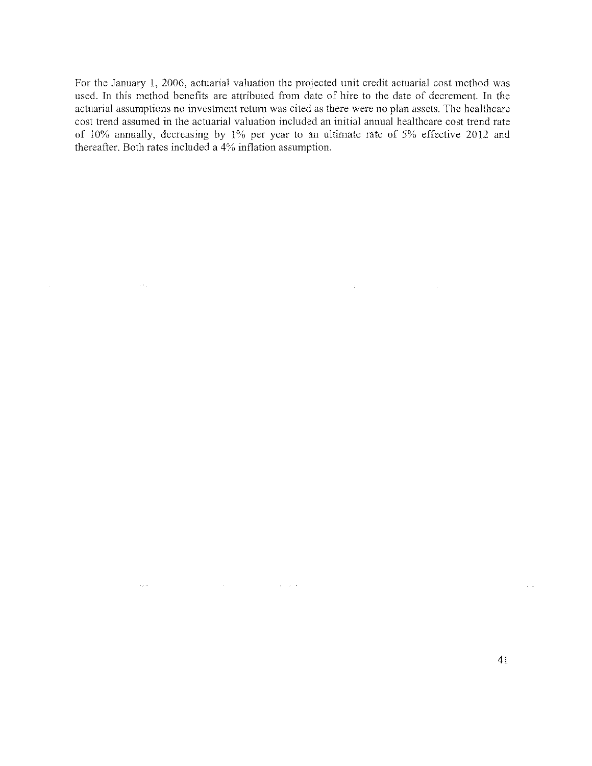For the January 1, 2006, actuarial valuation the projected unit credit actuarial cost method was used. In this method benefits are attributed from date of hire to the date of decrement. In the actuarial assumptions no investment return was cited as there were no plan assets. The healthcare cost trend assumed in the actuarial valuation included an initial annual healthcare cost trend rate of 10% annually, decreasing by 1% per year to an ultimate rate of 5% effective 2012 and thereafter. Both rates included a 4% inflation assumption.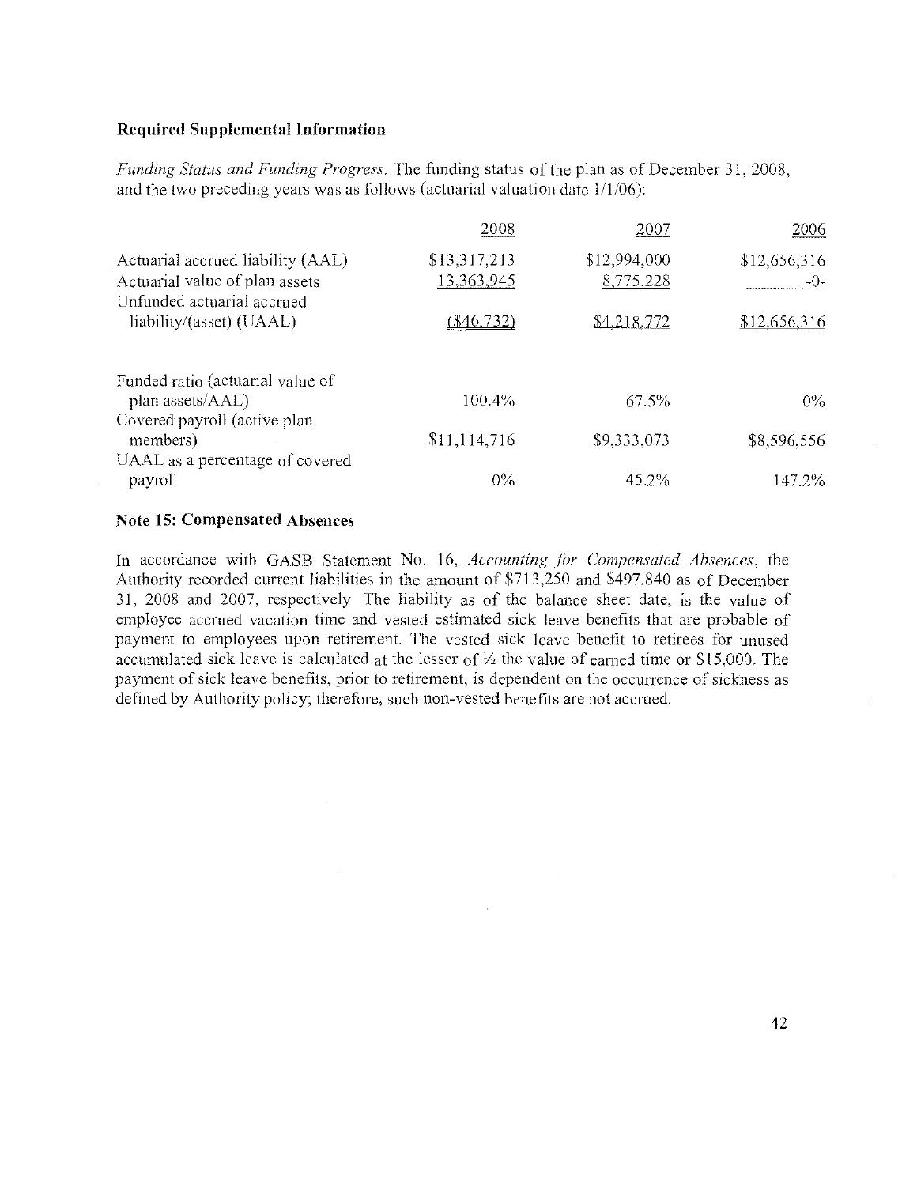### Required Supplemental Information

*Funding Status and Funding Progress.* The funding status of the plan as of December 31, 2008, and the two preceding years was as follows (actuarial valuation date 1/1/06):

| | 2008 | 2007 | 2006 |
|---|---|---|---|
| Actuarial accrued liability (AAL) | $13,317,213 | $12,994,000 | $12,656,316 |
| Actuarial value of plan assets | 13,363,945 | 8,775,228 | -0- |
| Unfunded actuarial accrued liability/(asset) (UAAL) | ($46,732) | $4,218,772 | $12,656,316 |
| Funded ratio (actuarial value of plan assets/AAL) | 100.4% | 67.5% | 0% |
| Covered payroll (active plan members) | $11,114,716 | $9,333,073 | $8,596,556 |
| UAAL as a percentage of covered payroll | 0% | 45.2% | 147.2% |

### Note 15: Compensated Absences

In accordance with GASB Statement No. 16, *Accounting for Compensated Absences*, the Authority recorded current liabilities in the amount of $713,250 and $497,840 as of December 31, 2008 and 2007, respectively. The liability as of the balance sheet date, is the value of employee accrued vacation time and vested estimated sick leave benefits that are probable of payment to employees upon retirement. The vested sick leave benefit to retirees for unused accumulated sick leave is calculated at the lesser of ½ the value of earned time or $15,000. The payment of sick leave benefits, prior to retirement, is dependent on the occurrence of sickness as defined by Authority policy; therefore, such non-vested benefits are not accrued.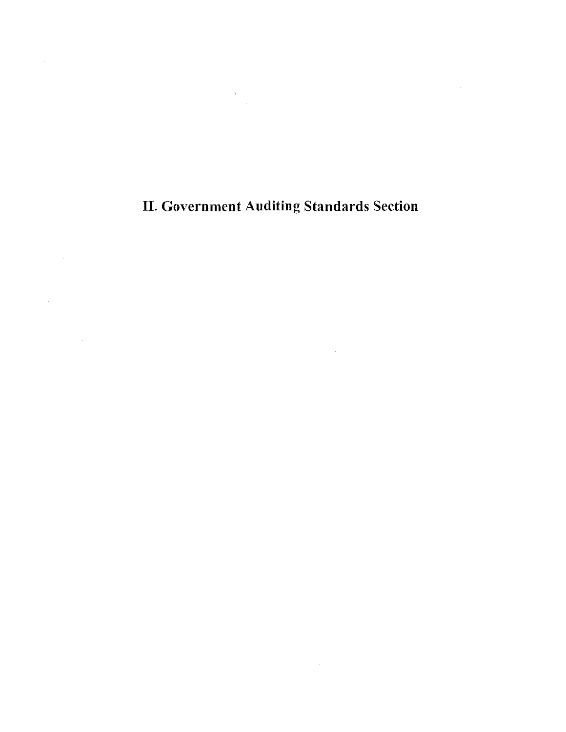# II. Government Auditing Standards Section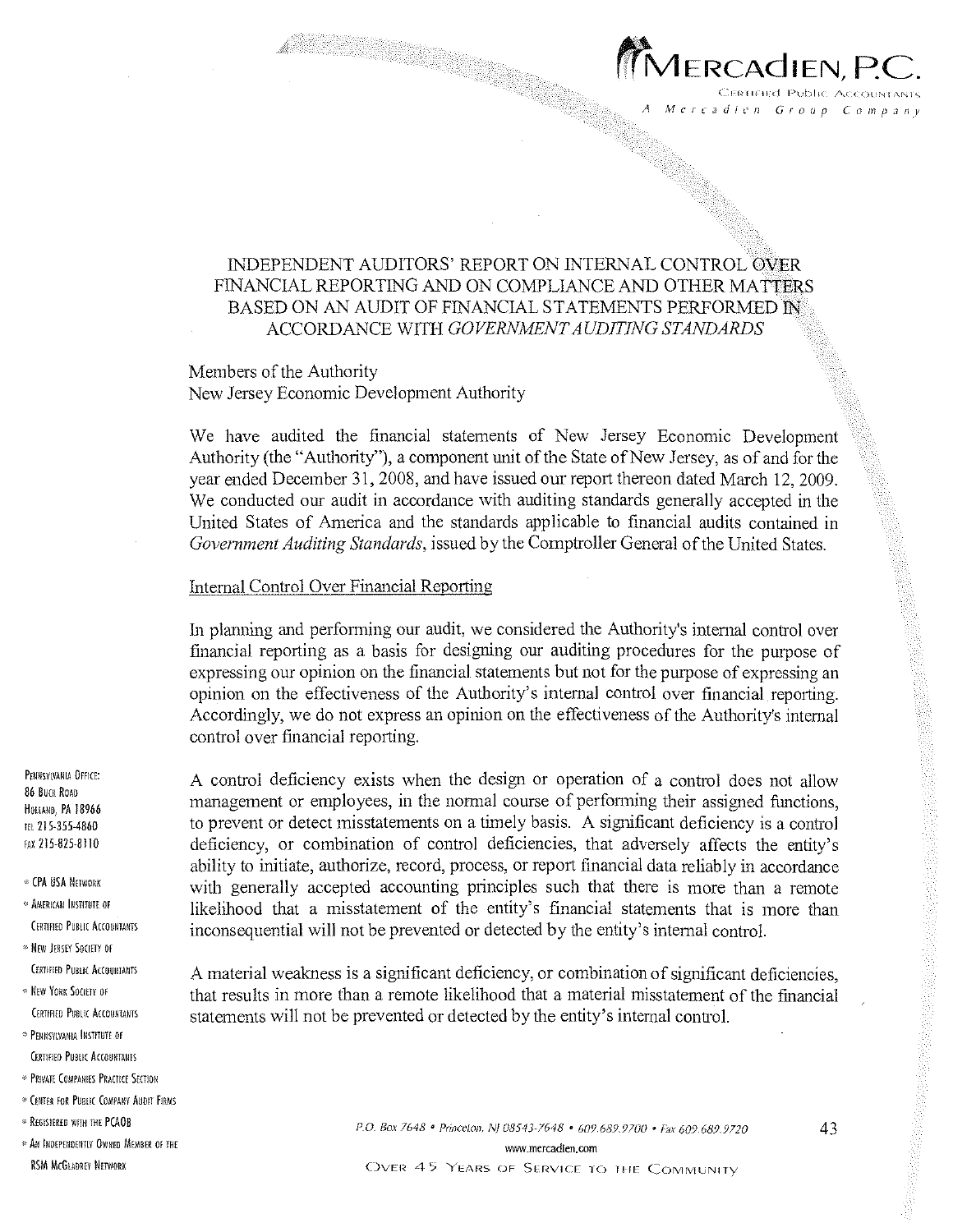# Mercadien, P.C.

Certified Public Accountants

*A Mercadien Group Company*

## INDEPENDENT AUDITORS' REPORT ON INTERNAL CONTROL OVER FINANCIAL REPORTING AND ON COMPLIANCE AND OTHER MATTERS BASED ON AN AUDIT OF FINANCIAL STATEMENTS PERFORMED IN ACCORDANCE WITH *GOVERNMENT AUDITING STANDARDS*

Members of the Authority
New Jersey Economic Development Authority

We have audited the financial statements of New Jersey Economic Development Authority (the "Authority"), a component unit of the State of New Jersey, as of and for the year ended December 31, 2008, and have issued our report thereon dated March 12, 2009. We conducted our audit in accordance with auditing standards generally accepted in the United States of America and the standards applicable to financial audits contained in *Government Auditing Standards*, issued by the Comptroller General of the United States.

### Internal Control Over Financial Reporting

In planning and performing our audit, we considered the Authority's internal control over financial reporting as a basis for designing our auditing procedures for the purpose of expressing our opinion on the financial statements but not for the purpose of expressing an opinion on the effectiveness of the Authority's internal control over financial reporting. Accordingly, we do not express an opinion on the effectiveness of the Authority's internal control over financial reporting.

A control deficiency exists when the design or operation of a control does not allow management or employees, in the normal course of performing their assigned functions, to prevent or detect misstatements on a timely basis. A significant deficiency is a control deficiency, or combination of control deficiencies, that adversely affects the entity's ability to initiate, authorize, record, process, or report financial data reliably in accordance with generally accepted accounting principles such that there is more than a remote likelihood that a misstatement of the entity's financial statements that is more than inconsequential will not be prevented or detected by the entity's internal control.

A material weakness is a significant deficiency, or combination of significant deficiencies, that results in more than a remote likelihood that a material misstatement of the financial statements will not be prevented or detected by the entity's internal control.

Pennsylvania Office:
86 Buck Road
Holland, PA 18966
Tel 215-355-4860
Fax 215-825-8110

- CPA USA Network
- American Institute of Certified Public Accountants
- New Jersey Society of Certified Public Accountants
- New York Society of Certified Public Accountants
- Pennsylvania Institute of Certified Public Accountants
- Private Companies Practice Section
- Center for Public Company Audit Firms
- Registered with the PCAOB
- An Independently Owned Member of the RSM McGladrey Network

P.O. Box 7648 • Princeton, NJ 08543-7648 • 609.689.9700 • Fax 609.689.9720
www.mercadien.com
Over 45 Years of Service to the Community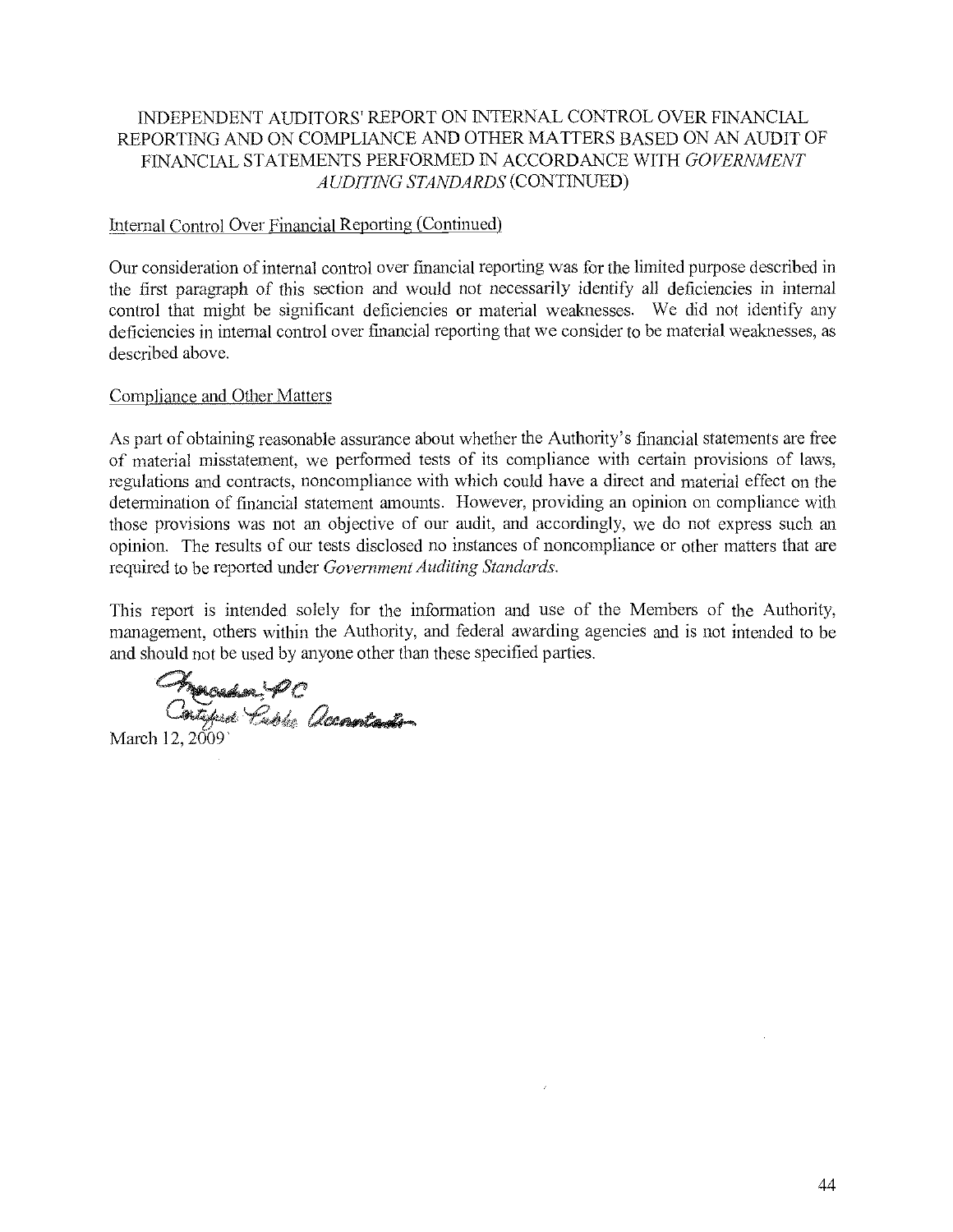# INDEPENDENT AUDITORS' REPORT ON INTERNAL CONTROL OVER FINANCIAL REPORTING AND ON COMPLIANCE AND OTHER MATTERS BASED ON AN AUDIT OF FINANCIAL STATEMENTS PERFORMED IN ACCORDANCE WITH *GOVERNMENT AUDITING STANDARDS* (CONTINUED)

## Internal Control Over Financial Reporting (Continued)

Our consideration of internal control over financial reporting was for the limited purpose described in the first paragraph of this section and would not necessarily identify all deficiencies in internal control that might be significant deficiencies or material weaknesses. We did not identify any deficiencies in internal control over financial reporting that we consider to be material weaknesses, as described above.

## Compliance and Other Matters

As part of obtaining reasonable assurance about whether the Authority's financial statements are free of material misstatement, we performed tests of its compliance with certain provisions of laws, regulations and contracts, noncompliance with which could have a direct and material effect on the determination of financial statement amounts. However, providing an opinion on compliance with those provisions was not an objective of our audit, and accordingly, we do not express such an opinion. The results of our tests disclosed no instances of noncompliance or other matters that are required to be reported under *Government Auditing Standards*.

This report is intended solely for the information and use of the Members of the Authority, management, others within the Authority, and federal awarding agencies and is not intended to be and should not be used by anyone other than these specified parties.

Maresca, PC
Certified Public Accountants

March 12, 2009